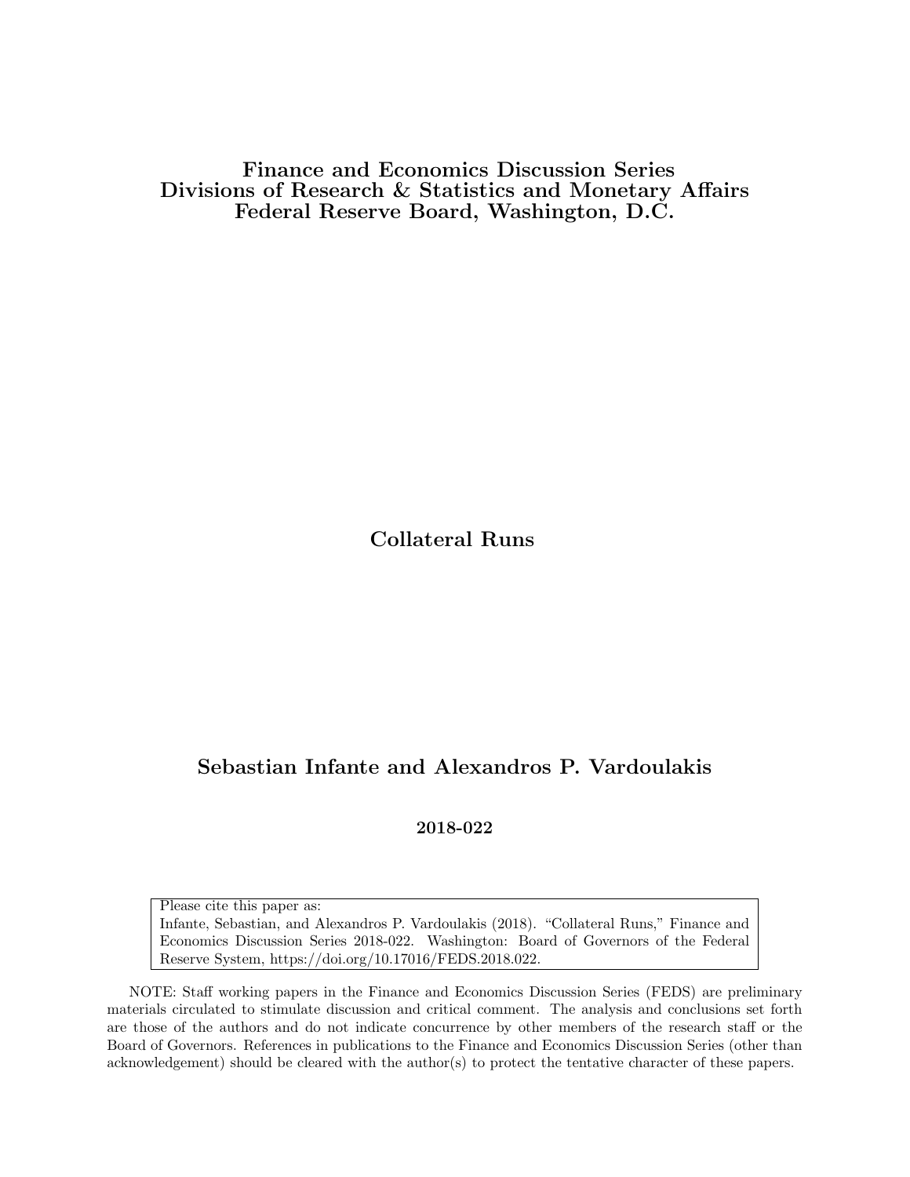**Finance and Economics Discussion Series**
**Divisions of Research & Statistics and Monetary Affairs**
**Federal Reserve Board, Washington, D.C.**

# Collateral Runs

**Sebastian Infante and Alexandros P. Vardoulakis**

**2018-022**

Please cite this paper as:
Infante, Sebastian, and Alexandros P. Vardoulakis (2018). "Collateral Runs," Finance and Economics Discussion Series 2018-022. Washington: Board of Governors of the Federal Reserve System, https://doi.org/10.17016/FEDS.2018.022.

NOTE: Staff working papers in the Finance and Economics Discussion Series (FEDS) are preliminary materials circulated to stimulate discussion and critical comment. The analysis and conclusions set forth are those of the authors and do not indicate concurrence by other members of the research staff or the Board of Governors. References in publications to the Finance and Economics Discussion Series (other than acknowledgement) should be cleared with the author(s) to protect the tentative character of these papers.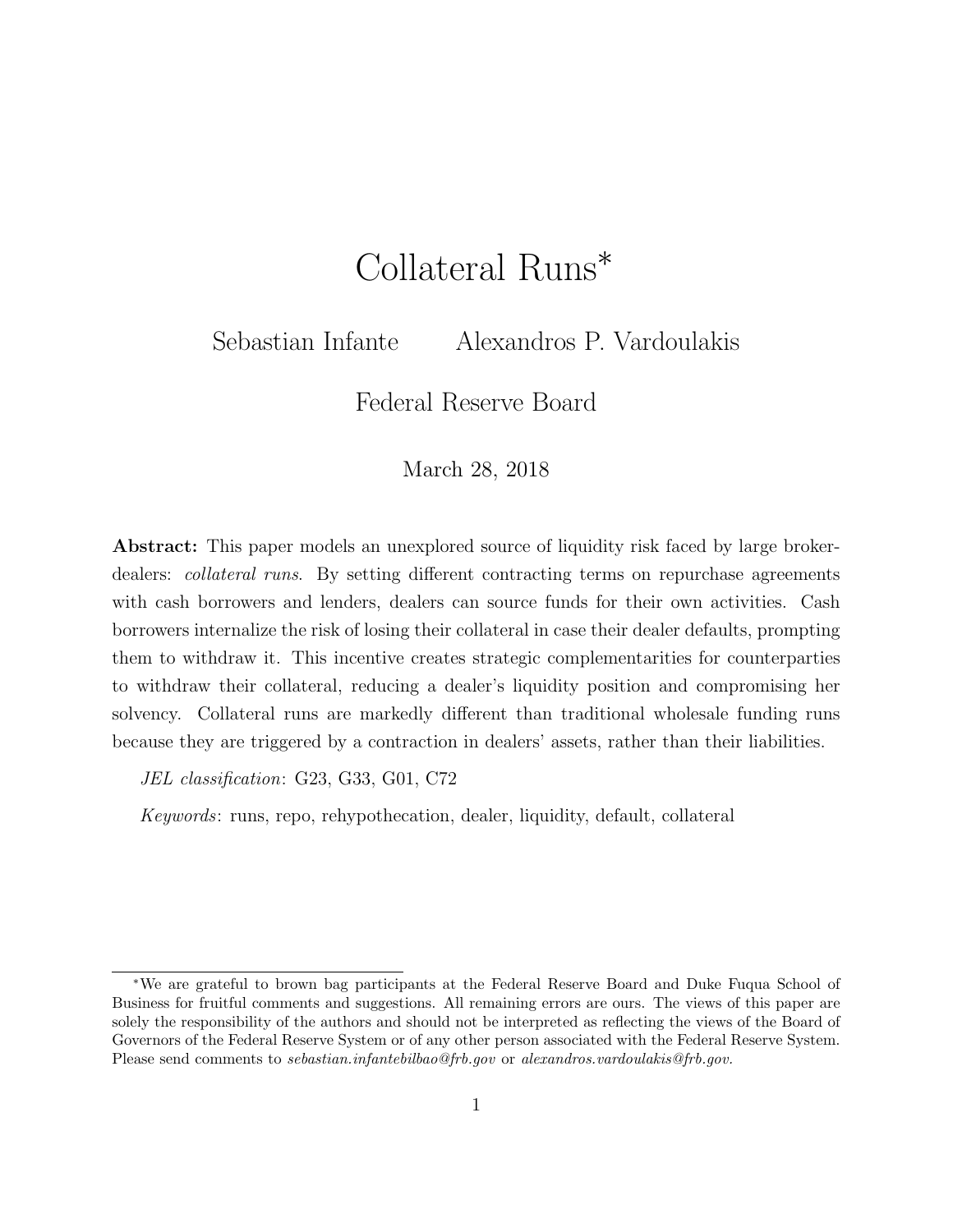# Collateral Runs*

Sebastian Infante  Alexandros P. Vardoulakis

Federal Reserve Board

March 28, 2018

**Abstract:** This paper models an unexplored source of liquidity risk faced by large broker-dealers: *collateral runs*. By setting different contracting terms on repurchase agreements with cash borrowers and lenders, dealers can source funds for their own activities. Cash borrowers internalize the risk of losing their collateral in case their dealer defaults, prompting them to withdraw it. This incentive creates strategic complementarities for counterparties to withdraw their collateral, reducing a dealer's liquidity position and compromising her solvency. Collateral runs are markedly different than traditional wholesale funding runs because they are triggered by a contraction in dealers' assets, rather than their liabilities.

*JEL classification*: G23, G33, G01, C72

*Keywords*: runs, repo, rehypothecation, dealer, liquidity, default, collateral

---

*We are grateful to brown bag participants at the Federal Reserve Board and Duke Fuqua School of Business for fruitful comments and suggestions. All remaining errors are ours. The views of this paper are solely the responsibility of the authors and should not be interpreted as reflecting the views of the Board of Governors of the Federal Reserve System or of any other person associated with the Federal Reserve System. Please send comments to *sebastian.infantebilbao@frb.gov* or *alexandros.vardoulakis@frb.gov*.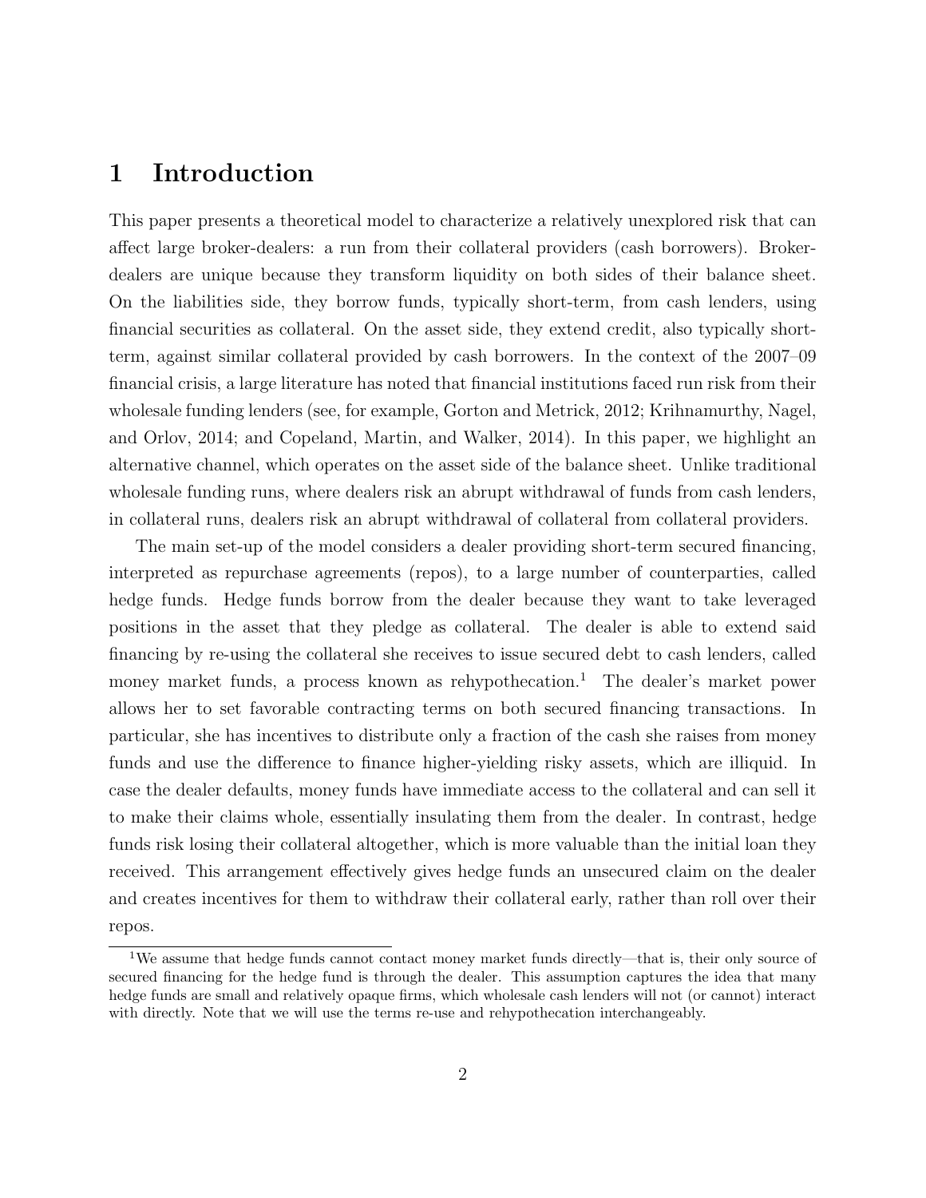# 1 Introduction

This paper presents a theoretical model to characterize a relatively unexplored risk that can affect large broker-dealers: a run from their collateral providers (cash borrowers). Broker-dealers are unique because they transform liquidity on both sides of their balance sheet. On the liabilities side, they borrow funds, typically short-term, from cash lenders, using financial securities as collateral. On the asset side, they extend credit, also typically short-term, against similar collateral provided by cash borrowers. In the context of the 2007–09 financial crisis, a large literature has noted that financial institutions faced run risk from their wholesale funding lenders (see, for example, Gorton and Metrick, 2012; Krihnamurthy, Nagel, and Orlov, 2014; and Copeland, Martin, and Walker, 2014). In this paper, we highlight an alternative channel, which operates on the asset side of the balance sheet. Unlike traditional wholesale funding runs, where dealers risk an abrupt withdrawal of funds from cash lenders, in collateral runs, dealers risk an abrupt withdrawal of collateral from collateral providers.

The main set-up of the model considers a dealer providing short-term secured financing, interpreted as repurchase agreements (repos), to a large number of counterparties, called hedge funds. Hedge funds borrow from the dealer because they want to take leveraged positions in the asset that they pledge as collateral. The dealer is able to extend said financing by re-using the collateral she receives to issue secured debt to cash lenders, called money market funds, a process known as rehypothecation.[1] The dealer's market power allows her to set favorable contracting terms on both secured financing transactions. In particular, she has incentives to distribute only a fraction of the cash she raises from money funds and use the difference to finance higher-yielding risky assets, which are illiquid. In case the dealer defaults, money funds have immediate access to the collateral and can sell it to make their claims whole, essentially insulating them from the dealer. In contrast, hedge funds risk losing their collateral altogether, which is more valuable than the initial loan they received. This arrangement effectively gives hedge funds an unsecured claim on the dealer and creates incentives for them to withdraw their collateral early, rather than roll over their repos.

[1] We assume that hedge funds cannot contact money market funds directly—that is, their only source of secured financing for the hedge fund is through the dealer. This assumption captures the idea that many hedge funds are small and relatively opaque firms, which wholesale cash lenders will not (or cannot) interact with directly. Note that we will use the terms re-use and rehypothecation interchangeably.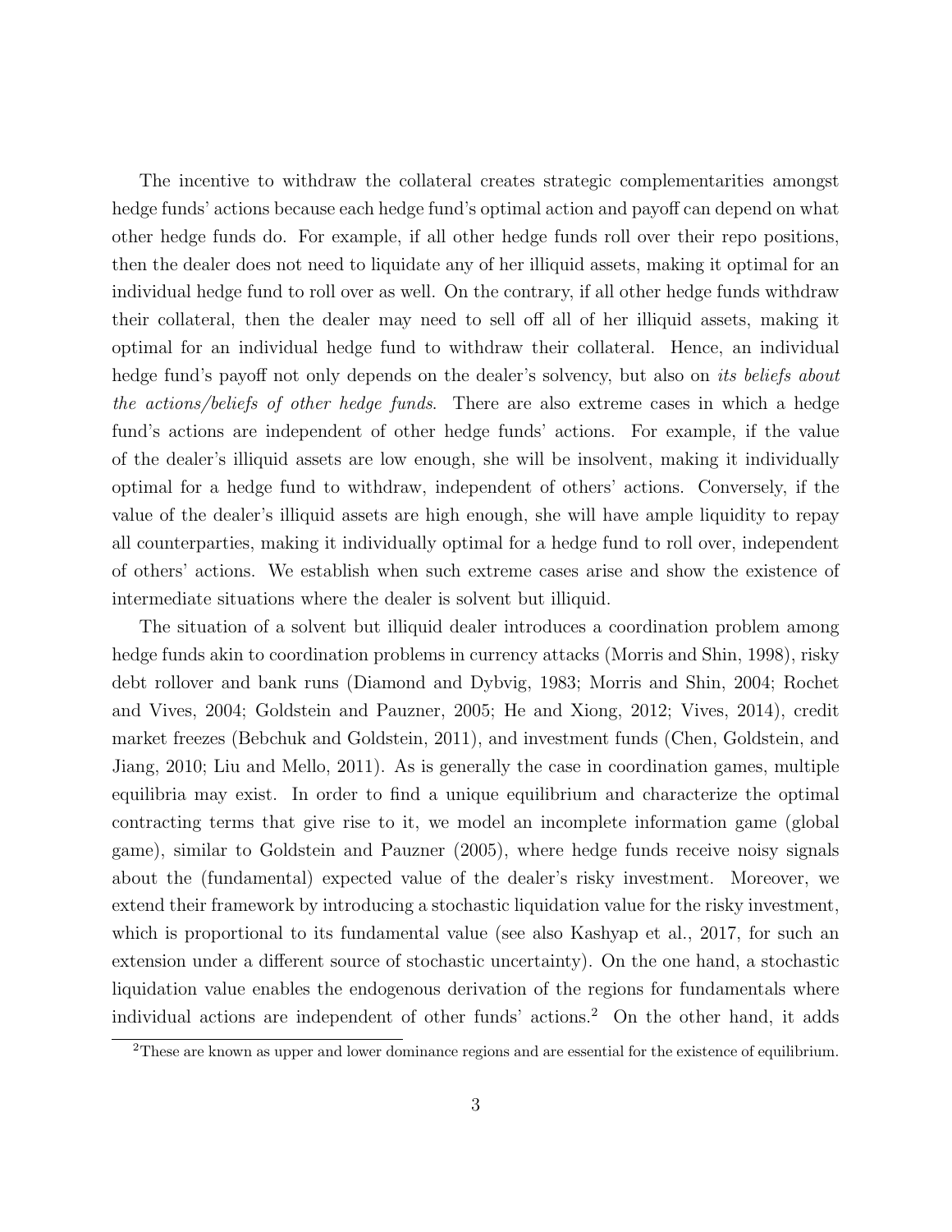The incentive to withdraw the collateral creates strategic complementarities amongst hedge funds' actions because each hedge fund's optimal action and payoff can depend on what other hedge funds do. For example, if all other hedge funds roll over their repo positions, then the dealer does not need to liquidate any of her illiquid assets, making it optimal for an individual hedge fund to roll over as well. On the contrary, if all other hedge funds withdraw their collateral, then the dealer may need to sell off all of her illiquid assets, making it optimal for an individual hedge fund to withdraw their collateral. Hence, an individual hedge fund's payoff not only depends on the dealer's solvency, but also on *its beliefs about the actions/beliefs of other hedge funds*. There are also extreme cases in which a hedge fund's actions are independent of other hedge funds' actions. For example, if the value of the dealer's illiquid assets are low enough, she will be insolvent, making it individually optimal for a hedge fund to withdraw, independent of others' actions. Conversely, if the value of the dealer's illiquid assets are high enough, she will have ample liquidity to repay all counterparties, making it individually optimal for a hedge fund to roll over, independent of others' actions. We establish when such extreme cases arise and show the existence of intermediate situations where the dealer is solvent but illiquid.

The situation of a solvent but illiquid dealer introduces a coordination problem among hedge funds akin to coordination problems in currency attacks (Morris and Shin, 1998), risky debt rollover and bank runs (Diamond and Dybvig, 1983; Morris and Shin, 2004; Rochet and Vives, 2004; Goldstein and Pauzner, 2005; He and Xiong, 2012; Vives, 2014), credit market freezes (Bebchuk and Goldstein, 2011), and investment funds (Chen, Goldstein, and Jiang, 2010; Liu and Mello, 2011). As is generally the case in coordination games, multiple equilibria may exist. In order to find a unique equilibrium and characterize the optimal contracting terms that give rise to it, we model an incomplete information game (global game), similar to Goldstein and Pauzner (2005), where hedge funds receive noisy signals about the (fundamental) expected value of the dealer's risky investment. Moreover, we extend their framework by introducing a stochastic liquidation value for the risky investment, which is proportional to its fundamental value (see also Kashyap et al., 2017, for such an extension under a different source of stochastic uncertainty). On the one hand, a stochastic liquidation value enables the endogenous derivation of the regions for fundamentals where individual actions are independent of other funds' actions.[2] On the other hand, it adds

[2] These are known as upper and lower dominance regions and are essential for the existence of equilibrium.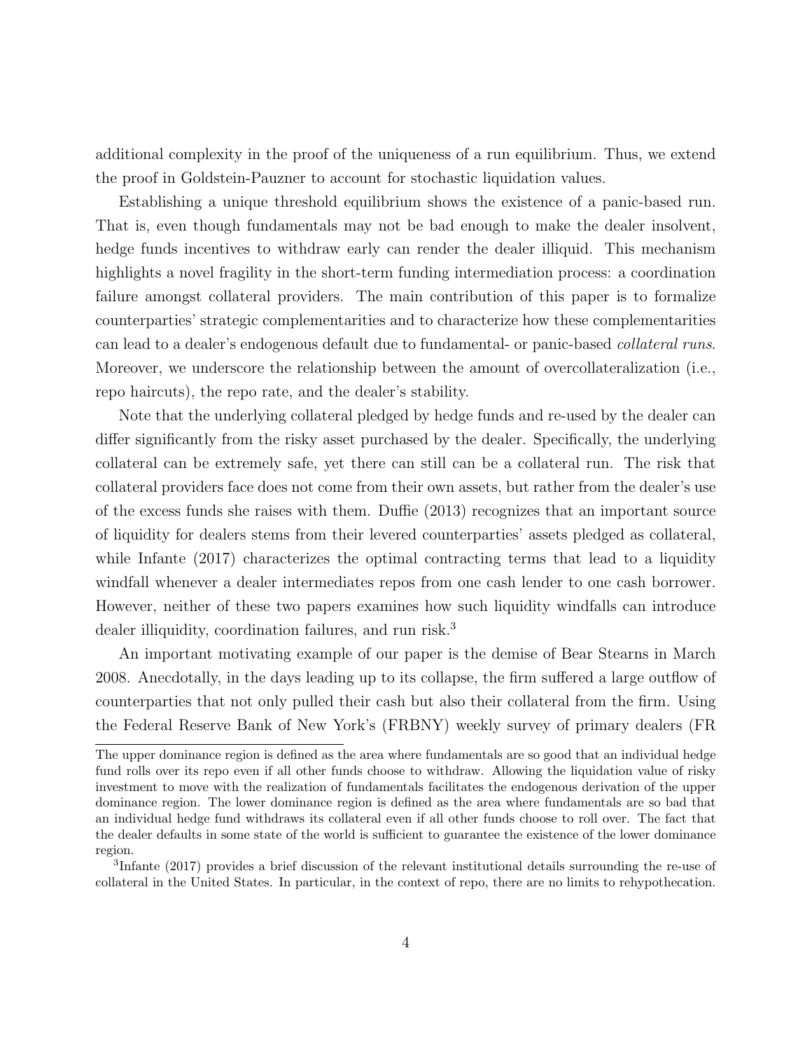additional complexity in the proof of the uniqueness of a run equilibrium. Thus, we extend the proof in Goldstein-Pauzner to account for stochastic liquidation values.

Establishing a unique threshold equilibrium shows the existence of a panic-based run. That is, even though fundamentals may not be bad enough to make the dealer insolvent, hedge funds incentives to withdraw early can render the dealer illiquid. This mechanism highlights a novel fragility in the short-term funding intermediation process: a coordination failure amongst collateral providers. The main contribution of this paper is to formalize counterparties' strategic complementarities and to characterize how these complementarities can lead to a dealer's endogenous default due to fundamental- or panic-based *collateral runs*. Moreover, we underscore the relationship between the amount of overcollateralization (i.e., repo haircuts), the repo rate, and the dealer's stability.

Note that the underlying collateral pledged by hedge funds and re-used by the dealer can differ significantly from the risky asset purchased by the dealer. Specifically, the underlying collateral can be extremely safe, yet there can still can be a collateral run. The risk that collateral providers face does not come from their own assets, but rather from the dealer's use of the excess funds she raises with them. Duffie (2013) recognizes that an important source of liquidity for dealers stems from their levered counterparties' assets pledged as collateral, while Infante (2017) characterizes the optimal contracting terms that lead to a liquidity windfall whenever a dealer intermediates repos from one cash lender to one cash borrower. However, neither of these two papers examines how such liquidity windfalls can introduce dealer illiquidity, coordination failures, and run risk.[3]

An important motivating example of our paper is the demise of Bear Stearns in March 2008. Anecdotally, in the days leading up to its collapse, the firm suffered a large outflow of counterparties that not only pulled their cash but also their collateral from the firm. Using the Federal Reserve Bank of New York's (FRBNY) weekly survey of primary dealers (FR

---

The upper dominance region is defined as the area where fundamentals are so good that an individual hedge fund rolls over its repo even if all other funds choose to withdraw. Allowing the liquidation value of risky investment to move with the realization of fundamentals facilitates the endogenous derivation of the upper dominance region. The lower dominance region is defined as the area where fundamentals are so bad that an individual hedge fund withdraws its collateral even if all other funds choose to roll over. The fact that the dealer defaults in some state of the world is sufficient to guarantee the existence of the lower dominance region.

[3] Infante (2017) provides a brief discussion of the relevant institutional details surrounding the re-use of collateral in the United States. In particular, in the context of repo, there are no limits to rehypothecation.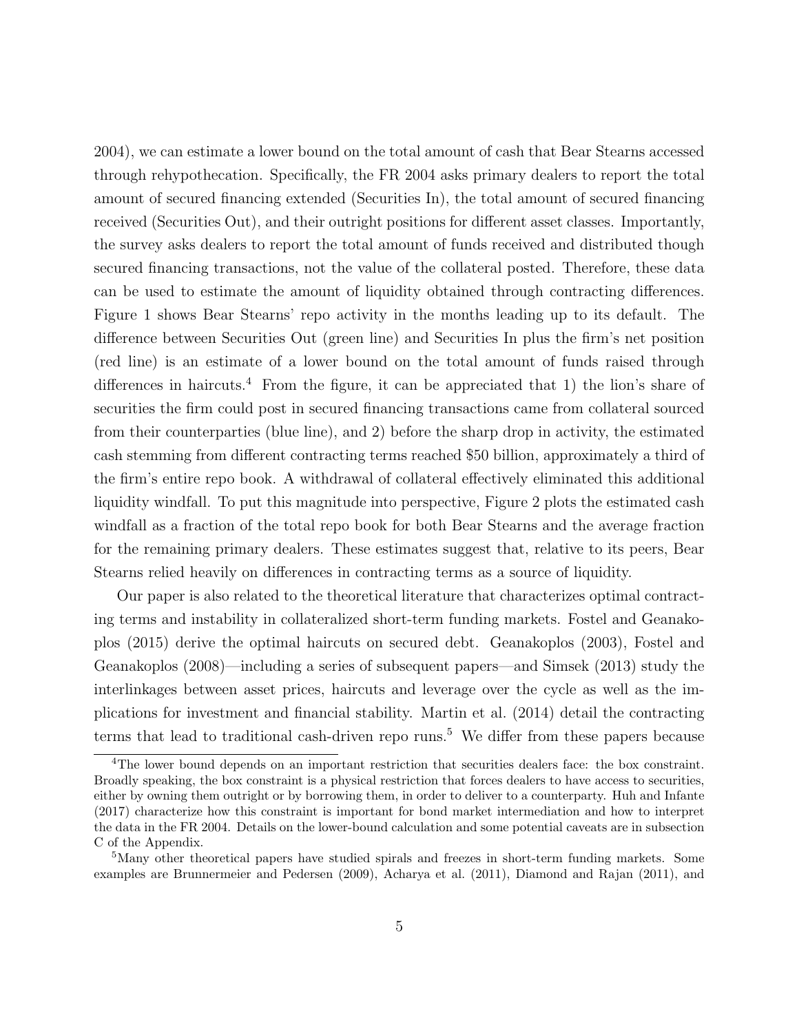2004), we can estimate a lower bound on the total amount of cash that Bear Stearns accessed through rehypothecation. Specifically, the FR 2004 asks primary dealers to report the total amount of secured financing extended (Securities In), the total amount of secured financing received (Securities Out), and their outright positions for different asset classes. Importantly, the survey asks dealers to report the total amount of funds received and distributed though secured financing transactions, not the value of the collateral posted. Therefore, these data can be used to estimate the amount of liquidity obtained through contracting differences. Figure 1 shows Bear Stearns' repo activity in the months leading up to its default. The difference between Securities Out (green line) and Securities In plus the firm's net position (red line) is an estimate of a lower bound on the total amount of funds raised through differences in haircuts.[4] From the figure, it can be appreciated that 1) the lion's share of securities the firm could post in secured financing transactions came from collateral sourced from their counterparties (blue line), and 2) before the sharp drop in activity, the estimated cash stemming from different contracting terms reached \$50 billion, approximately a third of the firm's entire repo book. A withdrawal of collateral effectively eliminated this additional liquidity windfall. To put this magnitude into perspective, Figure 2 plots the estimated cash windfall as a fraction of the total repo book for both Bear Stearns and the average fraction for the remaining primary dealers. These estimates suggest that, relative to its peers, Bear Stearns relied heavily on differences in contracting terms as a source of liquidity.

Our paper is also related to the theoretical literature that characterizes optimal contracting terms and instability in collateralized short-term funding markets. Fostel and Geanakoplos (2015) derive the optimal haircuts on secured debt. Geanakoplos (2003), Fostel and Geanakoplos (2008)—including a series of subsequent papers—and Simsek (2013) study the interlinkages between asset prices, haircuts and leverage over the cycle as well as the implications for investment and financial stability. Martin et al. (2014) detail the contracting terms that lead to traditional cash-driven repo runs.[5] We differ from these papers because

[4]The lower bound depends on an important restriction that securities dealers face: the box constraint. Broadly speaking, the box constraint is a physical restriction that forces dealers to have access to securities, either by owning them outright or by borrowing them, in order to deliver to a counterparty. Huh and Infante (2017) characterize how this constraint is important for bond market intermediation and how to interpret the data in the FR 2004. Details on the lower-bound calculation and some potential caveats are in subsection C of the Appendix.

[5]Many other theoretical papers have studied spirals and freezes in short-term funding markets. Some examples are Brunnermeier and Pedersen (2009), Acharya et al. (2011), Diamond and Rajan (2011), and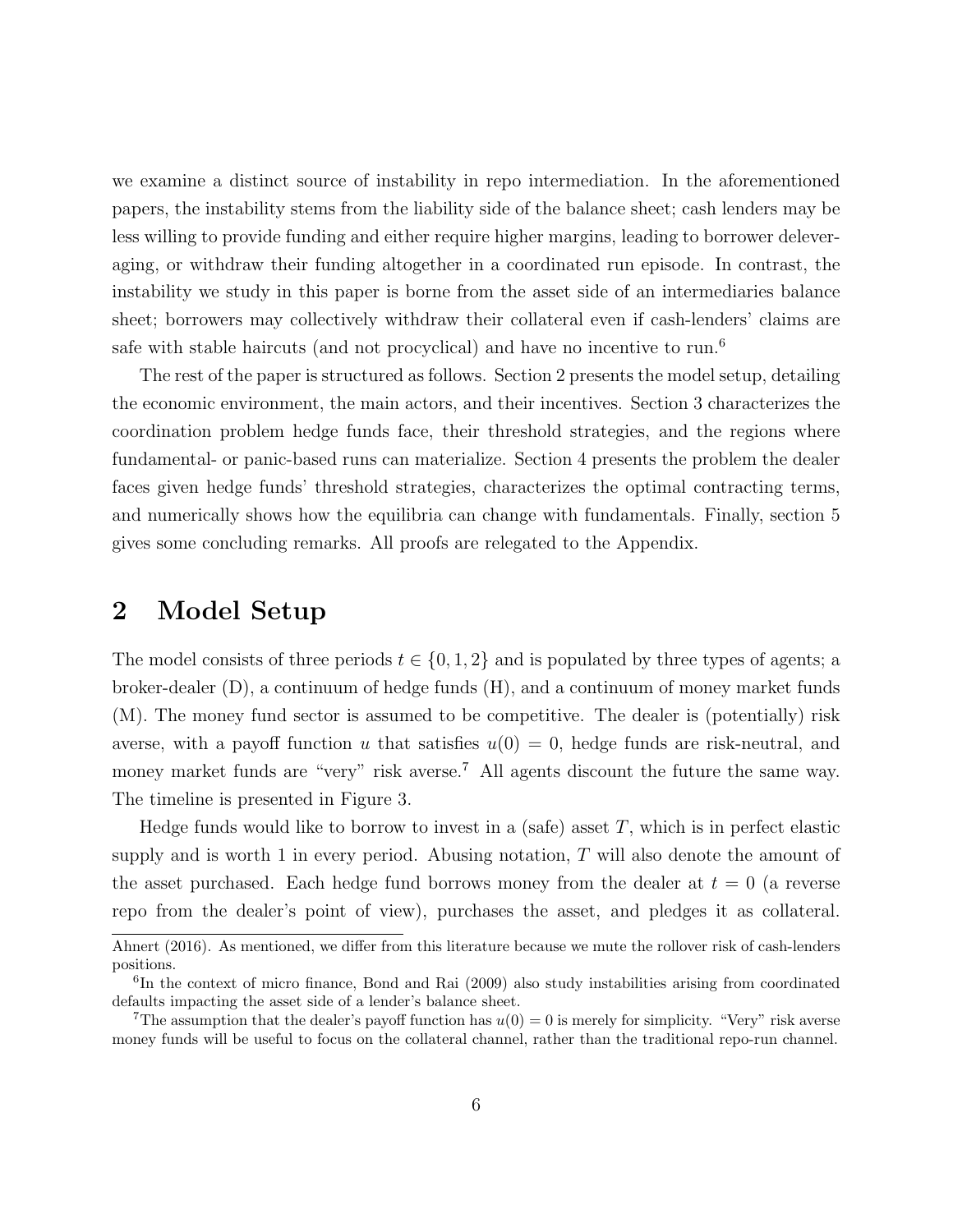we examine a distinct source of instability in repo intermediation. In the aforementioned papers, the instability stems from the liability side of the balance sheet; cash lenders may be less willing to provide funding and either require higher margins, leading to borrower deleveraging, or withdraw their funding altogether in a coordinated run episode. In contrast, the instability we study in this paper is borne from the asset side of an intermediaries balance sheet; borrowers may collectively withdraw their collateral even if cash-lenders' claims are safe with stable haircuts (and not procyclical) and have no incentive to run.[6]

The rest of the paper is structured as follows. Section 2 presents the model setup, detailing the economic environment, the main actors, and their incentives. Section 3 characterizes the coordination problem hedge funds face, their threshold strategies, and the regions where fundamental- or panic-based runs can materialize. Section 4 presents the problem the dealer faces given hedge funds' threshold strategies, characterizes the optimal contracting terms, and numerically shows how the equilibria can change with fundamentals. Finally, section 5 gives some concluding remarks. All proofs are relegated to the Appendix.

## 2 Model Setup

The model consists of three periods $t \in \{0, 1, 2\}$ and is populated by three types of agents; a broker-dealer (D), a continuum of hedge funds (H), and a continuum of money market funds (M). The money fund sector is assumed to be competitive. The dealer is (potentially) risk averse, with a payoff function $u$ that satisfies $u(0) = 0$, hedge funds are risk-neutral, and money market funds are "very" risk averse.[7] All agents discount the future the same way. The timeline is presented in Figure 3.

Hedge funds would like to borrow to invest in a (safe) asset $T$, which is in perfect elastic supply and is worth 1 in every period. Abusing notation, $T$ will also denote the amount of the asset purchased. Each hedge fund borrows money from the dealer at $t = 0$ (a reverse repo from the dealer's point of view), purchases the asset, and pledges it as collateral.

---

Ahnert (2016). As mentioned, we differ from this literature because we mute the rollover risk of cash-lenders positions.

[6] In the context of micro finance, Bond and Rai (2009) also study instabilities arising from coordinated defaults impacting the asset side of a lender's balance sheet.

[7] The assumption that the dealer's payoff function has $u(0) = 0$ is merely for simplicity. "Very" risk averse money funds will be useful to focus on the collateral channel, rather than the traditional repo-run channel.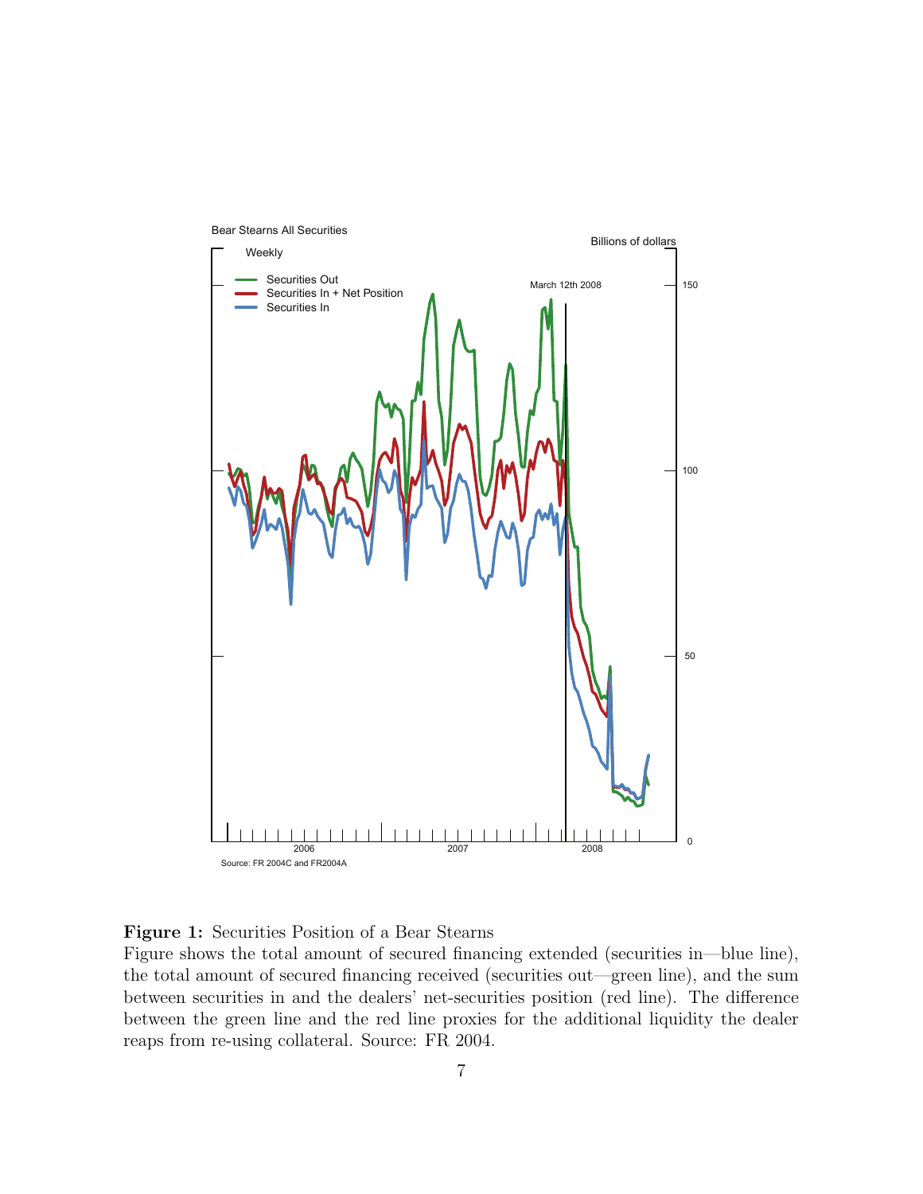**Figure 1:** Securities Position of a Bear Stearns
Figure shows the total amount of secured financing extended (securities in—blue line), the total amount of secured financing received (securities out—green line), and the sum between securities in and the dealers' net-securities position (red line). The difference between the green line and the red line proxies for the additional liquidity the dealer reaps from re-using collateral. Source: FR 2004.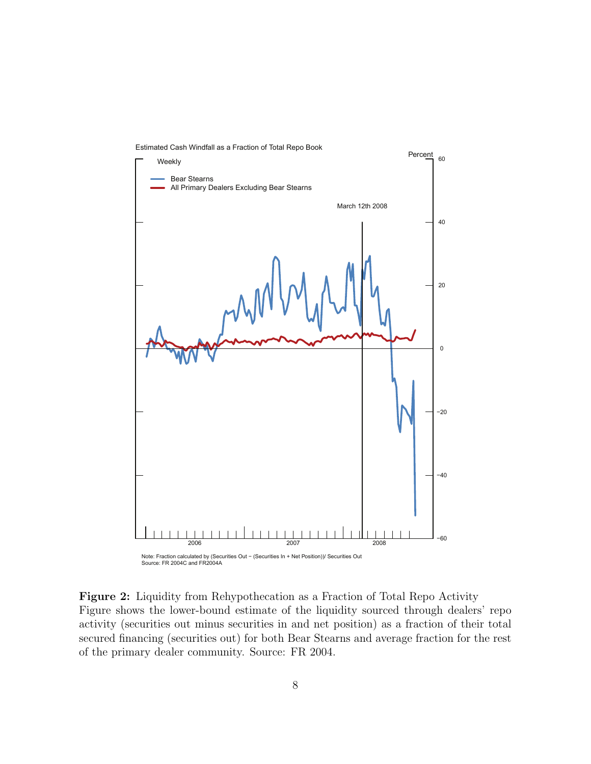Estimated Cash Windfall as a Fraction of Total Repo Book

Weekly

Bear Stearns
All Primary Dealers Excluding Bear Stearns

March 12th 2008

Percent

Note: Fraction calculated by (Securities Out − (Securities In + Net Position))/ Securities Out
Source: FR 2004C and FR2004A

**Figure 2:** Liquidity from Rehypothecation as a Fraction of Total Repo Activity
Figure shows the lower-bound estimate of the liquidity sourced through dealers' repo activity (securities out minus securities in and net position) as a fraction of their total secured financing (securities out) for both Bear Stearns and average fraction for the rest of the primary dealer community. Source: FR 2004.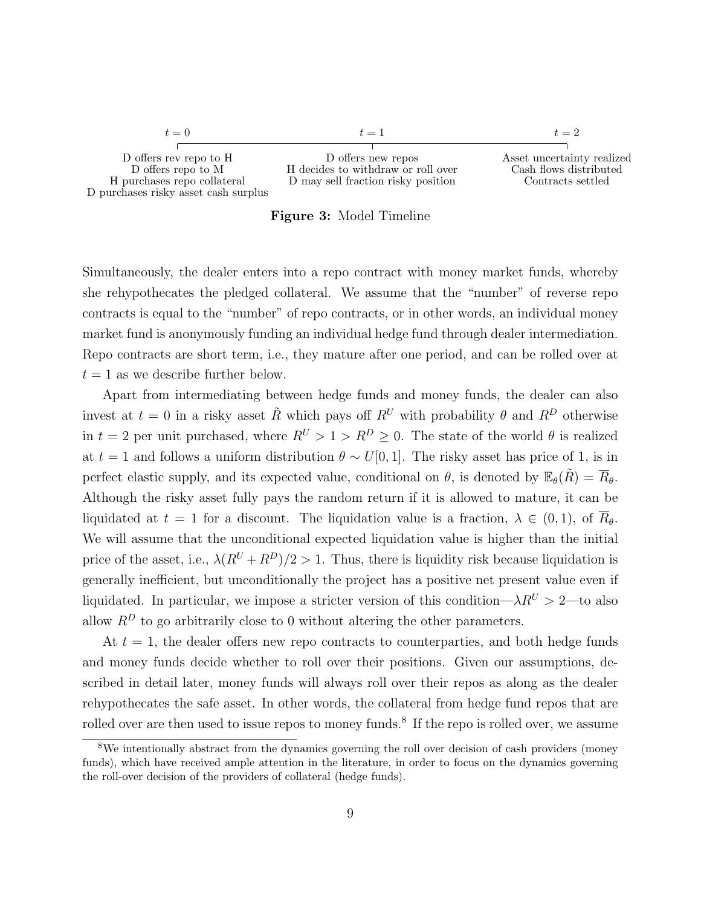| $t = 0$ | $t = 1$ | $t = 2$ |
|---|---|---|
| D offers rev repo to H | D offers new repos | Asset uncertainty realized |
| D offers repo to M | H decides to withdraw or roll over | Cash flows distributed |
| H purchases repo collateral | D may sell fraction risky position | Contracts settled |
| D purchases risky asset cash surplus | | |

**Figure 3:** Model Timeline

Simultaneously, the dealer enters into a repo contract with money market funds, whereby she rehypothecates the pledged collateral. We assume that the "number" of reverse repo contracts is equal to the "number" of repo contracts, or in other words, an individual money market fund is anonymously funding an individual hedge fund through dealer intermediation. Repo contracts are short term, i.e., they mature after one period, and can be rolled over at $t = 1$ as we describe further below.

Apart from intermediating between hedge funds and money funds, the dealer can also invest at $t = 0$ in a risky asset $\tilde{R}$ which pays off $R^U$ with probability $\theta$ and $R^D$ otherwise in $t = 2$ per unit purchased, where $R^U > 1 > R^D \geq 0$. The state of the world $\theta$ is realized at $t = 1$ and follows a uniform distribution $\theta \sim U[0, 1]$. The risky asset has price of 1, is in perfect elastic supply, and its expected value, conditional on $\theta$, is denoted by $\mathbb{E}_\theta(\tilde{R}) = \overline{R}_\theta$. Although the risky asset fully pays the random return if it is allowed to mature, it can be liquidated at $t = 1$ for a discount. The liquidation value is a fraction, $\lambda \in (0, 1)$, of $\overline{R}_\theta$. We will assume that the unconditional expected liquidation value is higher than the initial price of the asset, i.e., $\lambda(R^U + R^D)/2 > 1$. Thus, there is liquidity risk because liquidation is generally inefficient, but unconditionally the project has a positive net present value even if liquidated. In particular, we impose a stricter version of this condition—$\lambda R^U > 2$—to also allow $R^D$ to go arbitrarily close to 0 without altering the other parameters.

At $t = 1$, the dealer offers new repo contracts to counterparties, and both hedge funds and money funds decide whether to roll over their positions. Given our assumptions, described in detail later, money funds will always roll over their repos as along as the dealer rehypothecates the safe asset. In other words, the collateral from hedge fund repos that are rolled over are then used to issue repos to money funds.[8] If the repo is rolled over, we assume

[8] We intentionally abstract from the dynamics governing the roll over decision of cash providers (money funds), which have received ample attention in the literature, in order to focus on the dynamics governing the roll-over decision of the providers of collateral (hedge funds).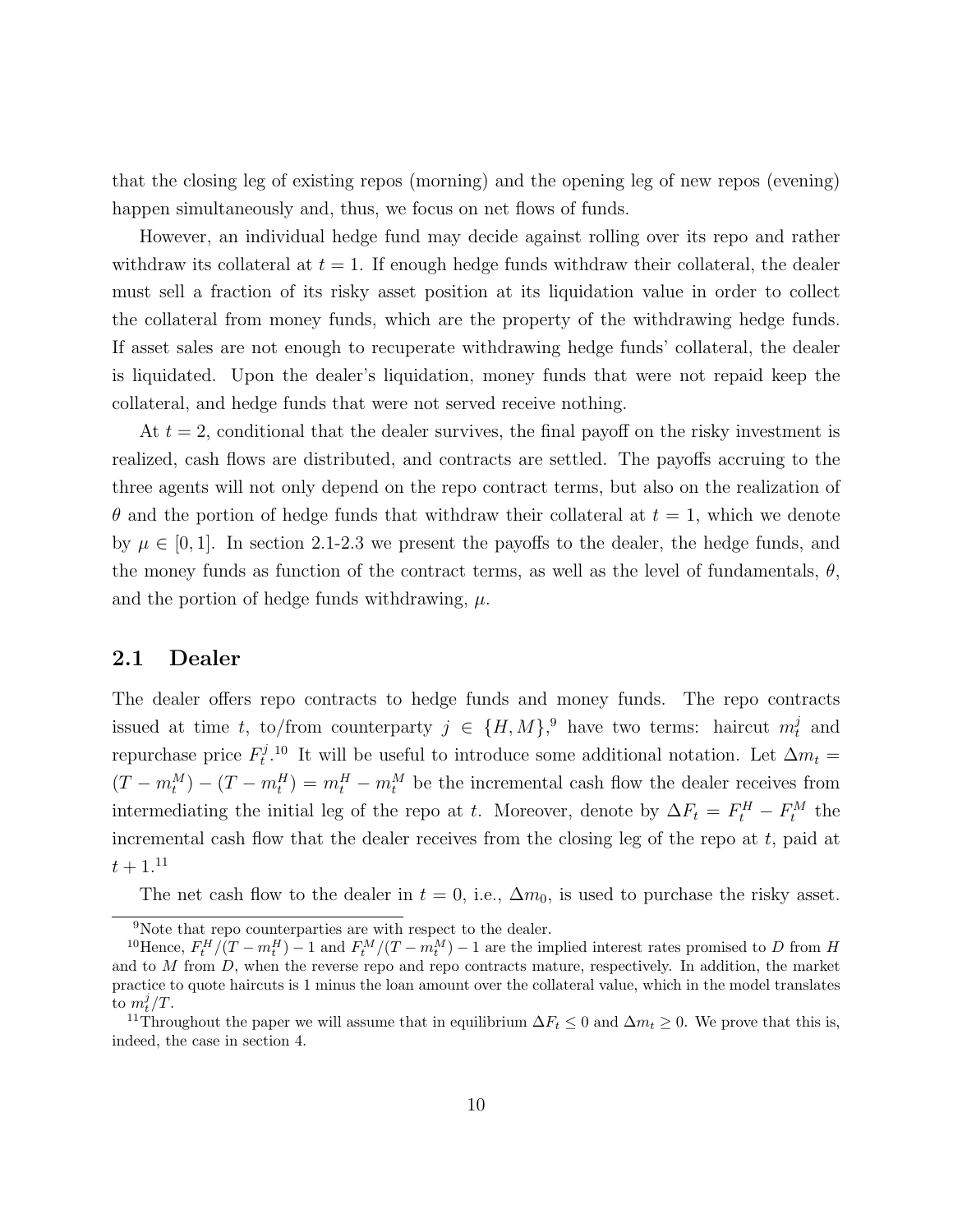that the closing leg of existing repos (morning) and the opening leg of new repos (evening) happen simultaneously and, thus, we focus on net flows of funds.

However, an individual hedge fund may decide against rolling over its repo and rather withdraw its collateral at $t = 1$. If enough hedge funds withdraw their collateral, the dealer must sell a fraction of its risky asset position at its liquidation value in order to collect the collateral from money funds, which are the property of the withdrawing hedge funds. If asset sales are not enough to recuperate withdrawing hedge funds' collateral, the dealer is liquidated. Upon the dealer's liquidation, money funds that were not repaid keep the collateral, and hedge funds that were not served receive nothing.

At $t = 2$, conditional that the dealer survives, the final payoff on the risky investment is realized, cash flows are distributed, and contracts are settled. The payoffs accruing to the three agents will not only depend on the repo contract terms, but also on the realization of $\theta$ and the portion of hedge funds that withdraw their collateral at $t = 1$, which we denote by $\mu \in [0, 1]$. In section 2.1-2.3 we present the payoffs to the dealer, the hedge funds, and the money funds as function of the contract terms, as well as the level of fundamentals, $\theta$, and the portion of hedge funds withdrawing, $\mu$.

## 2.1 Dealer

The dealer offers repo contracts to hedge funds and money funds. The repo contracts issued at time $t$, to/from counterparty $j \in \{H, M\}$,[9] have two terms: haircut $m_t^j$ and repurchase price $F_t^j$.[10] It will be useful to introduce some additional notation. Let $\Delta m_t = (T - m_t^M) - (T - m_t^H) = m_t^H - m_t^M$ be the incremental cash flow the dealer receives from intermediating the initial leg of the repo at $t$. Moreover, denote by $\Delta F_t = F_t^H - F_t^M$ the incremental cash flow that the dealer receives from the closing leg of the repo at $t$, paid at $t + 1$.[11]

The net cash flow to the dealer in $t = 0$, i.e., $\Delta m_0$, is used to purchase the risky asset.

[9] Note that repo counterparties are with respect to the dealer.

[10] Hence, $F_t^H/(T - m_t^H) - 1$ and $F_t^M/(T - m_t^M) - 1$ are the implied interest rates promised to $D$ from $H$ and to $M$ from $D$, when the reverse repo and repo contracts mature, respectively. In addition, the market practice to quote haircuts is 1 minus the loan amount over the collateral value, which in the model translates to $m_t^j/T$.

[11] Throughout the paper we will assume that in equilibrium $\Delta F_t \leq 0$ and $\Delta m_t \geq 0$. We prove that this is, indeed, the case in section 4.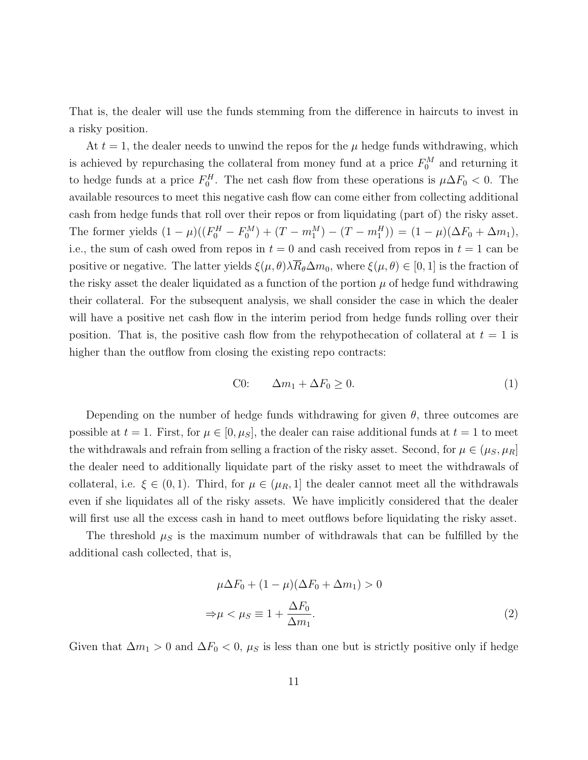That is, the dealer will use the funds stemming from the difference in haircuts to invest in a risky position.

At $t = 1$, the dealer needs to unwind the repos for the $\mu$ hedge funds withdrawing, which is achieved by repurchasing the collateral from money fund at a price $F_0^M$ and returning it to hedge funds at a price $F_0^H$. The net cash flow from these operations is $\mu\Delta F_0 < 0$. The available resources to meet this negative cash flow can come either from collecting additional cash from hedge funds that roll over their repos or from liquidating (part of) the risky asset. The former yields $(1-\mu)((F_0^H - F_0^M) + (T - m_1^M) - (T - m_1^H)) = (1-\mu)(\Delta F_0 + \Delta m_1)$, i.e., the sum of cash owed from repos in $t = 0$ and cash received from repos in $t = 1$ can be positive or negative. The latter yields $\xi(\mu, \theta)\lambda \overline{R}_\theta \Delta m_0$, where $\xi(\mu, \theta) \in [0, 1]$ is the fraction of the risky asset the dealer liquidated as a function of the portion $\mu$ of hedge fund withdrawing their collateral. For the subsequent analysis, we shall consider the case in which the dealer will have a positive net cash flow in the interim period from hedge funds rolling over their position. That is, the positive cash flow from the rehypothecation of collateral at $t = 1$ is higher than the outflow from closing the existing repo contracts:

$$\text{C0:} \qquad \Delta m_1 + \Delta F_0 \geq 0. \tag{1}$$

Depending on the number of hedge funds withdrawing for given $\theta$, three outcomes are possible at $t = 1$. First, for $\mu \in [0, \mu_S]$, the dealer can raise additional funds at $t = 1$ to meet the withdrawals and refrain from selling a fraction of the risky asset. Second, for $\mu \in (\mu_S, \mu_R]$ the dealer need to additionally liquidate part of the risky asset to meet the withdrawals of collateral, i.e. $\xi \in (0, 1)$. Third, for $\mu \in (\mu_R, 1]$ the dealer cannot meet all the withdrawals even if she liquidates all of the risky assets. We have implicitly considered that the dealer will first use all the excess cash in hand to meet outflows before liquidating the risky asset.

The threshold $\mu_S$ is the maximum number of withdrawals that can be fulfilled by the additional cash collected, that is,

$$\begin{aligned}
&\mu\Delta F_0 + (1-\mu)(\Delta F_0 + \Delta m_1) > 0 \\
\Rightarrow &\mu < \mu_S \equiv 1 + \frac{\Delta F_0}{\Delta m_1}.
\end{aligned} \tag{2}$$

Given that $\Delta m_1 > 0$ and $\Delta F_0 < 0$, $\mu_S$ is less than one but is strictly positive only if hedge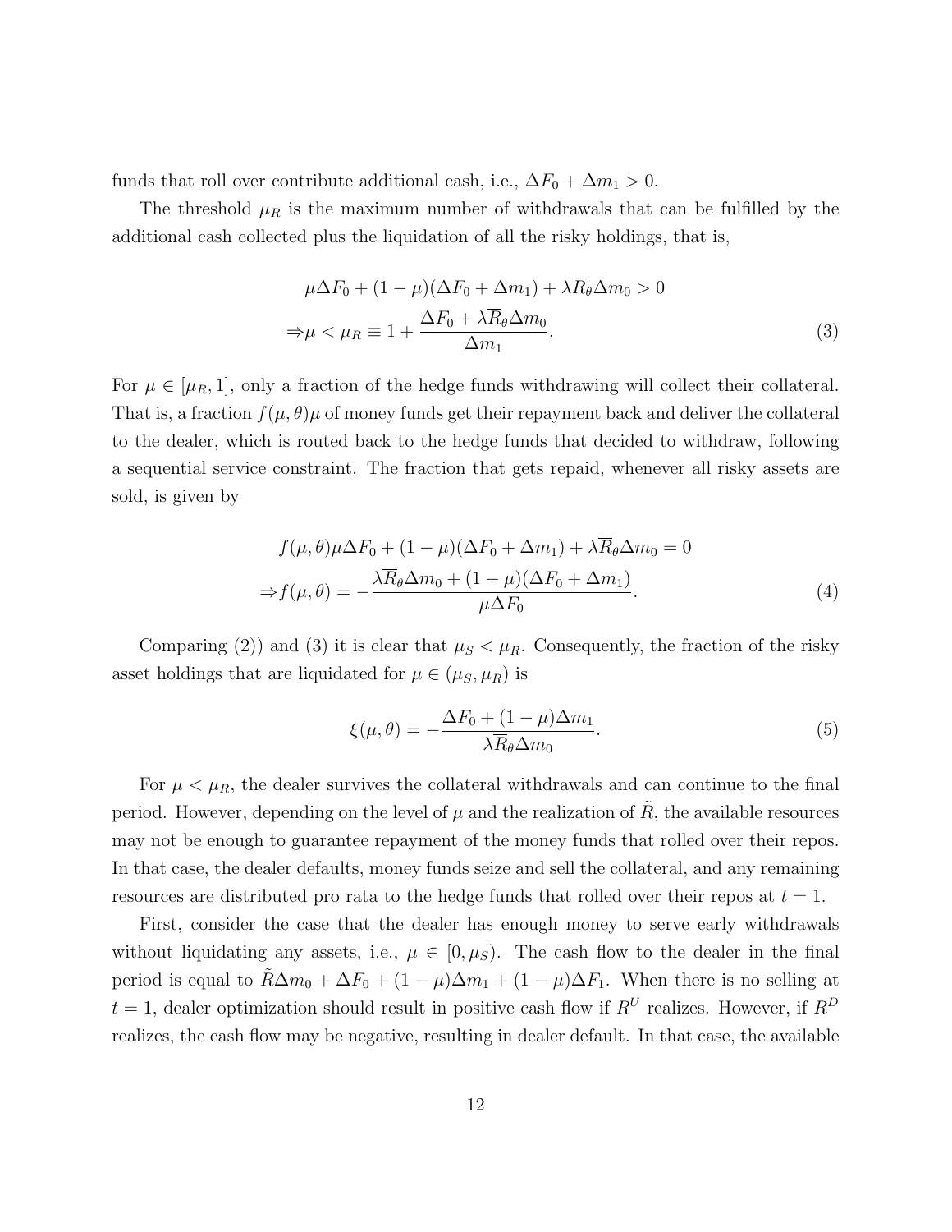funds that roll over contribute additional cash, i.e., $\Delta F_0 + \Delta m_1 > 0$.

The threshold $\mu_R$ is the maximum number of withdrawals that can be fulfilled by the additional cash collected plus the liquidation of all the risky holdings, that is,

$$
\begin{aligned}
&\mu \Delta F_0 + (1-\mu)(\Delta F_0 + \Delta m_1) + \lambda \overline{R}_\theta \Delta m_0 > 0 \\
\Rightarrow &\mu < \mu_R \equiv 1 + \frac{\Delta F_0 + \lambda \overline{R}_\theta \Delta m_0}{\Delta m_1}.
\end{aligned} \tag{3}
$$

For $\mu \in [\mu_R, 1]$, only a fraction of the hedge funds withdrawing will collect their collateral. That is, a fraction $f(\mu, \theta)\mu$ of money funds get their repayment back and deliver the collateral to the dealer, which is routed back to the hedge funds that decided to withdraw, following a sequential service constraint. The fraction that gets repaid, whenever all risky assets are sold, is given by

$$
\begin{aligned}
&f(\mu, \theta)\mu \Delta F_0 + (1-\mu)(\Delta F_0 + \Delta m_1) + \lambda \overline{R}_\theta \Delta m_0 = 0 \\
\Rightarrow &f(\mu, \theta) = -\frac{\lambda \overline{R}_\theta \Delta m_0 + (1-\mu)(\Delta F_0 + \Delta m_1)}{\mu \Delta F_0}.
\end{aligned} \tag{4}
$$

Comparing (2)) and (3) it is clear that $\mu_S < \mu_R$. Consequently, the fraction of the risky asset holdings that are liquidated for $\mu \in (\mu_S, \mu_R)$ is

$$
\xi(\mu, \theta) = -\frac{\Delta F_0 + (1-\mu)\Delta m_1}{\lambda \overline{R}_\theta \Delta m_0}. \tag{5}
$$

For $\mu < \mu_R$, the dealer survives the collateral withdrawals and can continue to the final period. However, depending on the level of $\mu$ and the realization of $\tilde{R}$, the available resources may not be enough to guarantee repayment of the money funds that rolled over their repos. In that case, the dealer defaults, money funds seize and sell the collateral, and any remaining resources are distributed pro rata to the hedge funds that rolled over their repos at $t = 1$.

First, consider the case that the dealer has enough money to serve early withdrawals without liquidating any assets, i.e., $\mu \in [0, \mu_S)$. The cash flow to the dealer in the final period is equal to $\tilde{R}\Delta m_0 + \Delta F_0 + (1-\mu)\Delta m_1 + (1-\mu)\Delta F_1$. When there is no selling at $t = 1$, dealer optimization should result in positive cash flow if $R^U$ realizes. However, if $R^D$ realizes, the cash flow may be negative, resulting in dealer default. In that case, the available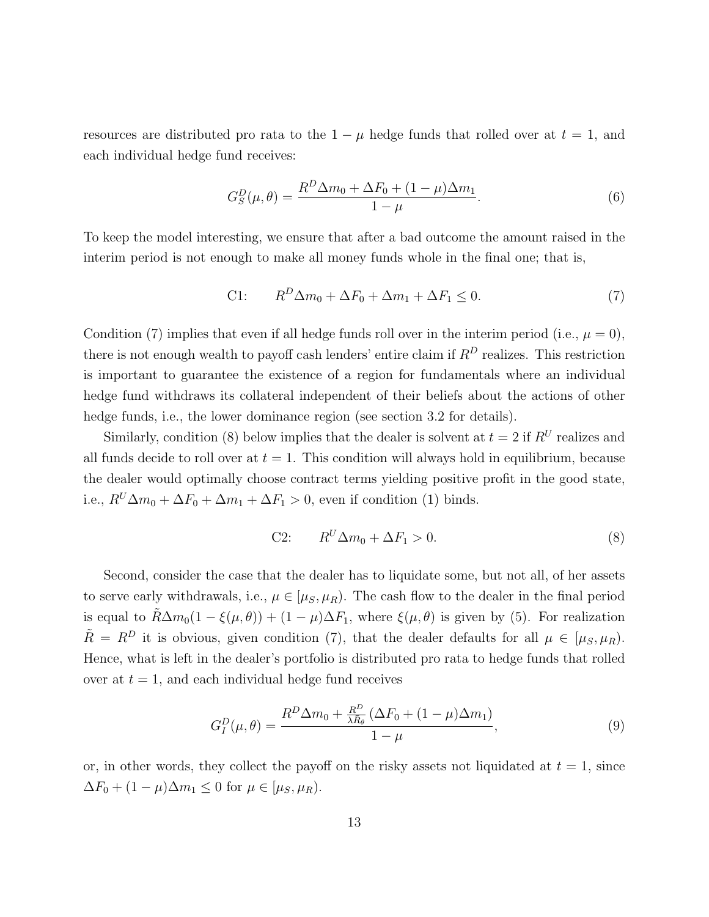resources are distributed pro rata to the $1-\mu$ hedge funds that rolled over at $t=1$, and each individual hedge fund receives:

$$G_S^D(\mu,\theta) = \frac{R^D \Delta m_0 + \Delta F_0 + (1-\mu)\Delta m_1}{1-\mu}. \tag{6}$$

To keep the model interesting, we ensure that after a bad outcome the amount raised in the interim period is not enough to make all money funds whole in the final one; that is,

$$\text{C1:} \qquad R^D \Delta m_0 + \Delta F_0 + \Delta m_1 + \Delta F_1 \leq 0. \tag{7}$$

Condition (7) implies that even if all hedge funds roll over in the interim period (i.e., $\mu = 0$), there is not enough wealth to payoff cash lenders' entire claim if $R^D$ realizes. This restriction is important to guarantee the existence of a region for fundamentals where an individual hedge fund withdraws its collateral independent of their beliefs about the actions of other hedge funds, i.e., the lower dominance region (see section 3.2 for details).

Similarly, condition (8) below implies that the dealer is solvent at $t=2$ if $R^U$ realizes and all funds decide to roll over at $t=1$. This condition will always hold in equilibrium, because the dealer would optimally choose contract terms yielding positive profit in the good state, i.e., $R^U \Delta m_0 + \Delta F_0 + \Delta m_1 + \Delta F_1 > 0$, even if condition (1) binds.

$$\text{C2:} \qquad R^U \Delta m_0 + \Delta F_1 > 0. \tag{8}$$

Second, consider the case that the dealer has to liquidate some, but not all, of her assets to serve early withdrawals, i.e., $\mu \in [\mu_S, \mu_R)$. The cash flow to the dealer in the final period is equal to $\tilde{R}\Delta m_0(1-\xi(\mu,\theta)) + (1-\mu)\Delta F_1$, where $\xi(\mu,\theta)$ is given by (5). For realization $\tilde{R} = R^D$ it is obvious, given condition (7), that the dealer defaults for all $\mu \in [\mu_S, \mu_R)$. Hence, what is left in the dealer's portfolio is distributed pro rata to hedge funds that rolled over at $t=1$, and each individual hedge fund receives

$$G_I^D(\mu,\theta) = \frac{R^D \Delta m_0 + \frac{R^D}{\lambda R_\theta}\left(\Delta F_0 + (1-\mu)\Delta m_1\right)}{1-\mu}, \tag{9}$$

or, in other words, they collect the payoff on the risky assets not liquidated at $t=1$, since $\Delta F_0 + (1-\mu)\Delta m_1 \leq 0$ for $\mu \in [\mu_S, \mu_R)$.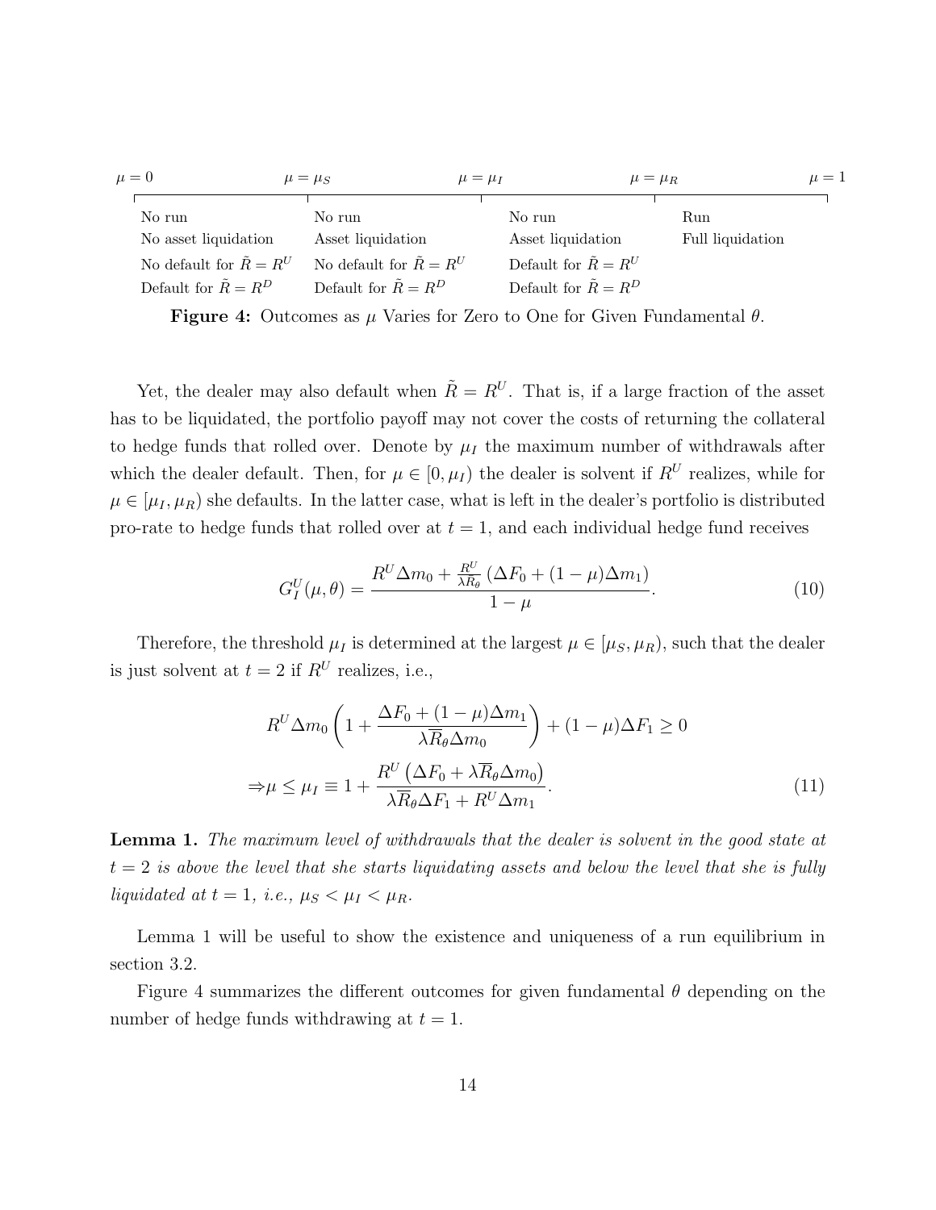| $\mu = 0$ | $\mu = \mu_S$ | $\mu = \mu_I$ | $\mu = \mu_R$ | $\mu = 1$ |
|---|---|---|---|---|
| No run | No run | No run | Run | |
| No asset liquidation | Asset liquidation | Asset liquidation | Full liquidation | |
| No default for $\tilde{R} = R^U$ | No default for $\tilde{R} = R^U$ | Default for $\tilde{R} = R^U$ | | |
| Default for $\tilde{R} = R^D$ | Default for $\tilde{R} = R^D$ | Default for $\tilde{R} = R^D$ | | |

**Figure 4:** Outcomes as $\mu$ Varies for Zero to One for Given Fundamental $\theta$.

Yet, the dealer may also default when $\tilde{R} = R^U$. That is, if a large fraction of the asset has to be liquidated, the portfolio payoff may not cover the costs of returning the collateral to hedge funds that rolled over. Denote by $\mu_I$ the maximum number of withdrawals after which the dealer default. Then, for $\mu \in [0, \mu_I)$ the dealer is solvent if $R^U$ realizes, while for $\mu \in [\mu_I, \mu_R)$ she defaults. In the latter case, what is left in the dealer's portfolio is distributed pro-rate to hedge funds that rolled over at $t = 1$, and each individual hedge fund receives

$$G_I^U(\mu, \theta) = \frac{R^U \Delta m_0 + \frac{R^U}{\lambda \overline{R}_\theta} \left( \Delta F_0 + (1 - \mu) \Delta m_1 \right)}{1 - \mu}. \tag{10}$$

Therefore, the threshold $\mu_I$ is determined at the largest $\mu \in [\mu_S, \mu_R)$, such that the dealer is just solvent at $t = 2$ if $R^U$ realizes, i.e.,

$$R^U \Delta m_0 \left( 1 + \frac{\Delta F_0 + (1 - \mu) \Delta m_1}{\lambda \overline{R}_\theta \Delta m_0} \right) + (1 - \mu) \Delta F_1 \geq 0$$

$$\Rightarrow \mu \leq \mu_I \equiv 1 + \frac{R^U \left( \Delta F_0 + \lambda \overline{R}_\theta \Delta m_0 \right)}{\lambda \overline{R}_\theta \Delta F_1 + R^U \Delta m_1}. \tag{11}$$

**Lemma 1.** *The maximum level of withdrawals that the dealer is solvent in the good state at $t = 2$ is above the level that she starts liquidating assets and below the level that she is fully liquidated at $t = 1$, i.e., $\mu_S < \mu_I < \mu_R$.*

Lemma 1 will be useful to show the existence and uniqueness of a run equilibrium in section 3.2.

Figure 4 summarizes the different outcomes for given fundamental $\theta$ depending on the number of hedge funds withdrawing at $t = 1$.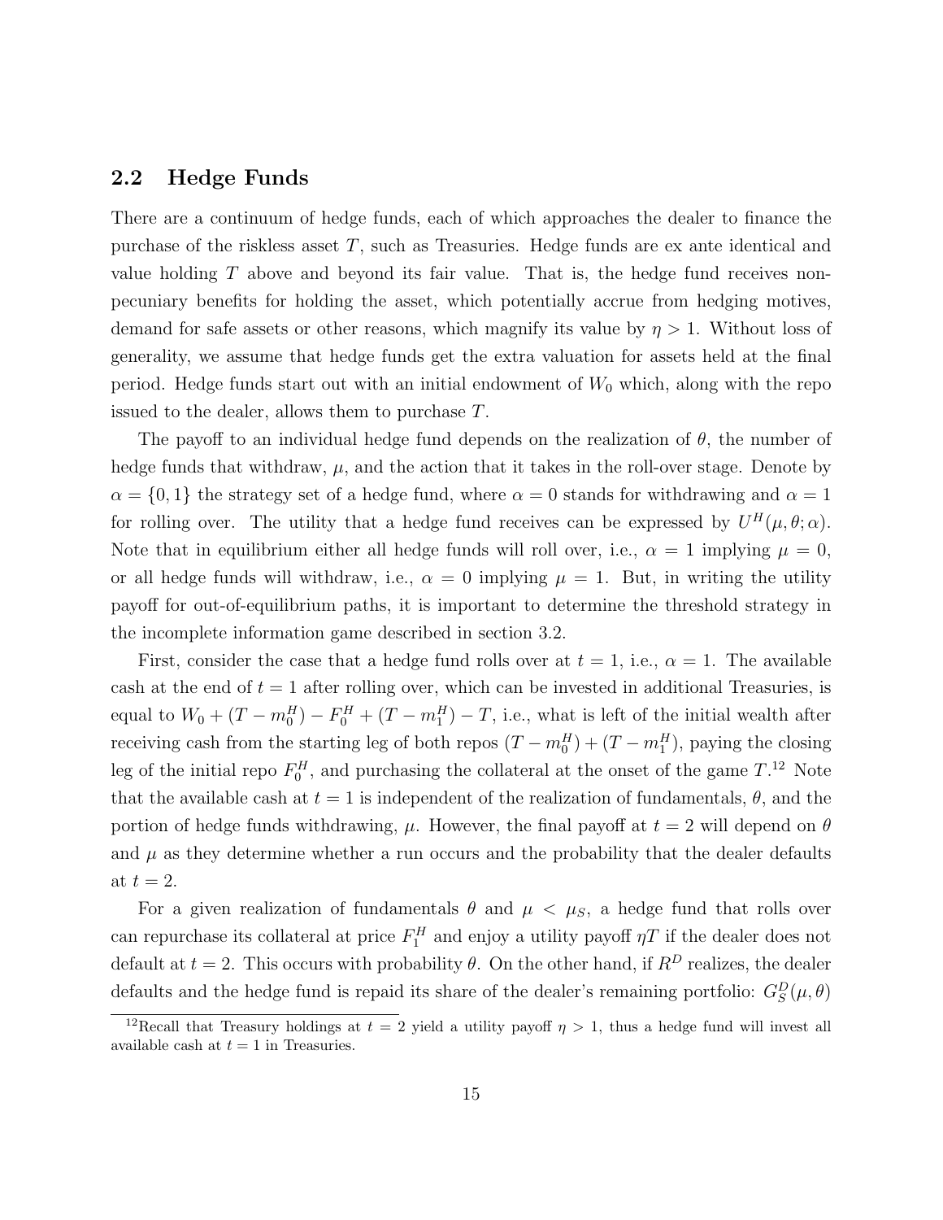## 2.2 Hedge Funds

There are a continuum of hedge funds, each of which approaches the dealer to finance the purchase of the riskless asset $T$, such as Treasuries. Hedge funds are ex ante identical and value holding $T$ above and beyond its fair value. That is, the hedge fund receives non-pecuniary benefits for holding the asset, which potentially accrue from hedging motives, demand for safe assets or other reasons, which magnify its value by $\eta > 1$. Without loss of generality, we assume that hedge funds get the extra valuation for assets held at the final period. Hedge funds start out with an initial endowment of $W_0$ which, along with the repo issued to the dealer, allows them to purchase $T$.

The payoff to an individual hedge fund depends on the realization of $\theta$, the number of hedge funds that withdraw, $\mu$, and the action that it takes in the roll-over stage. Denote by $\alpha = \{0, 1\}$ the strategy set of a hedge fund, where $\alpha = 0$ stands for withdrawing and $\alpha = 1$ for rolling over. The utility that a hedge fund receives can be expressed by $U^H(\mu, \theta; \alpha)$. Note that in equilibrium either all hedge funds will roll over, i.e., $\alpha = 1$ implying $\mu = 0$, or all hedge funds will withdraw, i.e., $\alpha = 0$ implying $\mu = 1$. But, in writing the utility payoff for out-of-equilibrium paths, it is important to determine the threshold strategy in the incomplete information game described in section 3.2.

First, consider the case that a hedge fund rolls over at $t = 1$, i.e., $\alpha = 1$. The available cash at the end of $t = 1$ after rolling over, which can be invested in additional Treasuries, is equal to $W_0 + (T - m_0^H) - F_0^H + (T - m_1^H) - T$, i.e., what is left of the initial wealth after receiving cash from the starting leg of both repos $(T - m_0^H) + (T - m_1^H)$, paying the closing leg of the initial repo $F_0^H$, and purchasing the collateral at the onset of the game $T$.[12] Note that the available cash at $t = 1$ is independent of the realization of fundamentals, $\theta$, and the portion of hedge funds withdrawing, $\mu$. However, the final payoff at $t = 2$ will depend on $\theta$ and $\mu$ as they determine whether a run occurs and the probability that the dealer defaults at $t = 2$.

For a given realization of fundamentals $\theta$ and $\mu < \mu_S$, a hedge fund that rolls over can repurchase its collateral at price $F_1^H$ and enjoy a utility payoff $\eta T$ if the dealer does not default at $t = 2$. This occurs with probability $\theta$. On the other hand, if $R^D$ realizes, the dealer defaults and the hedge fund is repaid its share of the dealer's remaining portfolio: $G_S^D(\mu, \theta)$

[12] Recall that Treasury holdings at $t = 2$ yield a utility payoff $\eta > 1$, thus a hedge fund will invest all available cash at $t = 1$ in Treasuries.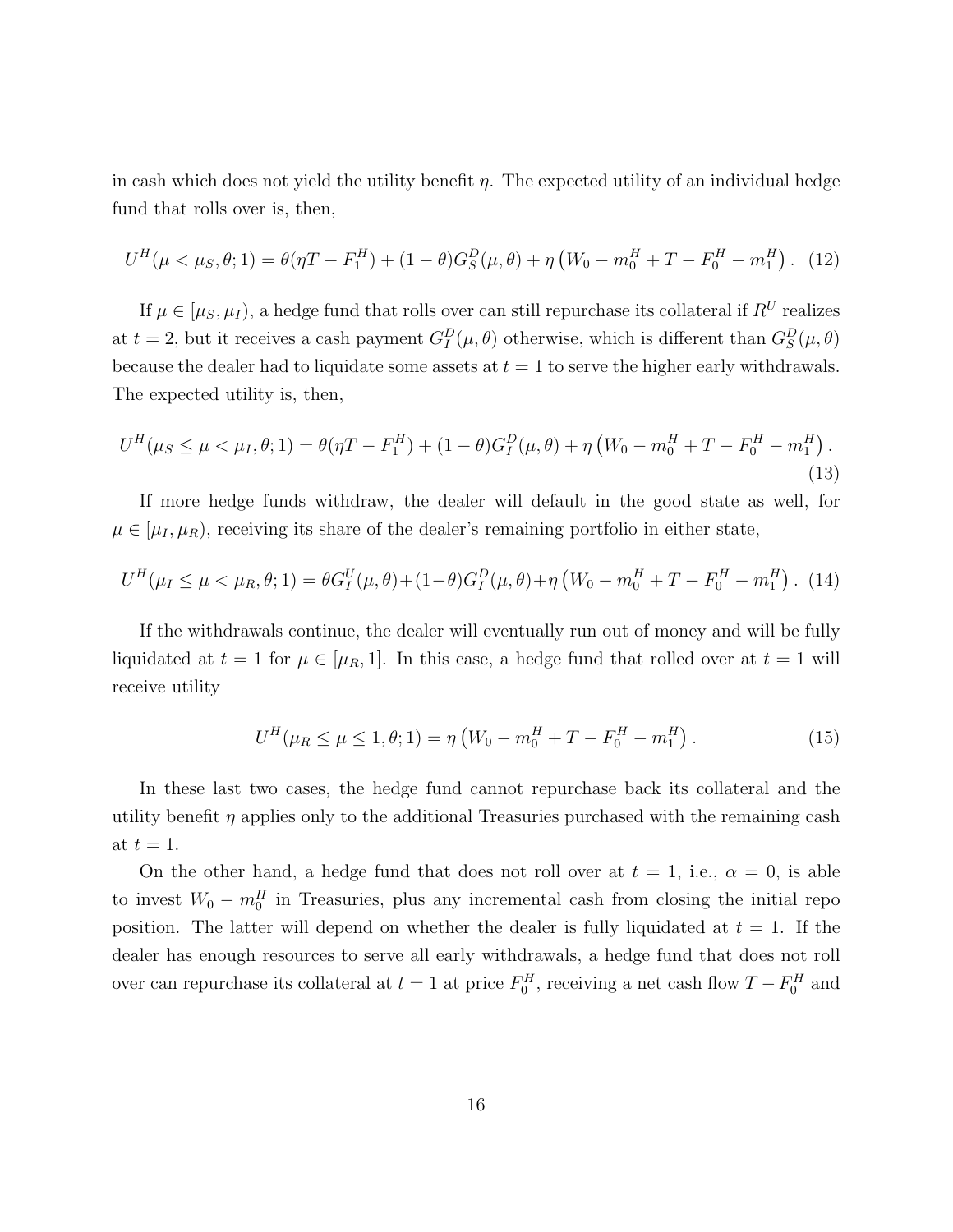in cash which does not yield the utility benefit $\eta$. The expected utility of an individual hedge fund that rolls over is, then,

$$U^H(\mu < \mu_S, \theta; 1) = \theta(\eta T - F_1^H) + (1-\theta)G_S^D(\mu, \theta) + \eta\left(W_0 - m_0^H + T - F_0^H - m_1^H\right). \quad (12)$$

If $\mu \in [\mu_S, \mu_I)$, a hedge fund that rolls over can still repurchase its collateral if $R^U$ realizes at $t = 2$, but it receives a cash payment $G_I^D(\mu, \theta)$ otherwise, which is different than $G_S^D(\mu, \theta)$ because the dealer had to liquidate some assets at $t = 1$ to serve the higher early withdrawals. The expected utility is, then,

$$U^H(\mu_S \leq \mu < \mu_I, \theta; 1) = \theta(\eta T - F_1^H) + (1-\theta)G_I^D(\mu, \theta) + \eta\left(W_0 - m_0^H + T - F_0^H - m_1^H\right). \quad (13)$$

If more hedge funds withdraw, the dealer will default in the good state as well, for $\mu \in [\mu_I, \mu_R)$, receiving its share of the dealer's remaining portfolio in either state,

$$U^H(\mu_I \leq \mu < \mu_R, \theta; 1) = \theta G_I^U(\mu, \theta) + (1-\theta)G_I^D(\mu, \theta) + \eta\left(W_0 - m_0^H + T - F_0^H - m_1^H\right). \quad (14)$$

If the withdrawals continue, the dealer will eventually run out of money and will be fully liquidated at $t = 1$ for $\mu \in [\mu_R, 1]$. In this case, a hedge fund that rolled over at $t = 1$ will receive utility

$$U^H(\mu_R \leq \mu \leq 1, \theta; 1) = \eta\left(W_0 - m_0^H + T - F_0^H - m_1^H\right). \quad (15)$$

In these last two cases, the hedge fund cannot repurchase back its collateral and the utility benefit $\eta$ applies only to the additional Treasuries purchased with the remaining cash at $t = 1$.

On the other hand, a hedge fund that does not roll over at $t = 1$, i.e., $\alpha = 0$, is able to invest $W_0 - m_0^H$ in Treasuries, plus any incremental cash from closing the initial repo position. The latter will depend on whether the dealer is fully liquidated at $t = 1$. If the dealer has enough resources to serve all early withdrawals, a hedge fund that does not roll over can repurchase its collateral at $t = 1$ at price $F_0^H$, receiving a net cash flow $T - F_0^H$ and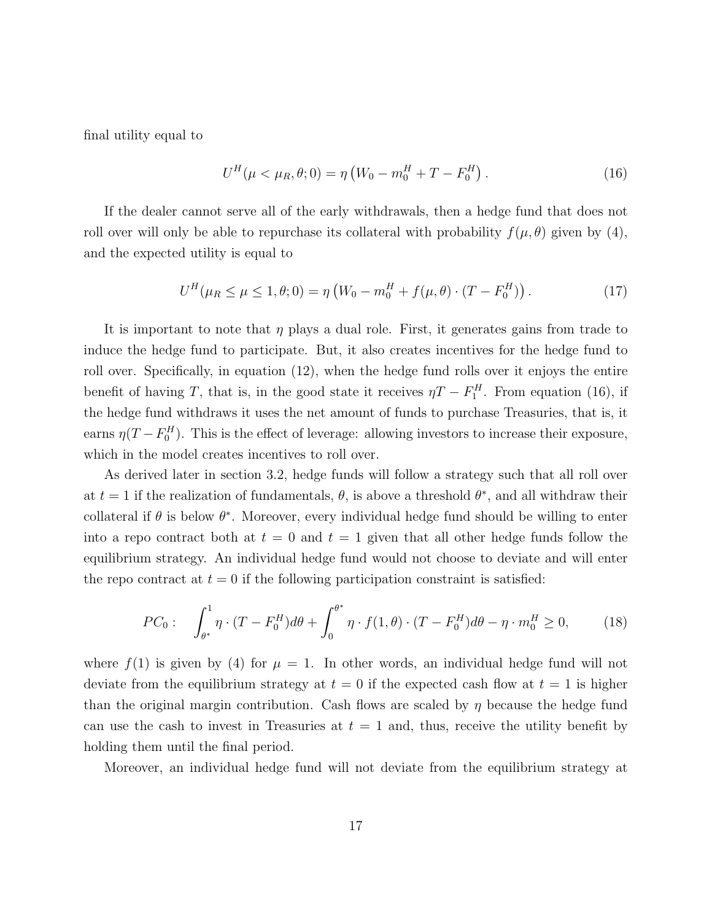final utility equal to

$$U^H(\mu < \mu_R, \theta; 0) = \eta \left( W_0 - m_0^H + T - F_0^H \right). \tag{16}$$

If the dealer cannot serve all of the early withdrawals, then a hedge fund that does not roll over will only be able to repurchase its collateral with probability $f(\mu, \theta)$ given by (4), and the expected utility is equal to

$$U^H(\mu_R \leq \mu \leq 1, \theta; 0) = \eta \left( W_0 - m_0^H + f(\mu, \theta) \cdot (T - F_0^H) \right). \tag{17}$$

It is important to note that $\eta$ plays a dual role. First, it generates gains from trade to induce the hedge fund to participate. But, it also creates incentives for the hedge fund to roll over. Specifically, in equation (12), when the hedge fund rolls over it enjoys the entire benefit of having $T$, that is, in the good state it receives $\eta T - F_1^H$. From equation (16), if the hedge fund withdraws it uses the net amount of funds to purchase Treasuries, that is, it earns $\eta(T - F_0^H)$. This is the effect of leverage: allowing investors to increase their exposure, which in the model creates incentives to roll over.

As derived later in section 3.2, hedge funds will follow a strategy such that all roll over at $t = 1$ if the realization of fundamentals, $\theta$, is above a threshold $\theta^*$, and all withdraw their collateral if $\theta$ is below $\theta^*$. Moreover, every individual hedge fund should be willing to enter into a repo contract both at $t = 0$ and $t = 1$ given that all other hedge funds follow the equilibrium strategy. An individual hedge fund would not choose to deviate and will enter the repo contract at $t = 0$ if the following participation constraint is satisfied:

$$PC_0: \quad \int_{\theta^*}^{1} \eta \cdot (T - F_0^H) d\theta + \int_{0}^{\theta^*} \eta \cdot f(1, \theta) \cdot (T - F_0^H) d\theta - \eta \cdot m_0^H \geq 0, \tag{18}$$

where $f(1)$ is given by (4) for $\mu = 1$. In other words, an individual hedge fund will not deviate from the equilibrium strategy at $t = 0$ if the expected cash flow at $t = 1$ is higher than the original margin contribution. Cash flows are scaled by $\eta$ because the hedge fund can use the cash to invest in Treasuries at $t = 1$ and, thus, receive the utility benefit by holding them until the final period.

Moreover, an individual hedge fund will not deviate from the equilibrium strategy at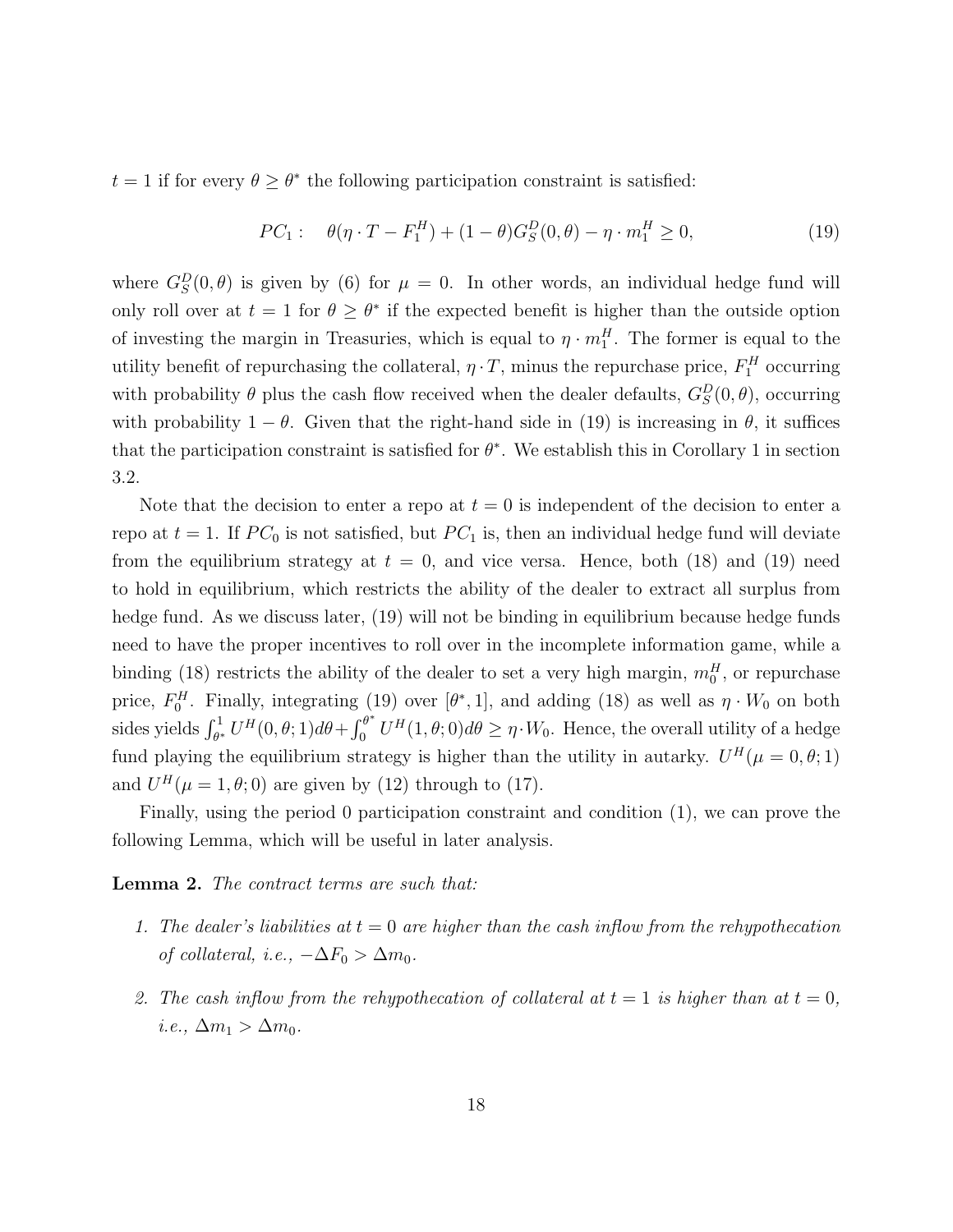$t = 1$ if for every $\theta \geq \theta^*$ the following participation constraint is satisfied:

$$PC_1: \quad \theta(\eta \cdot T - F_1^H) + (1-\theta)G_S^D(0, \theta) - \eta \cdot m_1^H \geq 0, \tag{19}$$

where $G_S^D(0, \theta)$ is given by (6) for $\mu = 0$. In other words, an individual hedge fund will only roll over at $t = 1$ for $\theta \geq \theta^*$ if the expected benefit is higher than the outside option of investing the margin in Treasuries, which is equal to $\eta \cdot m_1^H$. The former is equal to the utility benefit of repurchasing the collateral, $\eta \cdot T$, minus the repurchase price, $F_1^H$ occurring with probability $\theta$ plus the cash flow received when the dealer defaults, $G_S^D(0, \theta)$, occurring with probability $1 - \theta$. Given that the right-hand side in (19) is increasing in $\theta$, it suffices that the participation constraint is satisfied for $\theta^*$. We establish this in Corollary 1 in section 3.2.

Note that the decision to enter a repo at $t = 0$ is independent of the decision to enter a repo at $t = 1$. If $PC_0$ is not satisfied, but $PC_1$ is, then an individual hedge fund will deviate from the equilibrium strategy at $t = 0$, and vice versa. Hence, both (18) and (19) need to hold in equilibrium, which restricts the ability of the dealer to extract all surplus from hedge fund. As we discuss later, (19) will not be binding in equilibrium because hedge funds need to have the proper incentives to roll over in the incomplete information game, while a binding (18) restricts the ability of the dealer to set a very high margin, $m_0^H$, or repurchase price, $F_0^H$. Finally, integrating (19) over $[\theta^*, 1]$, and adding (18) as well as $\eta \cdot W_0$ on both sides yields $\int_{\theta^*}^1 U^H(0, \theta; 1)d\theta + \int_0^{\theta^*} U^H(1, \theta; 0)d\theta \geq \eta \cdot W_0$. Hence, the overall utility of a hedge fund playing the equilibrium strategy is higher than the utility in autarky. $U^H(\mu = 0, \theta; 1)$ and $U^H(\mu = 1, \theta; 0)$ are given by (12) through to (17).

Finally, using the period 0 participation constraint and condition (1), we can prove the following Lemma, which will be useful in later analysis.

**Lemma 2.** *The contract terms are such that:*

1. *The dealer's liabilities at $t = 0$ are higher than the cash inflow from the rehypothecation of collateral, i.e., $-\Delta F_0 > \Delta m_0$.*
2. *The cash inflow from the rehypothecation of collateral at $t = 1$ is higher than at $t = 0$, i.e., $\Delta m_1 > \Delta m_0$.*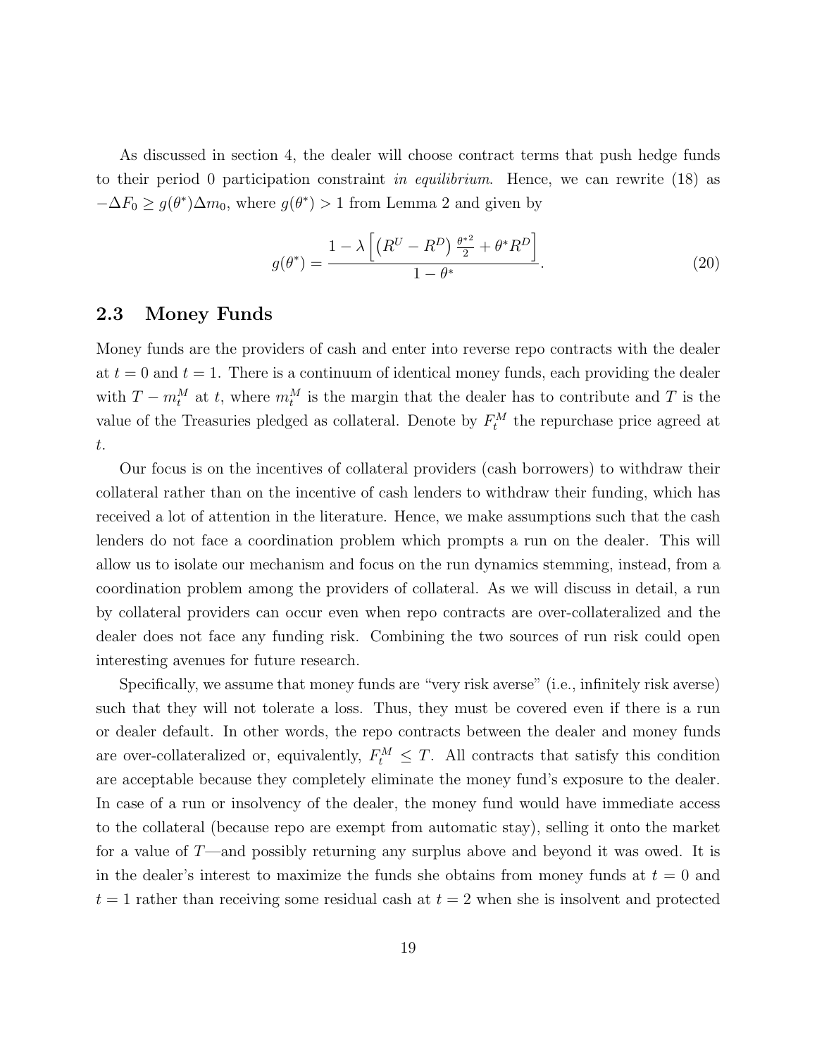As discussed in section 4, the dealer will choose contract terms that push hedge funds to their period 0 participation constraint *in equilibrium*. Hence, we can rewrite (18) as $-\Delta F_0 \geq g(\theta^*)\Delta m_0$, where $g(\theta^*) > 1$ from Lemma 2 and given by

$$g(\theta^*) = \frac{1 - \lambda\left[\left(R^U - R^D\right)\frac{\theta^{*2}}{2} + \theta^* R^D\right]}{1 - \theta^*}. \tag{20}$$

## 2.3 Money Funds

Money funds are the providers of cash and enter into reverse repo contracts with the dealer at $t = 0$ and $t = 1$. There is a continuum of identical money funds, each providing the dealer with $T - m_t^M$ at $t$, where $m_t^M$ is the margin that the dealer has to contribute and $T$ is the value of the Treasuries pledged as collateral. Denote by $F_t^M$ the repurchase price agreed at $t$.

Our focus is on the incentives of collateral providers (cash borrowers) to withdraw their collateral rather than on the incentive of cash lenders to withdraw their funding, which has received a lot of attention in the literature. Hence, we make assumptions such that the cash lenders do not face a coordination problem which prompts a run on the dealer. This will allow us to isolate our mechanism and focus on the run dynamics stemming, instead, from a coordination problem among the providers of collateral. As we will discuss in detail, a run by collateral providers can occur even when repo contracts are over-collateralized and the dealer does not face any funding risk. Combining the two sources of run risk could open interesting avenues for future research.

Specifically, we assume that money funds are "very risk averse" (i.e., infinitely risk averse) such that they will not tolerate a loss. Thus, they must be covered even if there is a run or dealer default. In other words, the repo contracts between the dealer and money funds are over-collateralized or, equivalently, $F_t^M \leq T$. All contracts that satisfy this condition are acceptable because they completely eliminate the money fund's exposure to the dealer. In case of a run or insolvency of the dealer, the money fund would have immediate access to the collateral (because repo are exempt from automatic stay), selling it onto the market for a value of $T$—and possibly returning any surplus above and beyond it was owed. It is in the dealer's interest to maximize the funds she obtains from money funds at $t = 0$ and $t = 1$ rather than receiving some residual cash at $t = 2$ when she is insolvent and protected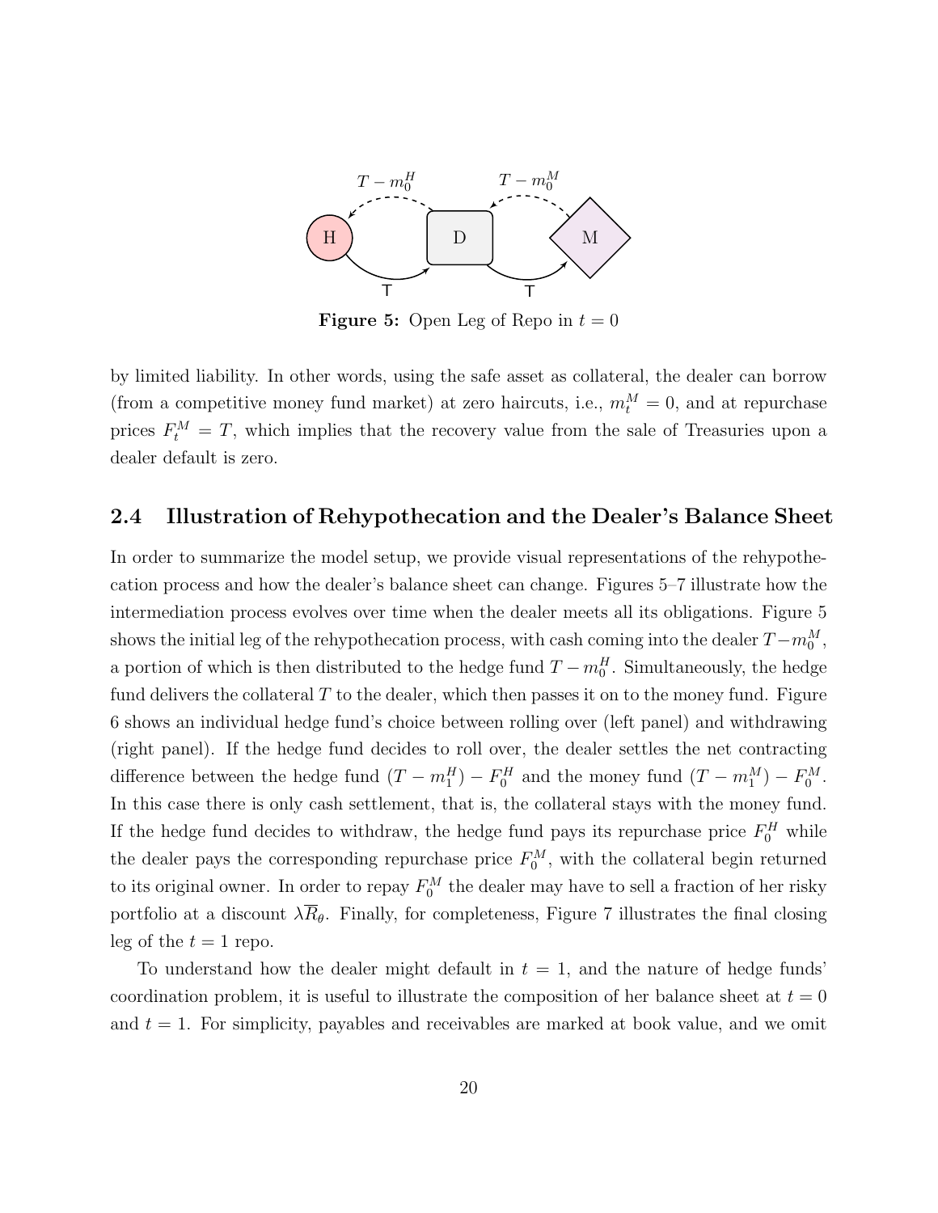Figure 5: Open Leg of Repo in $t = 0$

by limited liability. In other words, using the safe asset as collateral, the dealer can borrow (from a competitive money fund market) at zero haircuts, i.e., $m_t^M = 0$, and at repurchase prices $F_t^M = T$, which implies that the recovery value from the sale of Treasuries upon a dealer default is zero.

## 2.4 Illustration of Rehypothecation and the Dealer's Balance Sheet

In order to summarize the model setup, we provide visual representations of the rehypothecation process and how the dealer's balance sheet can change. Figures 5–7 illustrate how the intermediation process evolves over time when the dealer meets all its obligations. Figure 5 shows the initial leg of the rehypothecation process, with cash coming into the dealer $T - m_0^M$, a portion of which is then distributed to the hedge fund $T - m_0^H$. Simultaneously, the hedge fund delivers the collateral $T$ to the dealer, which then passes it on to the money fund. Figure 6 shows an individual hedge fund's choice between rolling over (left panel) and withdrawing (right panel). If the hedge fund decides to roll over, the dealer settles the net contracting difference between the hedge fund $(T - m_1^H) - F_0^H$ and the money fund $(T - m_1^M) - F_0^M$. In this case there is only cash settlement, that is, the collateral stays with the money fund. If the hedge fund decides to withdraw, the hedge fund pays its repurchase price $F_0^H$ while the dealer pays the corresponding repurchase price $F_0^M$, with the collateral begin returned to its original owner. In order to repay $F_0^M$ the dealer may have to sell a fraction of her risky portfolio at a discount $\lambda \overline{R}_\theta$. Finally, for completeness, Figure 7 illustrates the final closing leg of the $t = 1$ repo.

To understand how the dealer might default in $t = 1$, and the nature of hedge funds' coordination problem, it is useful to illustrate the composition of her balance sheet at $t = 0$ and $t = 1$. For simplicity, payables and receivables are marked at book value, and we omit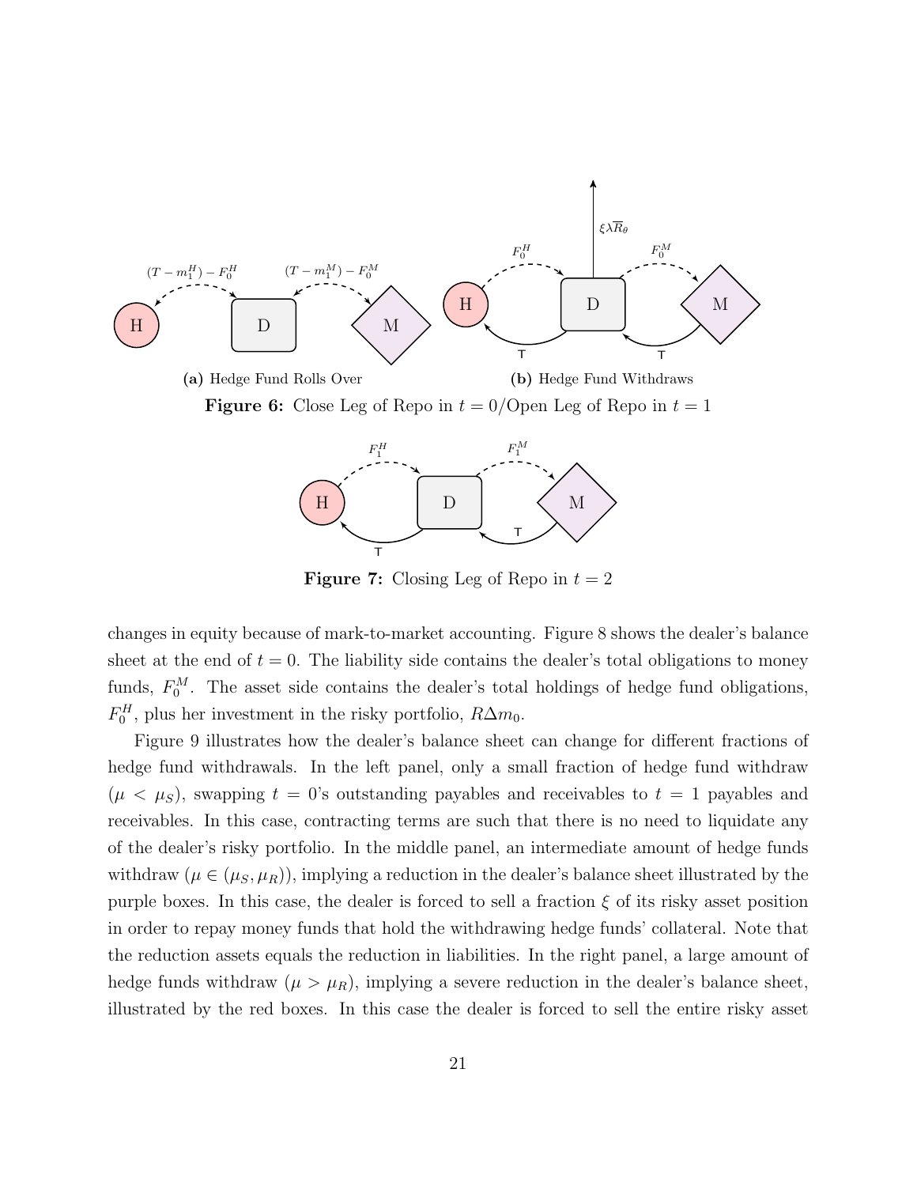(a) Hedge Fund Rolls Over

(b) Hedge Fund Withdraws

**Figure 6:** Close Leg of Repo in $t = 0$/Open Leg of Repo in $t = 1$

**Figure 7:** Closing Leg of Repo in $t = 2$

changes in equity because of mark-to-market accounting. Figure 8 shows the dealer's balance sheet at the end of $t = 0$. The liability side contains the dealer's total obligations to money funds, $F_0^M$. The asset side contains the dealer's total holdings of hedge fund obligations, $F_0^H$, plus her investment in the risky portfolio, $R\Delta m_0$.

Figure 9 illustrates how the dealer's balance sheet can change for different fractions of hedge fund withdrawals. In the left panel, only a small fraction of hedge fund withdraw ($\mu < \mu_S$), swapping $t = 0$'s outstanding payables and receivables to $t = 1$ payables and receivables. In this case, contracting terms are such that there is no need to liquidate any of the dealer's risky portfolio. In the middle panel, an intermediate amount of hedge funds withdraw ($\mu \in (\mu_S, \mu_R)$), implying a reduction in the dealer's balance sheet illustrated by the purple boxes. In this case, the dealer is forced to sell a fraction $\xi$ of its risky asset position in order to repay money funds that hold the withdrawing hedge funds' collateral. Note that the reduction assets equals the reduction in liabilities. In the right panel, a large amount of hedge funds withdraw ($\mu > \mu_R$), implying a severe reduction in the dealer's balance sheet, illustrated by the red boxes. In this case the dealer is forced to sell the entire risky asset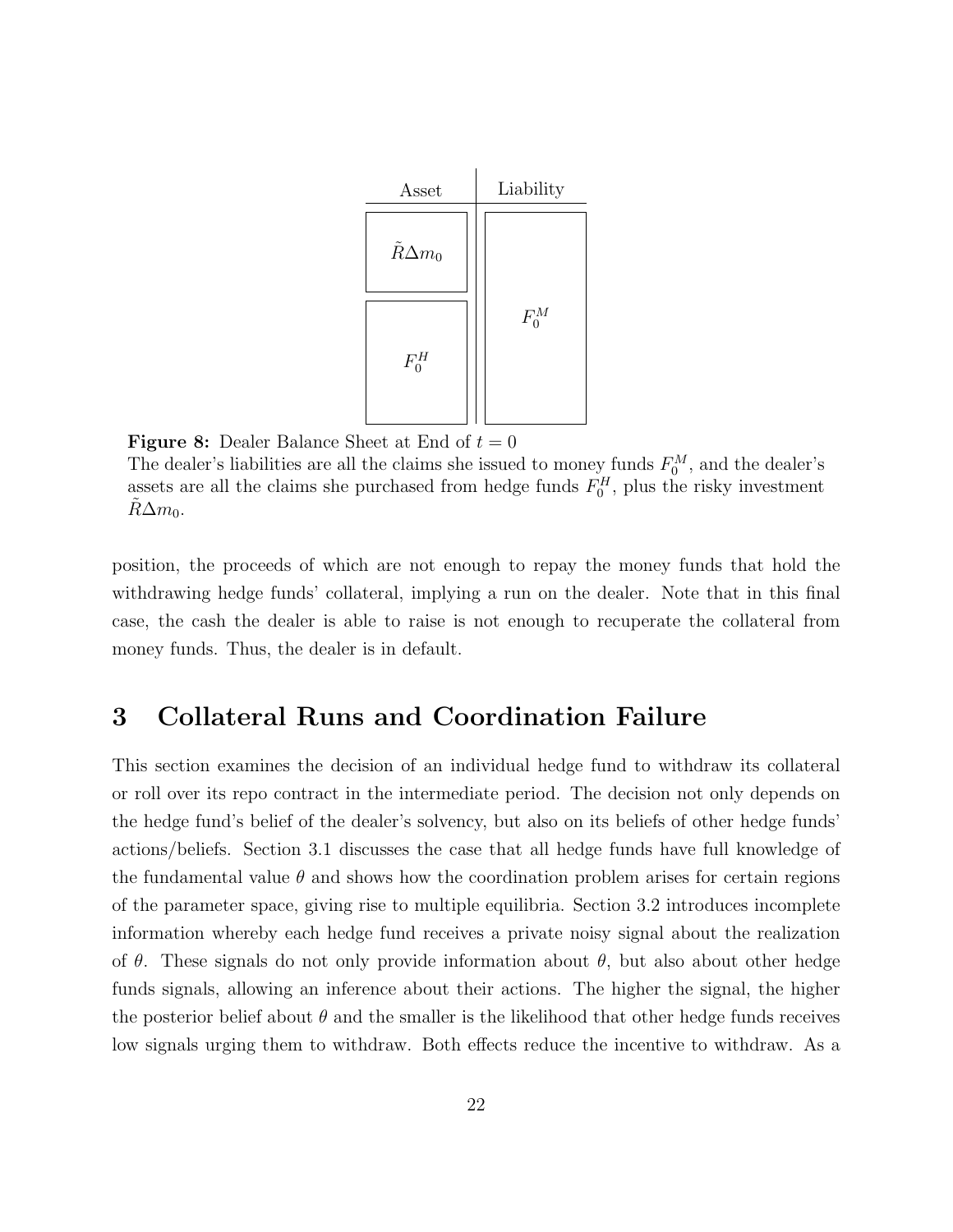| Asset | Liability |
| --- | --- |
| $\tilde{R}\Delta m_0$ | $F_0^M$ |
| $F_0^H$ | |

**Figure 8:** Dealer Balance Sheet at End of $t = 0$
The dealer's liabilities are all the claims she issued to money funds $F_0^M$, and the dealer's assets are all the claims she purchased from hedge funds $F_0^H$, plus the risky investment $\tilde{R}\Delta m_0$.

position, the proceeds of which are not enough to repay the money funds that hold the withdrawing hedge funds' collateral, implying a run on the dealer. Note that in this final case, the cash the dealer is able to raise is not enough to recuperate the collateral from money funds. Thus, the dealer is in default.

# 3 Collateral Runs and Coordination Failure

This section examines the decision of an individual hedge fund to withdraw its collateral or roll over its repo contract in the intermediate period. The decision not only depends on the hedge fund's belief of the dealer's solvency, but also on its beliefs of other hedge funds' actions/beliefs. Section 3.1 discusses the case that all hedge funds have full knowledge of the fundamental value $\theta$ and shows how the coordination problem arises for certain regions of the parameter space, giving rise to multiple equilibria. Section 3.2 introduces incomplete information whereby each hedge fund receives a private noisy signal about the realization of $\theta$. These signals do not only provide information about $\theta$, but also about other hedge funds signals, allowing an inference about their actions. The higher the signal, the higher the posterior belief about $\theta$ and the smaller is the likelihood that other hedge funds receives low signals urging them to withdraw. Both effects reduce the incentive to withdraw. As a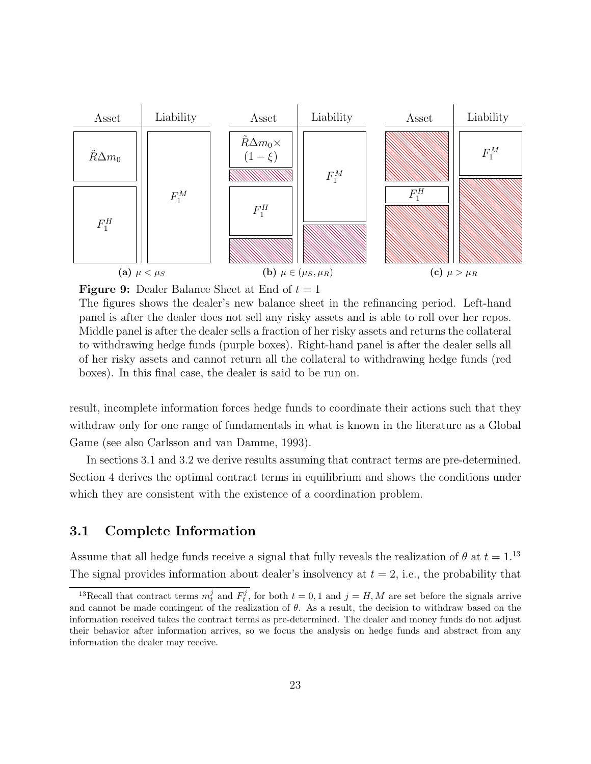| Asset | Liability |
|---|---|
| $\tilde{R}\Delta m_0$ | $F_1^M$ |
| $F_1^H$ | |

**(a)** $\mu < \mu_S$

| Asset | Liability |
|---|---|
| $\tilde{R}\Delta m_0 \times (1-\xi)$ | $F_1^M$ |
| $F_1^H$ | |

**(b)** $\mu \in (\mu_S, \mu_R)$

| Asset | Liability |
|---|---|
| $F_1^H$ | $F_1^M$ |

**(c)** $\mu > \mu_R$

**Figure 9:** Dealer Balance Sheet at End of $t = 1$

The figures shows the dealer's new balance sheet in the refinancing period. Left-hand panel is after the dealer does not sell any risky assets and is able to roll over her repos. Middle panel is after the dealer sells a fraction of her risky assets and returns the collateral to withdrawing hedge funds (purple boxes). Right-hand panel is after the dealer sells all of her risky assets and cannot return all the collateral to withdrawing hedge funds (red boxes). In this final case, the dealer is said to be run on.

result, incomplete information forces hedge funds to coordinate their actions such that they withdraw only for one range of fundamentals in what is known in the literature as a Global Game (see also Carlsson and van Damme, 1993).

In sections 3.1 and 3.2 we derive results assuming that contract terms are pre-determined. Section 4 derives the optimal contract terms in equilibrium and shows the conditions under which they are consistent with the existence of a coordination problem.

## 3.1 Complete Information

Assume that all hedge funds receive a signal that fully reveals the realization of $\theta$ at $t = 1$.[13] The signal provides information about dealer's insolvency at $t = 2$, i.e., the probability that

[13] Recall that contract terms $m_t^j$ and $F_t^j$, for both $t = 0, 1$ and $j = H, M$ are set before the signals arrive and cannot be made contingent of the realization of $\theta$. As a result, the decision to withdraw based on the information received takes the contract terms as pre-determined. The dealer and money funds do not adjust their behavior after information arrives, so we focus the analysis on hedge funds and abstract from any information the dealer may receive.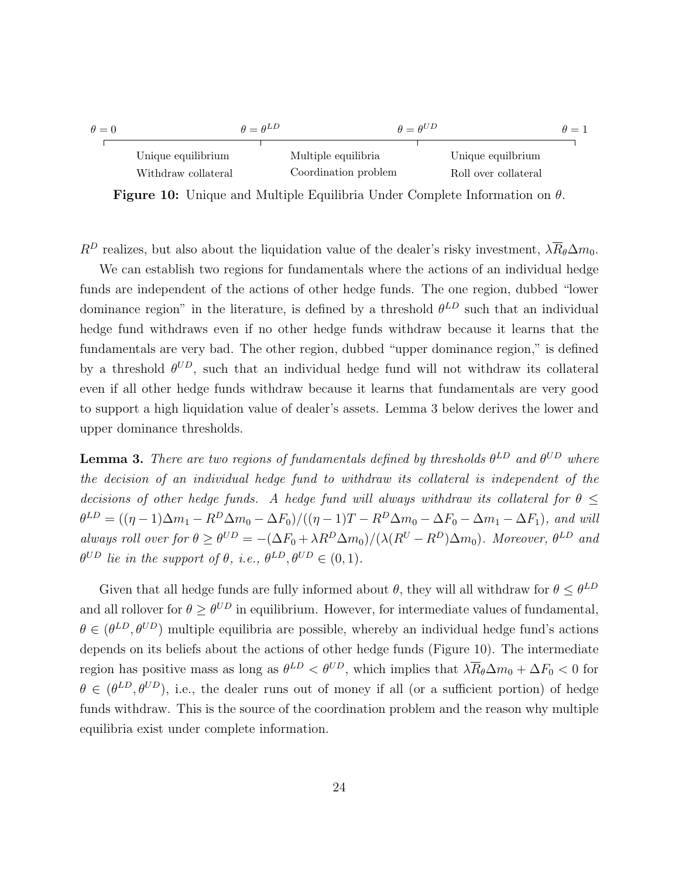| $\theta = 0$ | $\theta = \theta^{LD}$ | $\theta = \theta^{UD}$ | $\theta = 1$ |
|---|---|---|---|
| Unique equilibrium | Multiple equilibria | Unique equilbrium | |
| Withdraw collateral | Coordination problem | Roll over collateral | |

**Figure 10:** Unique and Multiple Equilibria Under Complete Information on $\theta$.

$R^D$ realizes, but also about the liquidation value of the dealer's risky investment, $\lambda \overline{R}_\theta \Delta m_0$.

We can establish two regions for fundamentals where the actions of an individual hedge funds are independent of the actions of other hedge funds. The one region, dubbed "lower dominance region" in the literature, is defined by a threshold $\theta^{LD}$ such that an individual hedge fund withdraws even if no other hedge funds withdraw because it learns that the fundamentals are very bad. The other region, dubbed "upper dominance region," is defined by a threshold $\theta^{UD}$, such that an individual hedge fund will not withdraw its collateral even if all other hedge funds withdraw because it learns that fundamentals are very good to support a high liquidation value of dealer's assets. Lemma 3 below derives the lower and upper dominance thresholds.

**Lemma 3.** *There are two regions of fundamentals defined by thresholds $\theta^{LD}$ and $\theta^{UD}$ where the decision of an individual hedge fund to withdraw its collateral is independent of the decisions of other hedge funds. A hedge fund will always withdraw its collateral for $\theta \leq \theta^{LD} = ((\eta - 1)\Delta m_1 - R^D \Delta m_0 - \Delta F_0)/((\eta - 1)T - R^D \Delta m_0 - \Delta F_0 - \Delta m_1 - \Delta F_1)$, and will always roll over for $\theta \geq \theta^{UD} = -(\Delta F_0 + \lambda R^D \Delta m_0)/(\lambda(R^U - R^D)\Delta m_0)$. Moreover, $\theta^{LD}$ and $\theta^{UD}$ lie in the support of $\theta$, i.e., $\theta^{LD}, \theta^{UD} \in (0, 1)$.*

Given that all hedge funds are fully informed about $\theta$, they will all withdraw for $\theta \leq \theta^{LD}$ and all rollover for $\theta \geq \theta^{UD}$ in equilibrium. However, for intermediate values of fundamental, $\theta \in (\theta^{LD}, \theta^{UD})$ multiple equilibria are possible, whereby an individual hedge fund's actions depends on its beliefs about the actions of other hedge funds (Figure 10). The intermediate region has positive mass as long as $\theta^{LD} < \theta^{UD}$, which implies that $\lambda \overline{R}_\theta \Delta m_0 + \Delta F_0 < 0$ for $\theta \in (\theta^{LD}, \theta^{UD})$, i.e., the dealer runs out of money if all (or a sufficient portion) of hedge funds withdraw. This is the source of the coordination problem and the reason why multiple equilibria exist under complete information.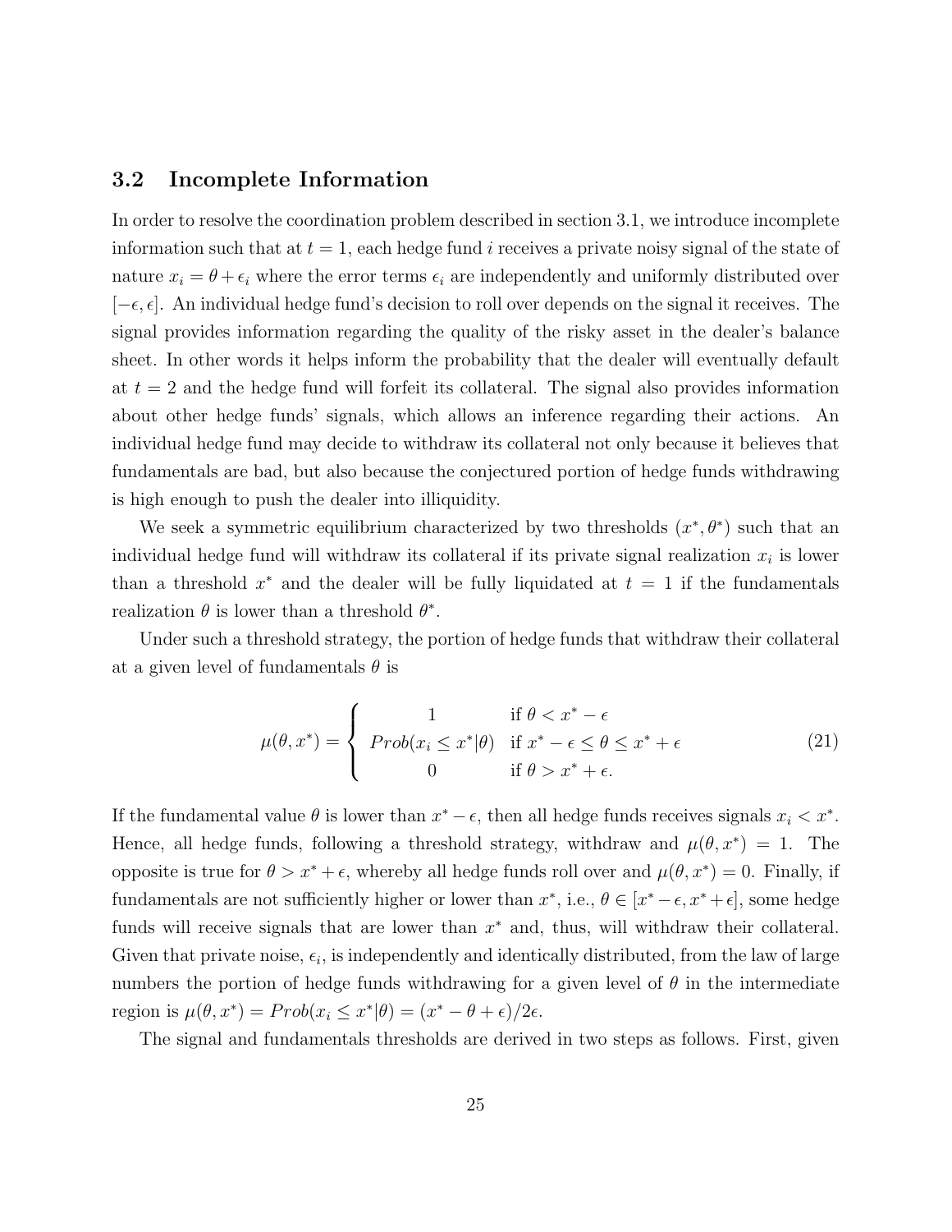### 3.2 Incomplete Information

In order to resolve the coordination problem described in section 3.1, we introduce incomplete information such that at $t = 1$, each hedge fund $i$ receives a private noisy signal of the state of nature $x_i = \theta + \epsilon_i$ where the error terms $\epsilon_i$ are independently and uniformly distributed over $[-\epsilon, \epsilon]$. An individual hedge fund's decision to roll over depends on the signal it receives. The signal provides information regarding the quality of the risky asset in the dealer's balance sheet. In other words it helps inform the probability that the dealer will eventually default at $t = 2$ and the hedge fund will forfeit its collateral. The signal also provides information about other hedge funds' signals, which allows an inference regarding their actions. An individual hedge fund may decide to withdraw its collateral not only because it believes that fundamentals are bad, but also because the conjectured portion of hedge funds withdrawing is high enough to push the dealer into illiquidity.

We seek a symmetric equilibrium characterized by two thresholds $(x^*, \theta^*)$ such that an individual hedge fund will withdraw its collateral if its private signal realization $x_i$ is lower than a threshold $x^*$ and the dealer will be fully liquidated at $t = 1$ if the fundamentals realization $\theta$ is lower than a threshold $\theta^*$.

Under such a threshold strategy, the portion of hedge funds that withdraw their collateral at a given level of fundamentals $\theta$ is

$$\mu(\theta, x^*) = \begin{cases} 1 & \text{if } \theta < x^* - \epsilon \\ Prob(x_i \leq x^* | \theta) & \text{if } x^* - \epsilon \leq \theta \leq x^* + \epsilon \\ 0 & \text{if } \theta > x^* + \epsilon. \end{cases} \tag{21}$$

If the fundamental value $\theta$ is lower than $x^* - \epsilon$, then all hedge funds receives signals $x_i < x^*$. Hence, all hedge funds, following a threshold strategy, withdraw and $\mu(\theta, x^*) = 1$. The opposite is true for $\theta > x^* + \epsilon$, whereby all hedge funds roll over and $\mu(\theta, x^*) = 0$. Finally, if fundamentals are not sufficiently higher or lower than $x^*$, i.e., $\theta \in [x^* - \epsilon, x^* + \epsilon]$, some hedge funds will receive signals that are lower than $x^*$ and, thus, will withdraw their collateral. Given that private noise, $\epsilon_i$, is independently and identically distributed, from the law of large numbers the portion of hedge funds withdrawing for a given level of $\theta$ in the intermediate region is $\mu(\theta, x^*) = Prob(x_i \leq x^* | \theta) = (x^* - \theta + \epsilon)/2\epsilon$.

The signal and fundamentals thresholds are derived in two steps as follows. First, given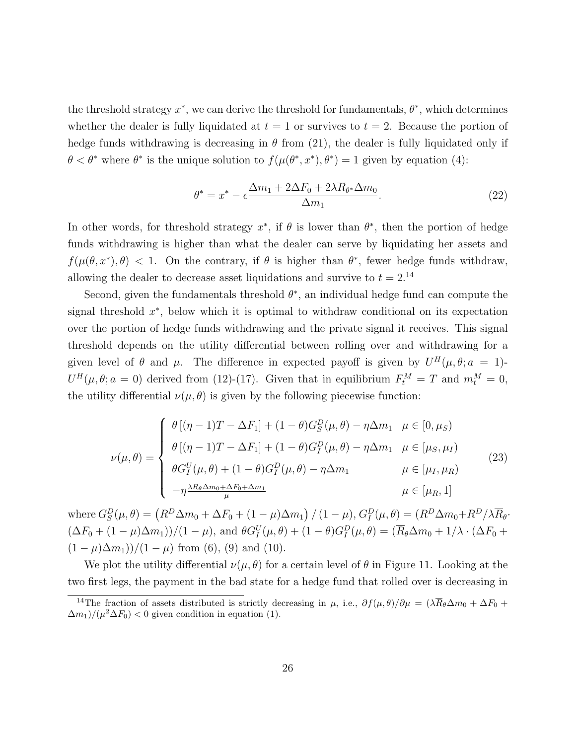the threshold strategy $x^*$, we can derive the threshold for fundamentals, $\theta^*$, which determines whether the dealer is fully liquidated at $t = 1$ or survives to $t = 2$. Because the portion of hedge funds withdrawing is decreasing in $\theta$ from (21), the dealer is fully liquidated only if $\theta < \theta^*$ where $\theta^*$ is the unique solution to $f(\mu(\theta^*, x^*), \theta^*) = 1$ given by equation (4):

$$\theta^* = x^* - \epsilon \frac{\Delta m_1 + 2\Delta F_0 + 2\lambda \overline{R}_{\theta^*} \Delta m_0}{\Delta m_1}. \tag{22}$$

In other words, for threshold strategy $x^*$, if $\theta$ is lower than $\theta^*$, then the portion of hedge funds withdrawing is higher than what the dealer can serve by liquidating her assets and $f(\mu(\theta, x^*), \theta) < 1$. On the contrary, if $\theta$ is higher than $\theta^*$, fewer hedge funds withdraw, allowing the dealer to decrease asset liquidations and survive to $t = 2$.[14]

Second, given the fundamentals threshold $\theta^*$, an individual hedge fund can compute the signal threshold $x^*$, below which it is optimal to withdraw conditional on its expectation over the portion of hedge funds withdrawing and the private signal it receives. This signal threshold depends on the utility differential between rolling over and withdrawing for a given level of $\theta$ and $\mu$. The difference in expected payoff is given by $U^H(\mu, \theta; a = 1)$-$U^H(\mu, \theta; a = 0)$ derived from (12)-(17). Given that in equilibrium $F_t^M = T$ and $m_t^M = 0$, the utility differential $\nu(\mu, \theta)$ is given by the following piecewise function:

$$\nu(\mu, \theta) = \begin{cases} \theta \left[ (\eta - 1)T - \Delta F_1 \right] + (1 - \theta) G_S^D(\mu, \theta) - \eta \Delta m_1 & \mu \in [0, \mu_S) \\ \theta \left[ (\eta - 1)T - \Delta F_1 \right] + (1 - \theta) G_I^D(\mu, \theta) - \eta \Delta m_1 & \mu \in [\mu_S, \mu_I) \\ \theta G_I^U(\mu, \theta) + (1 - \theta) G_I^D(\mu, \theta) - \eta \Delta m_1 & \mu \in [\mu_I, \mu_R) \\ -\eta \frac{\lambda \overline{R}_\theta \Delta m_0 + \Delta F_0 + \Delta m_1}{\mu} & \mu \in [\mu_R, 1] \end{cases} \tag{23}$$

where $G_S^D(\mu, \theta) = \left( R^D \Delta m_0 + \Delta F_0 + (1 - \mu) \Delta m_1 \right) / (1 - \mu)$, $G_I^D(\mu, \theta) = (R^D \Delta m_0 + R^D / \lambda \overline{R}_\theta \cdot (\Delta F_0 + (1 - \mu) \Delta m_1))/(1 - \mu)$, and $\theta G_I^U(\mu, \theta) + (1 - \theta) G_I^D(\mu, \theta) = (\overline{R}_\theta \Delta m_0 + 1/\lambda \cdot (\Delta F_0 + (1 - \mu) \Delta m_1))/(1 - \mu)$ from (6), (9) and (10).

We plot the utility differential $\nu(\mu, \theta)$ for a certain level of $\theta$ in Figure 11. Looking at the two first legs, the payment in the bad state for a hedge fund that rolled over is decreasing in

[14] The fraction of assets distributed is strictly decreasing in $\mu$, i.e., $\partial f(\mu, \theta)/\partial \mu = (\lambda \overline{R}_\theta \Delta m_0 + \Delta F_0 + \Delta m_1)/(\mu^2 \Delta F_0) < 0$ given condition in equation (1).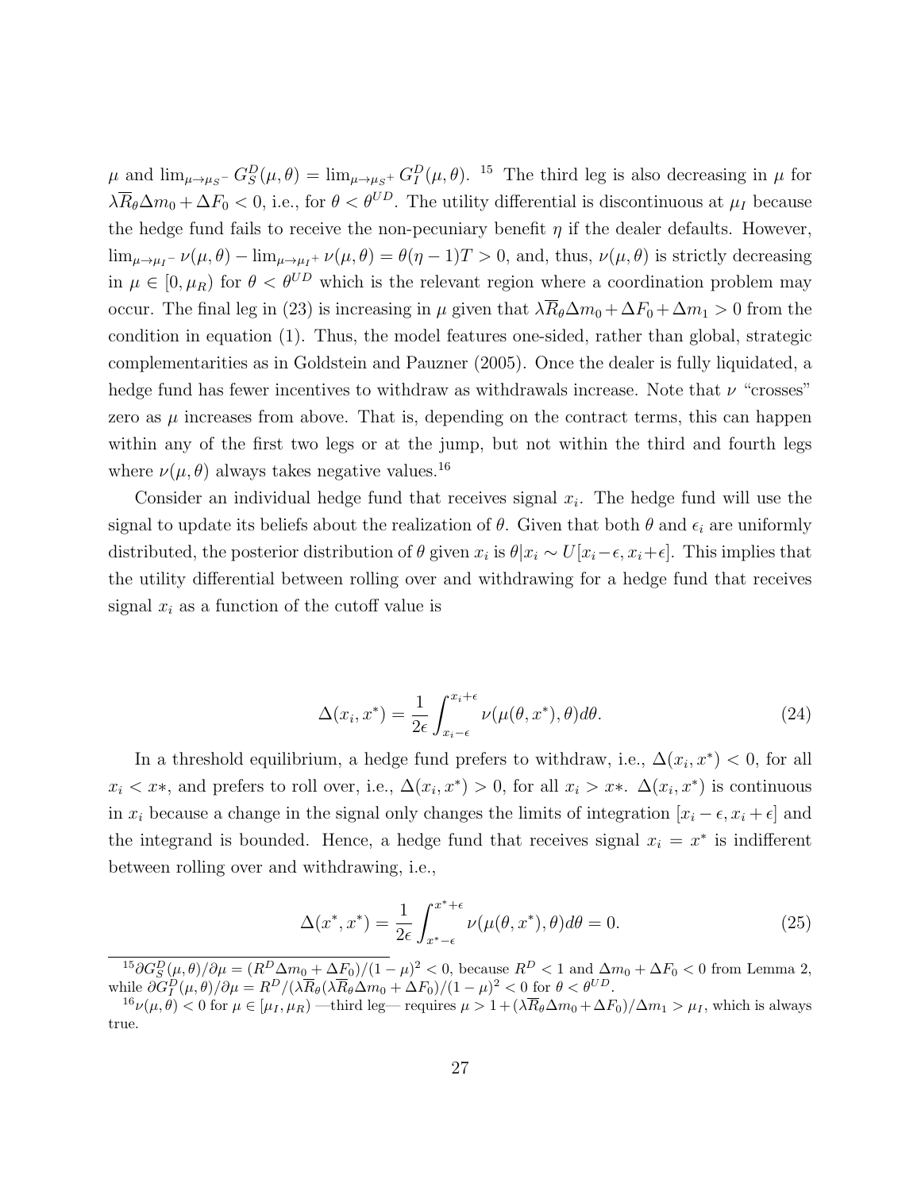$\mu$ and $\lim_{\mu \to \mu_S^-} G_S^D(\mu, \theta) = \lim_{\mu \to \mu_S^+} G_I^D(\mu, \theta)$. [15] The third leg is also decreasing in $\mu$ for $\lambda \overline{R}_\theta \Delta m_0 + \Delta F_0 < 0$, i.e., for $\theta < \theta^{UD}$. The utility differential is discontinuous at $\mu_I$ because the hedge fund fails to receive the non-pecuniary benefit $\eta$ if the dealer defaults. However, $\lim_{\mu \to \mu_I^-} \nu(\mu, \theta) - \lim_{\mu \to \mu_I^+} \nu(\mu, \theta) = \theta(\eta - 1)T > 0$, and, thus, $\nu(\mu, \theta)$ is strictly decreasing in $\mu \in [0, \mu_R)$ for $\theta < \theta^{UD}$ which is the relevant region where a coordination problem may occur. The final leg in (23) is increasing in $\mu$ given that $\lambda \overline{R}_\theta \Delta m_0 + \Delta F_0 + \Delta m_1 > 0$ from the condition in equation (1). Thus, the model features one-sided, rather than global, strategic complementarities as in Goldstein and Pauzner (2005). Once the dealer is fully liquidated, a hedge fund has fewer incentives to withdraw as withdrawals increase. Note that $\nu$ "crosses" zero as $\mu$ increases from above. That is, depending on the contract terms, this can happen within any of the first two legs or at the jump, but not within the third and fourth legs where $\nu(\mu, \theta)$ always takes negative values.[16]

Consider an individual hedge fund that receives signal $x_i$. The hedge fund will use the signal to update its beliefs about the realization of $\theta$. Given that both $\theta$ and $\epsilon_i$ are uniformly distributed, the posterior distribution of $\theta$ given $x_i$ is $\theta | x_i \sim U[x_i - \epsilon, x_i + \epsilon]$. This implies that the utility differential between rolling over and withdrawing for a hedge fund that receives signal $x_i$ as a function of the cutoff value is

$$\Delta(x_i, x^*) = \frac{1}{2\epsilon} \int_{x_i - \epsilon}^{x_i + \epsilon} \nu(\mu(\theta, x^*), \theta) d\theta. \tag{24}$$

In a threshold equilibrium, a hedge fund prefers to withdraw, i.e., $\Delta(x_i, x^*) < 0$, for all $x_i < x*$, and prefers to roll over, i.e., $\Delta(x_i, x^*) > 0$, for all $x_i > x*$. $\Delta(x_i, x^*)$ is continuous in $x_i$ because a change in the signal only changes the limits of integration $[x_i - \epsilon, x_i + \epsilon]$ and the integrand is bounded. Hence, a hedge fund that receives signal $x_i = x^*$ is indifferent between rolling over and withdrawing, i.e.,

$$\Delta(x^*, x^*) = \frac{1}{2\epsilon} \int_{x^* - \epsilon}^{x^* + \epsilon} \nu(\mu(\theta, x^*), \theta) d\theta = 0. \tag{25}$$

[15] $\partial G_S^D(\mu, \theta)/\partial \mu = (R^D \Delta m_0 + \Delta F_0)/(1 - \mu)^2 < 0$, because $R^D < 1$ and $\Delta m_0 + \Delta F_0 < 0$ from Lemma 2, while $\partial G_I^D(\mu, \theta)/\partial \mu = R^D/(\lambda \overline{R}_\theta(\lambda \overline{R}_\theta \Delta m_0 + \Delta F_0)/(1 - \mu)^2 < 0$ for $\theta < \theta^{UD}$.

[16] $\nu(\mu, \theta) < 0$ for $\mu \in [\mu_I, \mu_R)$ —third leg— requires $\mu > 1 + (\lambda \overline{R}_\theta \Delta m_0 + \Delta F_0)/\Delta m_1 > \mu_I$, which is always true.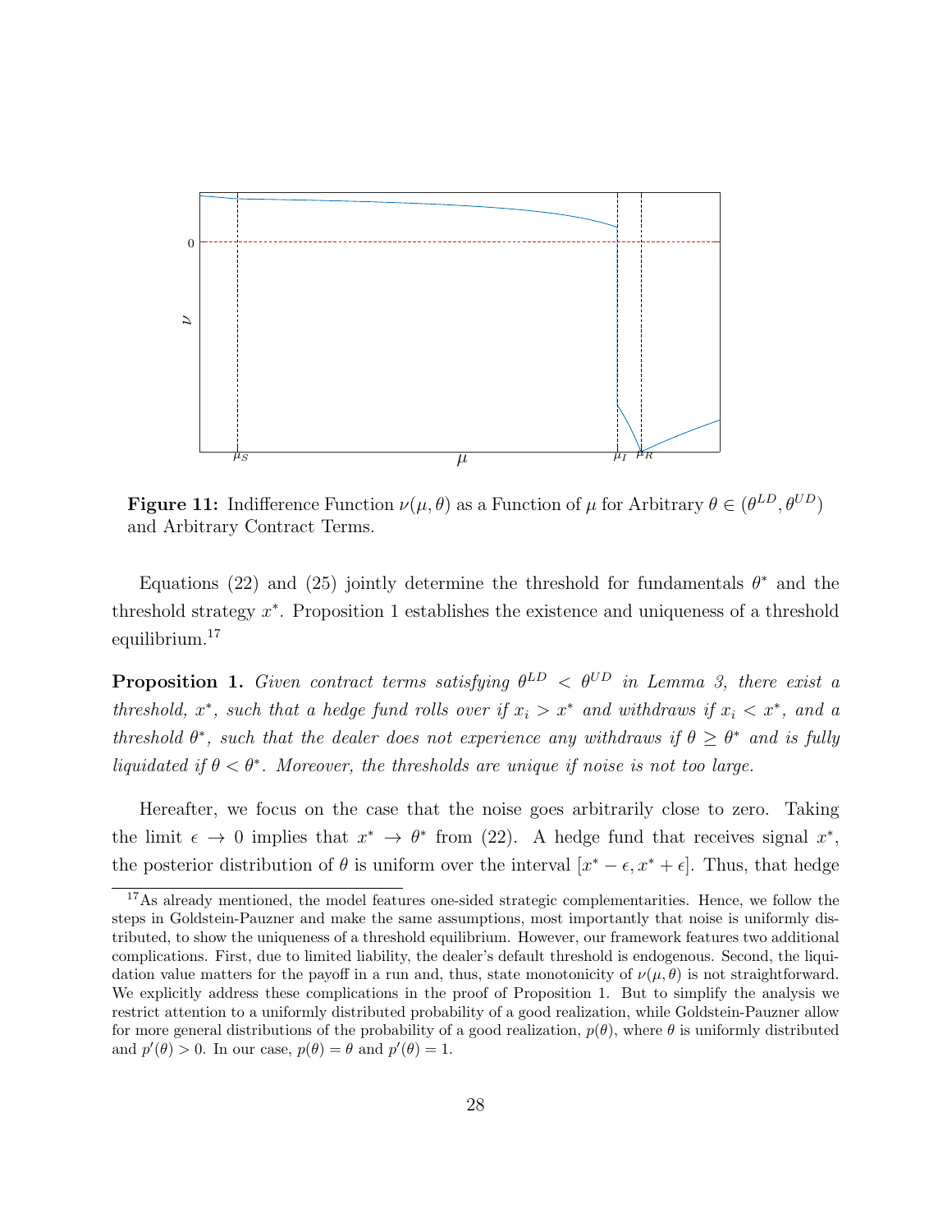**Figure 11:** Indifference Function $\nu(\mu, \theta)$ as a Function of $\mu$ for Arbitrary $\theta \in (\theta^{LD}, \theta^{UD})$ and Arbitrary Contract Terms.

Equations (22) and (25) jointly determine the threshold for fundamentals $\theta^*$ and the threshold strategy $x^*$. Proposition 1 establishes the existence and uniqueness of a threshold equilibrium.[17]

**Proposition 1.** *Given contract terms satisfying $\theta^{LD} < \theta^{UD}$ in Lemma 3, there exist a threshold, $x^*$, such that a hedge fund rolls over if $x_i > x^*$ and withdraws if $x_i < x^*$, and a threshold $\theta^*$, such that the dealer does not experience any withdraws if $\theta \geq \theta^*$ and is fully liquidated if $\theta < \theta^*$. Moreover, the thresholds are unique if noise is not too large.*

Hereafter, we focus on the case that the noise goes arbitrarily close to zero. Taking the limit $\epsilon \to 0$ implies that $x^* \to \theta^*$ from (22). A hedge fund that receives signal $x^*$, the posterior distribution of $\theta$ is uniform over the interval $[x^* - \epsilon, x^* + \epsilon]$. Thus, that hedge

[17] As already mentioned, the model features one-sided strategic complementarities. Hence, we follow the steps in Goldstein-Pauzner and make the same assumptions, most importantly that noise is uniformly distributed, to show the uniqueness of a threshold equilibrium. However, our framework features two additional complications. First, due to limited liability, the dealer's default threshold is endogenous. Second, the liquidation value matters for the payoff in a run and, thus, state monotonicity of $\nu(\mu, \theta)$ is not straightforward. We explicitly address these complications in the proof of Proposition 1. But to simplify the analysis we restrict attention to a uniformly distributed probability of a good realization, while Goldstein-Pauzner allow for more general distributions of the probability of a good realization, $p(\theta)$, where $\theta$ is uniformly distributed and $p'(\theta) > 0$. In our case, $p(\theta) = \theta$ and $p'(\theta) = 1$.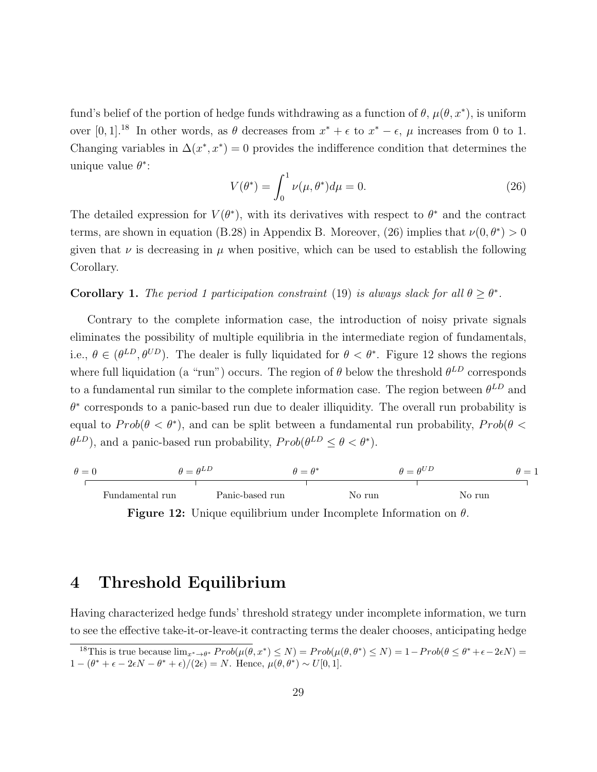fund's belief of the portion of hedge funds withdrawing as a function of $\theta$, $\mu(\theta, x^*)$, is uniform over $[0,1]$.[18] In other words, as $\theta$ decreases from $x^* + \epsilon$ to $x^* - \epsilon$, $\mu$ increases from 0 to 1. Changing variables in $\Delta(x^*, x^*) = 0$ provides the indifference condition that determines the unique value $\theta^*$:

$$V(\theta^*) = \int_0^1 \nu(\mu, \theta^*) d\mu = 0. \tag{26}$$

The detailed expression for $V(\theta^*)$, with its derivatives with respect to $\theta^*$ and the contract terms, are shown in equation (B.28) in Appendix B. Moreover, (26) implies that $\nu(0, \theta^*) > 0$ given that $\nu$ is decreasing in $\mu$ when positive, which can be used to establish the following Corollary.

**Corollary 1.** *The period 1 participation constraint* (19) *is always slack for all* $\theta \geq \theta^*$.

Contrary to the complete information case, the introduction of noisy private signals eliminates the possibility of multiple equilibria in the intermediate region of fundamentals, i.e., $\theta \in (\theta^{LD}, \theta^{UD})$. The dealer is fully liquidated for $\theta < \theta^*$. Figure 12 shows the regions where full liquidation (a "run") occurs. The region of $\theta$ below the threshold $\theta^{LD}$ corresponds to a fundamental run similar to the complete information case. The region between $\theta^{LD}$ and $\theta^*$ corresponds to a panic-based run due to dealer illiquidity. The overall run probability is equal to $Prob(\theta < \theta^*)$, and can be split between a fundamental run probability, $Prob(\theta < \theta^{LD})$, and a panic-based run probability, $Prob(\theta^{LD} \leq \theta < \theta^*)$.

| $\theta = 0$ | $\theta = \theta^{LD}$ | $\theta = \theta^*$ | $\theta = \theta^{UD}$ | $\theta = 1$ |
|---|---|---|---|---|
| Fundamental run | Panic-based run | No run | No run | |

**Figure 12:** Unique equilibrium under Incomplete Information on $\theta$.

# 4 Threshold Equilibrium

Having characterized hedge funds' threshold strategy under incomplete information, we turn to see the effective take-it-or-leave-it contracting terms the dealer chooses, anticipating hedge

[18] This is true because $\lim_{x^* \to \theta^*} Prob(\mu(\theta, x^*) \leq N) = Prob(\mu(\theta, \theta^*) \leq N) = 1 - Prob(\theta \leq \theta^* + \epsilon - 2\epsilon N) = 1 - (\theta^* + \epsilon - 2\epsilon N - \theta^* + \epsilon)/(2\epsilon) = N$. Hence, $\mu(\theta, \theta^*) \sim U[0,1]$.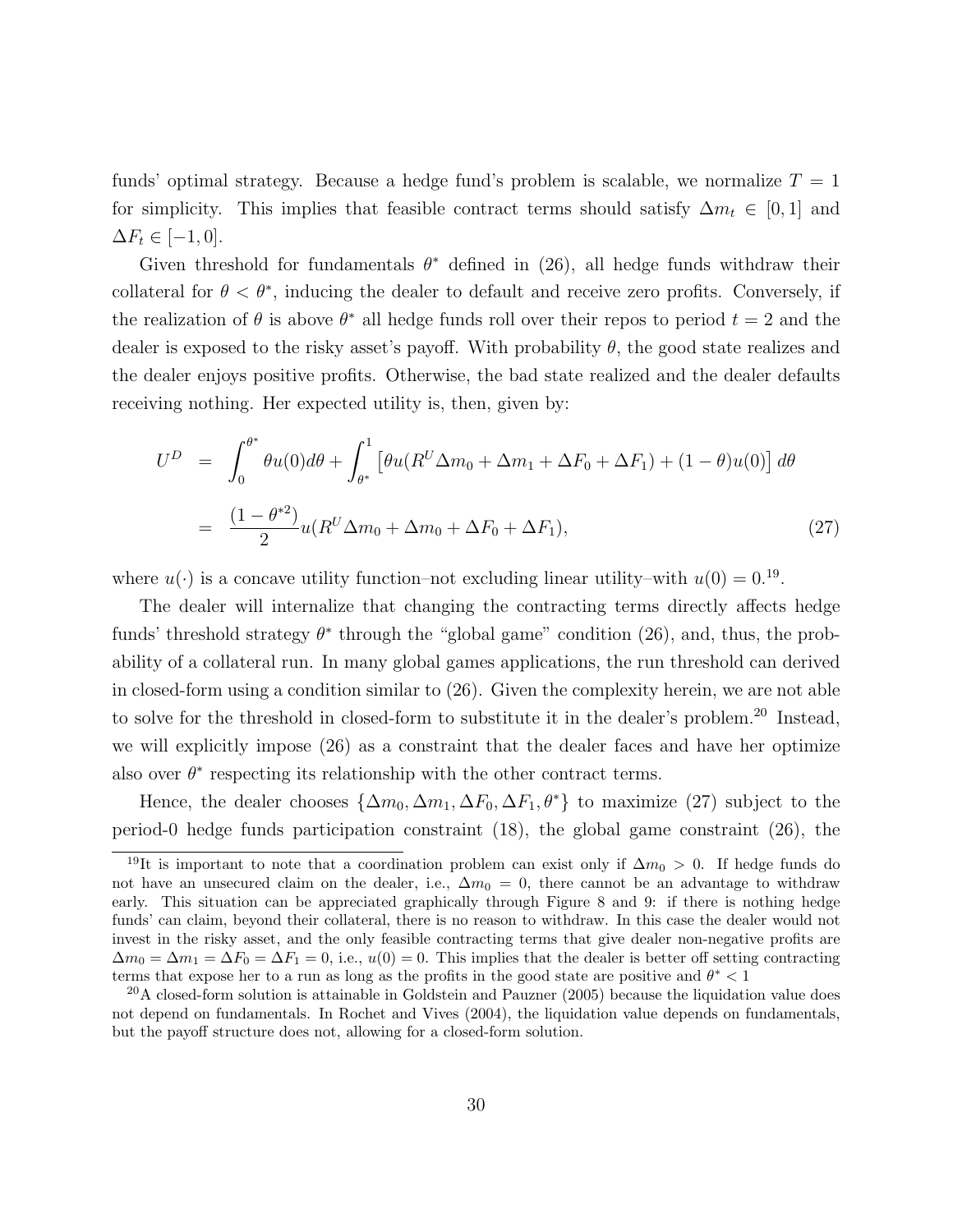funds' optimal strategy. Because a hedge fund's problem is scalable, we normalize $T = 1$ for simplicity. This implies that feasible contract terms should satisfy $\Delta m_t \in [0, 1]$ and $\Delta F_t \in [-1, 0]$.

Given threshold for fundamentals $\theta^*$ defined in (26), all hedge funds withdraw their collateral for $\theta < \theta^*$, inducing the dealer to default and receive zero profits. Conversely, if the realization of $\theta$ is above $\theta^*$ all hedge funds roll over their repos to period $t = 2$ and the dealer is exposed to the risky asset's payoff. With probability $\theta$, the good state realizes and the dealer enjoys positive profits. Otherwise, the bad state realized and the dealer defaults receiving nothing. Her expected utility is, then, given by:

$$
\begin{aligned}
U^D &= \int_0^{\theta^*} \theta u(0) d\theta + \int_{\theta^*}^1 \left[\theta u(R^U \Delta m_0 + \Delta m_1 + \Delta F_0 + \Delta F_1) + (1-\theta) u(0)\right] d\theta \\
&= \frac{(1-\theta^{*2})}{2} u(R^U \Delta m_0 + \Delta m_0 + \Delta F_0 + \Delta F_1), \qquad (27)
\end{aligned}
$$

where $u(\cdot)$ is a concave utility function–not excluding linear utility–with $u(0) = 0$.[19].

The dealer will internalize that changing the contracting terms directly affects hedge funds' threshold strategy $\theta^*$ through the "global game" condition (26), and, thus, the probability of a collateral run. In many global games applications, the run threshold can derived in closed-form using a condition similar to (26). Given the complexity herein, we are not able to solve for the threshold in closed-form to substitute it in the dealer's problem.[20] Instead, we will explicitly impose (26) as a constraint that the dealer faces and have her optimize also over $\theta^*$ respecting its relationship with the other contract terms.

Hence, the dealer chooses $\{\Delta m_0, \Delta m_1, \Delta F_0, \Delta F_1, \theta^*\}$ to maximize (27) subject to the period-0 hedge funds participation constraint (18), the global game constraint (26), the

[19] It is important to note that a coordination problem can exist only if $\Delta m_0 > 0$. If hedge funds do not have an unsecured claim on the dealer, i.e., $\Delta m_0 = 0$, there cannot be an advantage to withdraw early. This situation can be appreciated graphically through Figure 8 and 9: if there is nothing hedge funds' can claim, beyond their collateral, there is no reason to withdraw. In this case the dealer would not invest in the risky asset, and the only feasible contracting terms that give dealer non-negative profits are $\Delta m_0 = \Delta m_1 = \Delta F_0 = \Delta F_1 = 0$, i.e., $u(0) = 0$. This implies that the dealer is better off setting contracting terms that expose her to a run as long as the profits in the good state are positive and $\theta^* < 1$

[20] A closed-form solution is attainable in Goldstein and Pauzner (2005) because the liquidation value does not depend on fundamentals. In Rochet and Vives (2004), the liquidation value depends on fundamentals, but the payoff structure does not, allowing for a closed-form solution.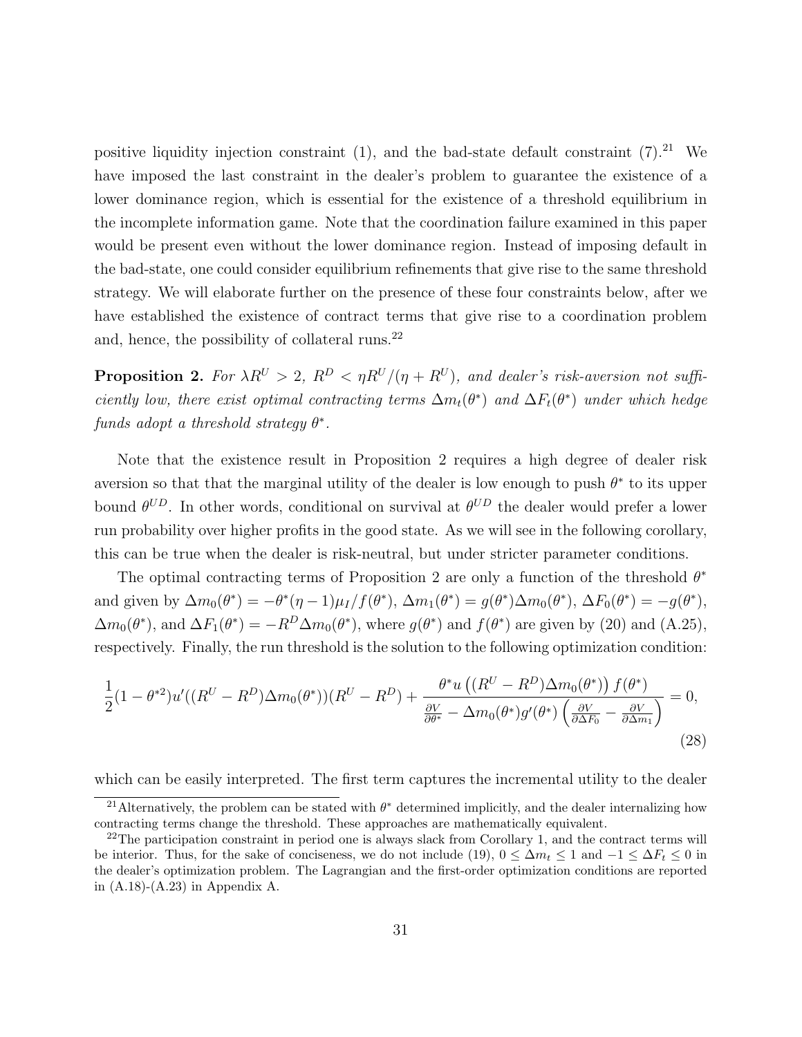positive liquidity injection constraint (1), and the bad-state default constraint (7).[21] We have imposed the last constraint in the dealer's problem to guarantee the existence of a lower dominance region, which is essential for the existence of a threshold equilibrium in the incomplete information game. Note that the coordination failure examined in this paper would be present even without the lower dominance region. Instead of imposing default in the bad-state, one could consider equilibrium refinements that give rise to the same threshold strategy. We will elaborate further on the presence of these four constraints below, after we have established the existence of contract terms that give rise to a coordination problem and, hence, the possibility of collateral runs.[22]

**Proposition 2.** *For $\lambda R^U > 2$, $R^D < \eta R^U/(\eta + R^U)$, and dealer's risk-aversion not sufficiently low, there exist optimal contracting terms $\Delta m_t(\theta^*)$ and $\Delta F_t(\theta^*)$ under which hedge funds adopt a threshold strategy $\theta^*$.*

Note that the existence result in Proposition 2 requires a high degree of dealer risk aversion so that that the marginal utility of the dealer is low enough to push $\theta^*$ to its upper bound $\theta^{UD}$. In other words, conditional on survival at $\theta^{UD}$ the dealer would prefer a lower run probability over higher profits in the good state. As we will see in the following corollary, this can be true when the dealer is risk-neutral, but under stricter parameter conditions.

The optimal contracting terms of Proposition 2 are only a function of the threshold $\theta^*$ and given by $\Delta m_0(\theta^*) = -\theta^*(\eta - 1)\mu_I/f(\theta^*)$, $\Delta m_1(\theta^*) = g(\theta^*)\Delta m_0(\theta^*)$, $\Delta F_0(\theta^*) = -g(\theta^*)$, $\Delta m_0(\theta^*)$, and $\Delta F_1(\theta^*) = -R^D\Delta m_0(\theta^*)$, where $g(\theta^*)$ and $f(\theta^*)$ are given by (20) and (A.25), respectively. Finally, the run threshold is the solution to the following optimization condition:

$$
\frac{1}{2}(1-\theta^{*2})u'((R^U - R^D)\Delta m_0(\theta^*))(R^U - R^D) + \frac{\theta^* u\left((R^U - R^D)\Delta m_0(\theta^*)\right) f(\theta^*)}{\frac{\partial V}{\partial \theta^*} - \Delta m_0(\theta^*) g'(\theta^*)\left(\frac{\partial V}{\partial \Delta F_0} - \frac{\partial V}{\partial \Delta m_1}\right)} = 0, \tag{28}
$$

which can be easily interpreted. The first term captures the incremental utility to the dealer

[21] Alternatively, the problem can be stated with $\theta^*$ determined implicitly, and the dealer internalizing how contracting terms change the threshold. These approaches are mathematically equivalent.

[22] The participation constraint in period one is always slack from Corollary 1, and the contract terms will be interior. Thus, for the sake of conciseness, we do not include (19), $0 \leq \Delta m_t \leq 1$ and $-1 \leq \Delta F_t \leq 0$ in the dealer's optimization problem. The Lagrangian and the first-order optimization conditions are reported in (A.18)-(A.23) in Appendix A.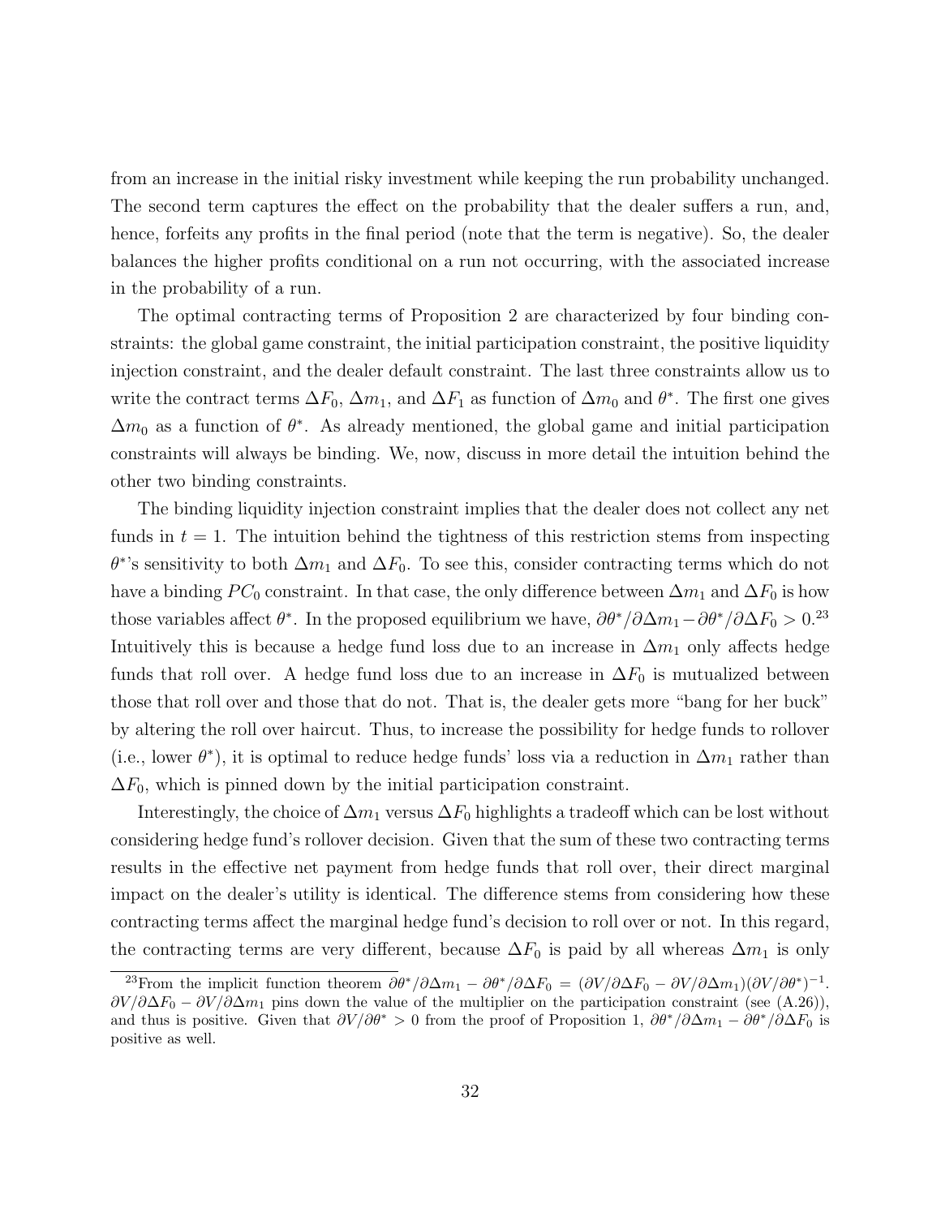from an increase in the initial risky investment while keeping the run probability unchanged. The second term captures the effect on the probability that the dealer suffers a run, and, hence, forfeits any profits in the final period (note that the term is negative). So, the dealer balances the higher profits conditional on a run not occurring, with the associated increase in the probability of a run.

The optimal contracting terms of Proposition 2 are characterized by four binding constraints: the global game constraint, the initial participation constraint, the positive liquidity injection constraint, and the dealer default constraint. The last three constraints allow us to write the contract terms $\Delta F_0$, $\Delta m_1$, and $\Delta F_1$ as function of $\Delta m_0$ and $\theta^*$. The first one gives $\Delta m_0$ as a function of $\theta^*$. As already mentioned, the global game and initial participation constraints will always be binding. We, now, discuss in more detail the intuition behind the other two binding constraints.

The binding liquidity injection constraint implies that the dealer does not collect any net funds in $t = 1$. The intuition behind the tightness of this restriction stems from inspecting $\theta^*$'s sensitivity to both $\Delta m_1$ and $\Delta F_0$. To see this, consider contracting terms which do not have a binding $PC_0$ constraint. In that case, the only difference between $\Delta m_1$ and $\Delta F_0$ is how those variables affect $\theta^*$. In the proposed equilibrium we have, $\partial\theta^*/\partial\Delta m_1 - \partial\theta^*/\partial\Delta F_0 > 0$.[23] Intuitively this is because a hedge fund loss due to an increase in $\Delta m_1$ only affects hedge funds that roll over. A hedge fund loss due to an increase in $\Delta F_0$ is mutualized between those that roll over and those that do not. That is, the dealer gets more "bang for her buck" by altering the roll over haircut. Thus, to increase the possibility for hedge funds to rollover (i.e., lower $\theta^*$), it is optimal to reduce hedge funds' loss via a reduction in $\Delta m_1$ rather than $\Delta F_0$, which is pinned down by the initial participation constraint.

Interestingly, the choice of $\Delta m_1$ versus $\Delta F_0$ highlights a tradeoff which can be lost without considering hedge fund's rollover decision. Given that the sum of these two contracting terms results in the effective net payment from hedge funds that roll over, their direct marginal impact on the dealer's utility is identical. The difference stems from considering how these contracting terms affect the marginal hedge fund's decision to roll over or not. In this regard, the contracting terms are very different, because $\Delta F_0$ is paid by all whereas $\Delta m_1$ is only

[23]From the implicit function theorem $\partial\theta^*/\partial\Delta m_1 - \partial\theta^*/\partial\Delta F_0 = (\partial V/\partial\Delta F_0 - \partial V/\partial\Delta m_1)(\partial V/\partial\theta^*)^{-1}$. $\partial V/\partial\Delta F_0 - \partial V/\partial\Delta m_1$ pins down the value of the multiplier on the participation constraint (see (A.26)), and thus is positive. Given that $\partial V/\partial\theta^* > 0$ from the proof of Proposition 1, $\partial\theta^*/\partial\Delta m_1 - \partial\theta^*/\partial\Delta F_0$ is positive as well.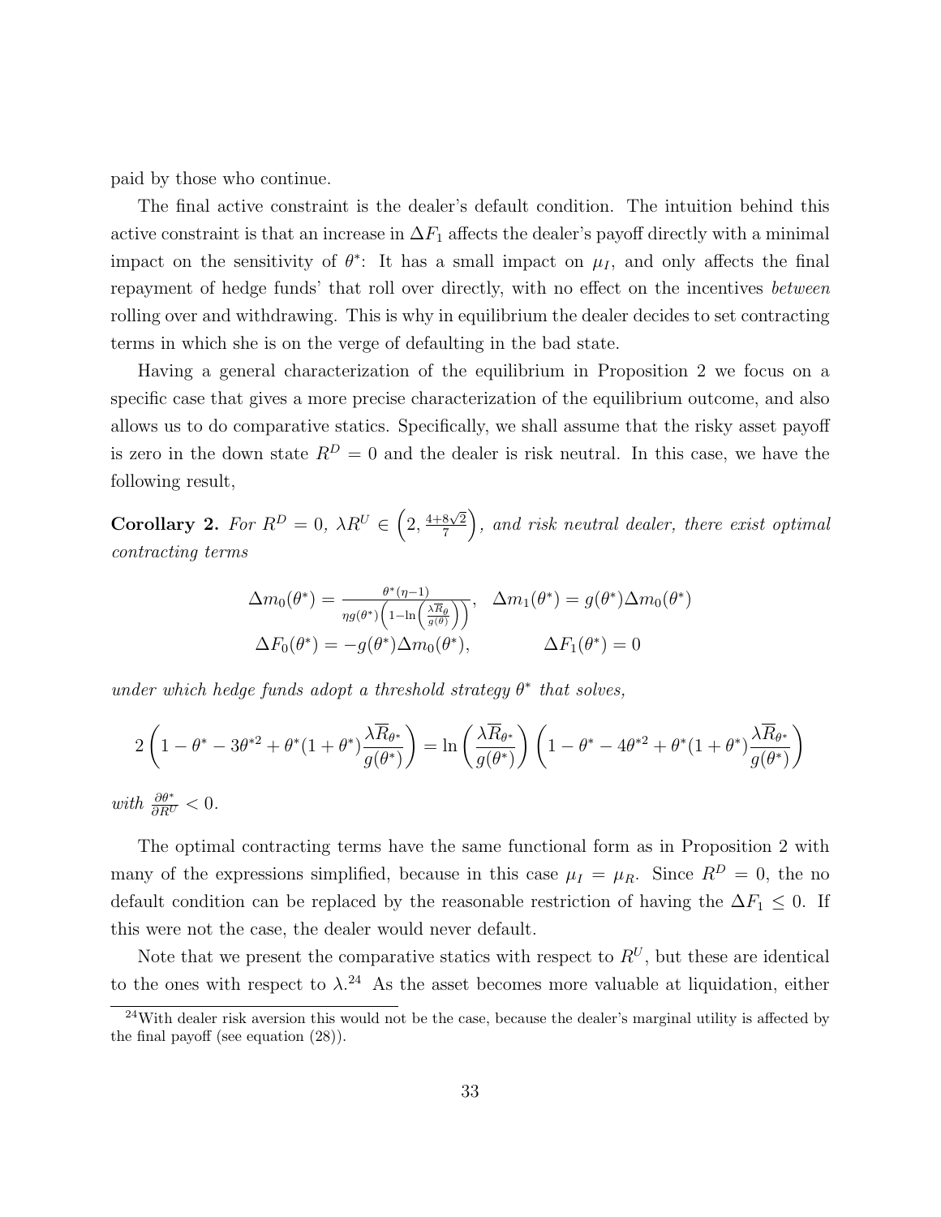paid by those who continue.

The final active constraint is the dealer's default condition. The intuition behind this active constraint is that an increase in $\Delta F_1$ affects the dealer's payoff directly with a minimal impact on the sensitivity of $\theta^*$: It has a small impact on $\mu_I$, and only affects the final repayment of hedge funds' that roll over directly, with no effect on the incentives *between* rolling over and withdrawing. This is why in equilibrium the dealer decides to set contracting terms in which she is on the verge of defaulting in the bad state.

Having a general characterization of the equilibrium in Proposition 2 we focus on a specific case that gives a more precise characterization of the equilibrium outcome, and also allows us to do comparative statics. Specifically, we shall assume that the risky asset payoff is zero in the down state $R^D = 0$ and the dealer is risk neutral. In this case, we have the following result,

**Corollary 2.** *For $R^D = 0$, $\lambda R^U \in \left(2, \frac{4+8\sqrt{2}}{7}\right)$, and risk neutral dealer, there exist optimal contracting terms*

$$
\Delta m_0(\theta^*) = \frac{\theta^*(\eta - 1)}{\eta g(\theta^*)\left(1 - \ln\left(\frac{\lambda \overline{R}_\theta}{g(\theta)}\right)\right)}, \quad \Delta m_1(\theta^*) = g(\theta^*)\Delta m_0(\theta^*)
$$

$$
\Delta F_0(\theta^*) = -g(\theta^*)\Delta m_0(\theta^*), \qquad \Delta F_1(\theta^*) = 0
$$

*under which hedge funds adopt a threshold strategy $\theta^*$ that solves,*

$$
2\left(1 - \theta^* - 3\theta^{*2} + \theta^*(1+\theta^*)\frac{\lambda \overline{R}_{\theta^*}}{g(\theta^*)}\right) = \ln\left(\frac{\lambda \overline{R}_{\theta^*}}{g(\theta^*)}\right)\left(1 - \theta^* - 4\theta^{*2} + \theta^*(1+\theta^*)\frac{\lambda \overline{R}_{\theta^*}}{g(\theta^*)}\right)
$$

*with $\frac{\partial \theta^*}{\partial R^U} < 0$.*

The optimal contracting terms have the same functional form as in Proposition 2 with many of the expressions simplified, because in this case $\mu_I = \mu_R$. Since $R^D = 0$, the no default condition can be replaced by the reasonable restriction of having the $\Delta F_1 \leq 0$. If this were not the case, the dealer would never default.

Note that we present the comparative statics with respect to $R^U$, but these are identical to the ones with respect to $\lambda$.[24] As the asset becomes more valuable at liquidation, either

[24] With dealer risk aversion this would not be the case, because the dealer's marginal utility is affected by the final payoff (see equation (28)).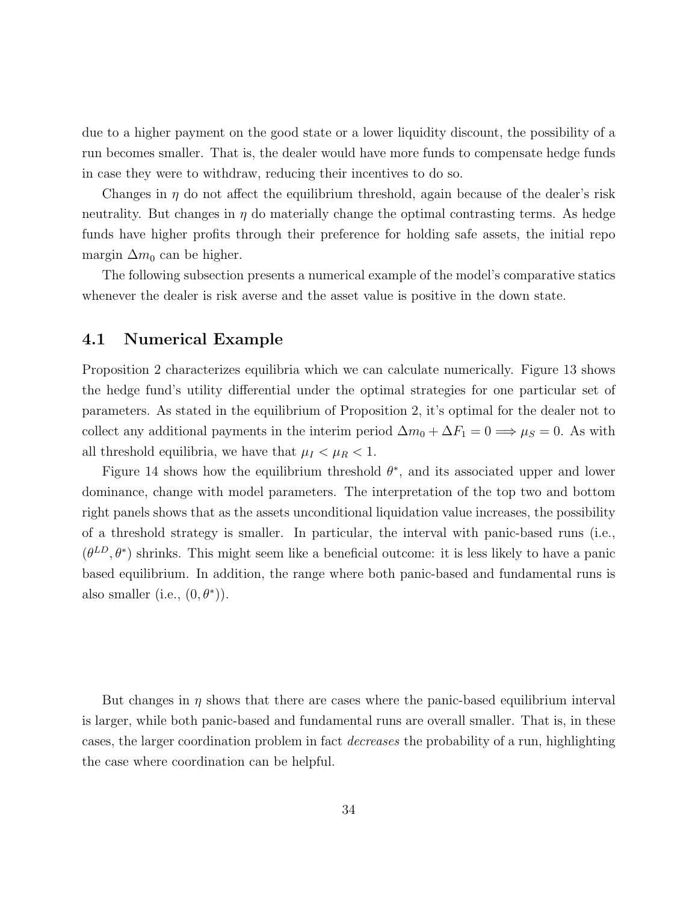due to a higher payment on the good state or a lower liquidity discount, the possibility of a run becomes smaller. That is, the dealer would have more funds to compensate hedge funds in case they were to withdraw, reducing their incentives to do so.

Changes in $\eta$ do not affect the equilibrium threshold, again because of the dealer's risk neutrality. But changes in $\eta$ do materially change the optimal contrasting terms. As hedge funds have higher profits through their preference for holding safe assets, the initial repo margin $\Delta m_0$ can be higher.

The following subsection presents a numerical example of the model's comparative statics whenever the dealer is risk averse and the asset value is positive in the down state.

## 4.1 Numerical Example

Proposition 2 characterizes equilibria which we can calculate numerically. Figure 13 shows the hedge fund's utility differential under the optimal strategies for one particular set of parameters. As stated in the equilibrium of Proposition 2, it's optimal for the dealer not to collect any additional payments in the interim period $\Delta m_0 + \Delta F_1 = 0 \Longrightarrow \mu_S = 0$. As with all threshold equilibria, we have that $\mu_I < \mu_R < 1$.

Figure 14 shows how the equilibrium threshold $\theta^*$, and its associated upper and lower dominance, change with model parameters. The interpretation of the top two and bottom right panels shows that as the assets unconditional liquidation value increases, the possibility of a threshold strategy is smaller. In particular, the interval with panic-based runs (i.e., $(\theta^{LD}, \theta^*)$ shrinks. This might seem like a beneficial outcome: it is less likely to have a panic based equilibrium. In addition, the range where both panic-based and fundamental runs is also smaller (i.e., $(0, \theta^*)$).

But changes in $\eta$ shows that there are cases where the panic-based equilibrium interval is larger, while both panic-based and fundamental runs are overall smaller. That is, in these cases, the larger coordination problem in fact *decreases* the probability of a run, highlighting the case where coordination can be helpful.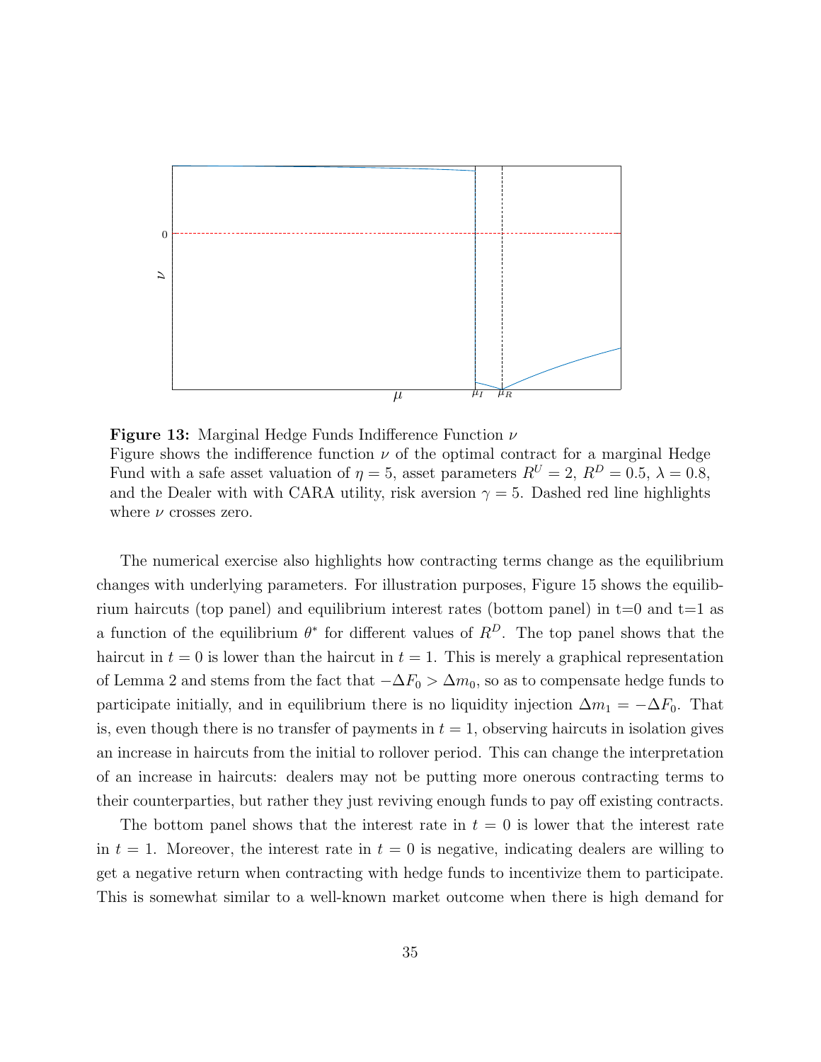**Figure 13:** Marginal Hedge Funds Indifference Function $\nu$

Figure shows the indifference function $\nu$ of the optimal contract for a marginal Hedge Fund with a safe asset valuation of $\eta = 5$, asset parameters $R^U = 2$, $R^D = 0.5$, $\lambda = 0.8$, and the Dealer with with CARA utility, risk aversion $\gamma = 5$. Dashed red line highlights where $\nu$ crosses zero.

The numerical exercise also highlights how contracting terms change as the equilibrium changes with underlying parameters. For illustration purposes, Figure 15 shows the equilibrium haircuts (top panel) and equilibrium interest rates (bottom panel) in t=0 and t=1 as a function of the equilibrium $\theta^*$ for different values of $R^D$. The top panel shows that the haircut in $t = 0$ is lower than the haircut in $t = 1$. This is merely a graphical representation of Lemma 2 and stems from the fact that $-\Delta F_0 > \Delta m_0$, so as to compensate hedge funds to participate initially, and in equilibrium there is no liquidity injection $\Delta m_1 = -\Delta F_0$. That is, even though there is no transfer of payments in $t = 1$, observing haircuts in isolation gives an increase in haircuts from the initial to rollover period. This can change the interpretation of an increase in haircuts: dealers may not be putting more onerous contracting terms to their counterparties, but rather they just reviving enough funds to pay off existing contracts.

The bottom panel shows that the interest rate in $t = 0$ is lower that the interest rate in $t = 1$. Moreover, the interest rate in $t = 0$ is negative, indicating dealers are willing to get a negative return when contracting with hedge funds to incentivize them to participate. This is somewhat similar to a well-known market outcome when there is high demand for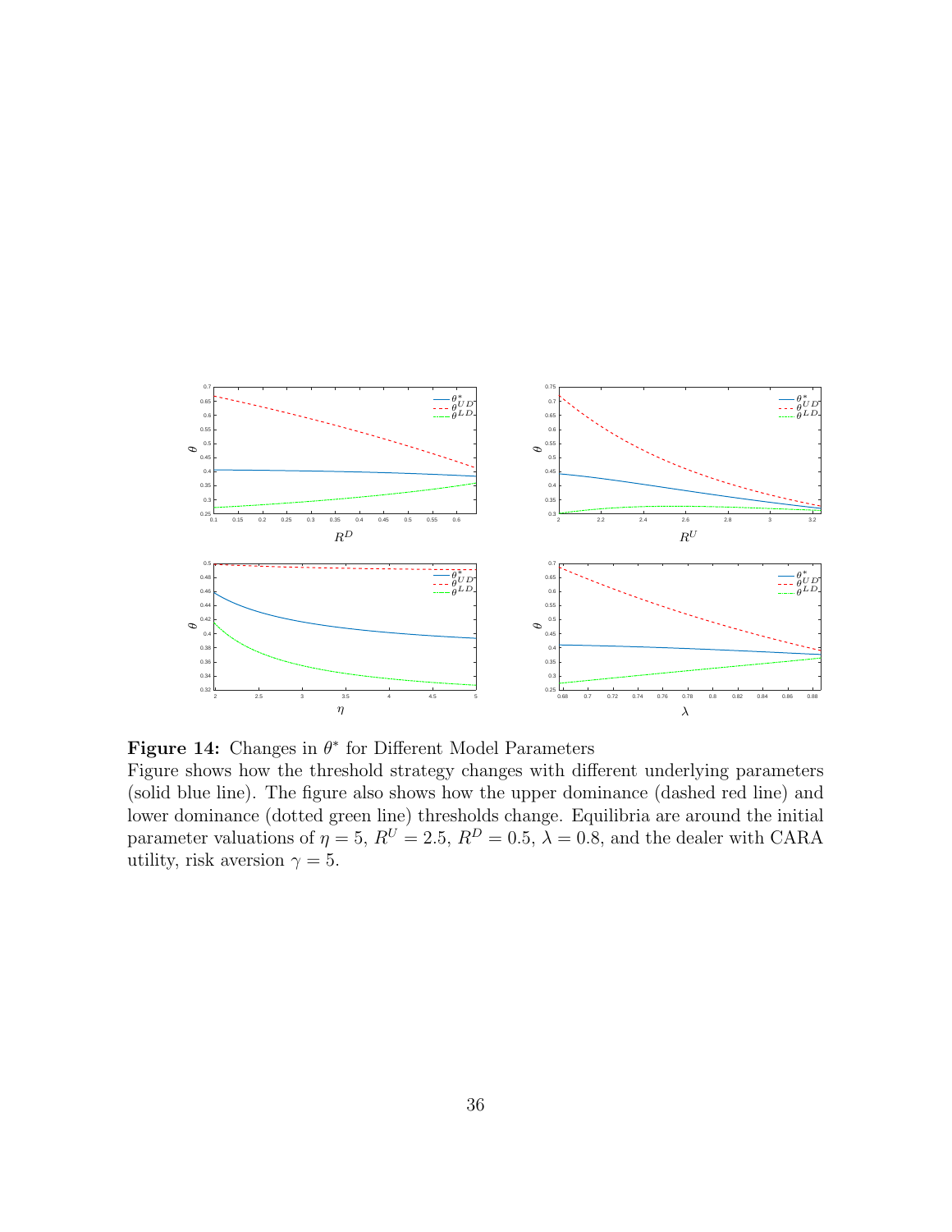**Figure 14:** Changes in $\theta^*$ for Different Model Parameters
Figure shows how the threshold strategy changes with different underlying parameters (solid blue line). The figure also shows how the upper dominance (dashed red line) and lower dominance (dotted green line) thresholds change. Equilibria are around the initial parameter valuations of $\eta = 5$, $R^U = 2.5$, $R^D = 0.5$, $\lambda = 0.8$, and the dealer with CARA utility, risk aversion $\gamma = 5$.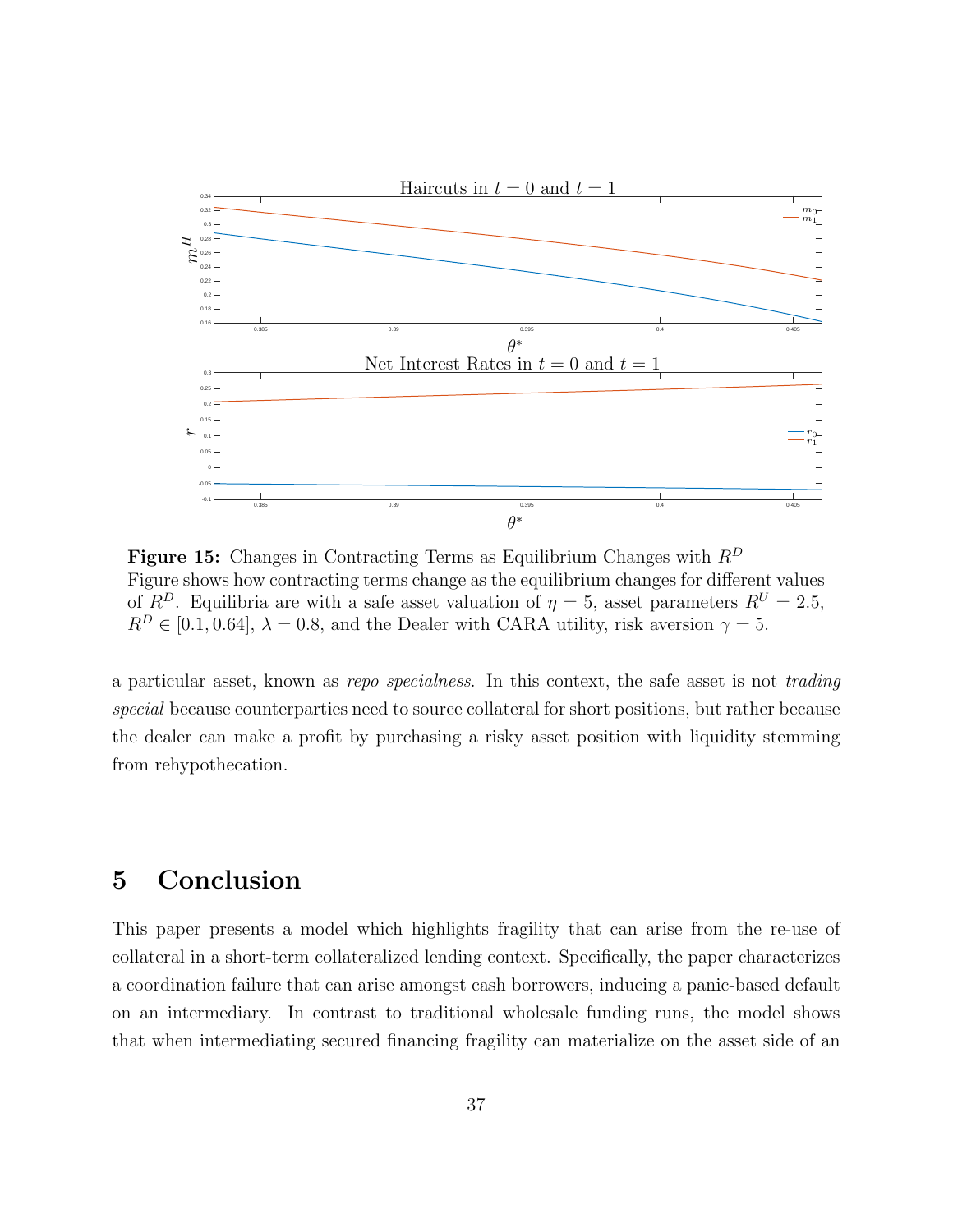**Figure 15:** Changes in Contracting Terms as Equilibrium Changes with $R^D$
Figure shows how contracting terms change as the equilibrium changes for different values of $R^D$. Equilibria are with a safe asset valuation of $\eta = 5$, asset parameters $R^U = 2.5$, $R^D \in [0.1, 0.64]$, $\lambda = 0.8$, and the Dealer with CARA utility, risk aversion $\gamma = 5$.

a particular asset, known as *repo specialness*. In this context, the safe asset is not *trading special* because counterparties need to source collateral for short positions, but rather because the dealer can make a profit by purchasing a risky asset position with liquidity stemming from rehypothecation.

# 5 Conclusion

This paper presents a model which highlights fragility that can arise from the re-use of collateral in a short-term collateralized lending context. Specifically, the paper characterizes a coordination failure that can arise amongst cash borrowers, inducing a panic-based default on an intermediary. In contrast to traditional wholesale funding runs, the model shows that when intermediating secured financing fragility can materialize on the asset side of an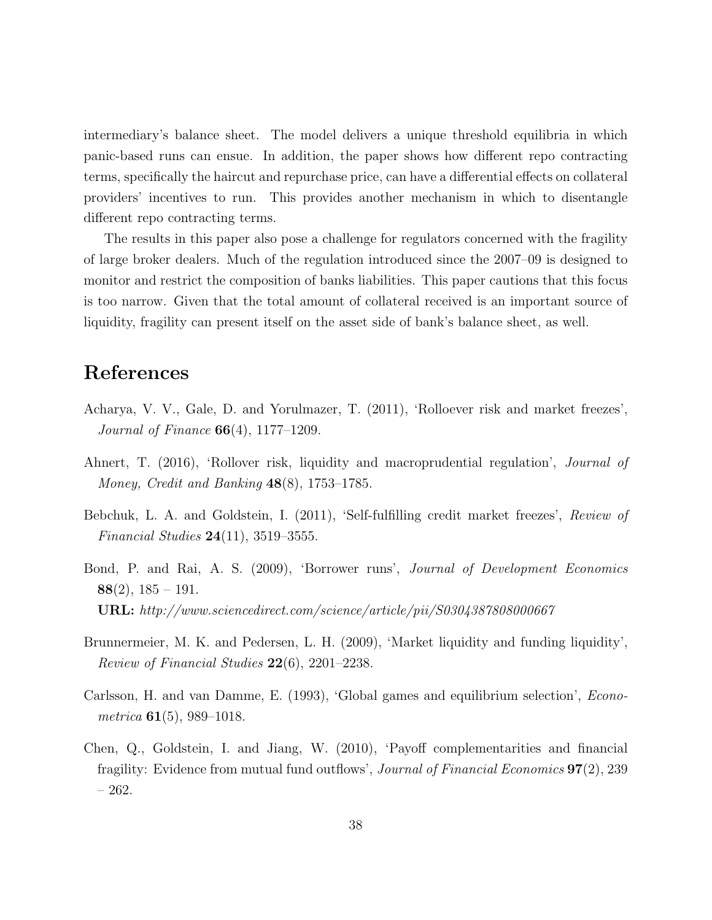intermediary's balance sheet. The model delivers a unique threshold equilibria in which panic-based runs can ensue. In addition, the paper shows how different repo contracting terms, specifically the haircut and repurchase price, can have a differential effects on collateral providers' incentives to run. This provides another mechanism in which to disentangle different repo contracting terms.

The results in this paper also pose a challenge for regulators concerned with the fragility of large broker dealers. Much of the regulation introduced since the 2007–09 is designed to monitor and restrict the composition of banks liabilities. This paper cautions that this focus is too narrow. Given that the total amount of collateral received is an important source of liquidity, fragility can present itself on the asset side of bank's balance sheet, as well.

# References

Acharya, V. V., Gale, D. and Yorulmazer, T. (2011), 'Rolloever risk and market freezes', *Journal of Finance* **66**(4), 1177–1209.

Ahnert, T. (2016), 'Rollover risk, liquidity and macroprudential regulation', *Journal of Money, Credit and Banking* **48**(8), 1753–1785.

Bebchuk, L. A. and Goldstein, I. (2011), 'Self-fulfilling credit market freezes', *Review of Financial Studies* **24**(11), 3519–3555.

Bond, P. and Rai, A. S. (2009), 'Borrower runs', *Journal of Development Economics* **88**(2), 185 – 191.
**URL:** *http://www.sciencedirect.com/science/article/pii/S0304387808000667*

Brunnermeier, M. K. and Pedersen, L. H. (2009), 'Market liquidity and funding liquidity', *Review of Financial Studies* **22**(6), 2201–2238.

Carlsson, H. and van Damme, E. (1993), 'Global games and equilibrium selection', *Econometrica* **61**(5), 989–1018.

Chen, Q., Goldstein, I. and Jiang, W. (2010), 'Payoff complementarities and financial fragility: Evidence from mutual fund outflows', *Journal of Financial Economics* **97**(2), 239 – 262.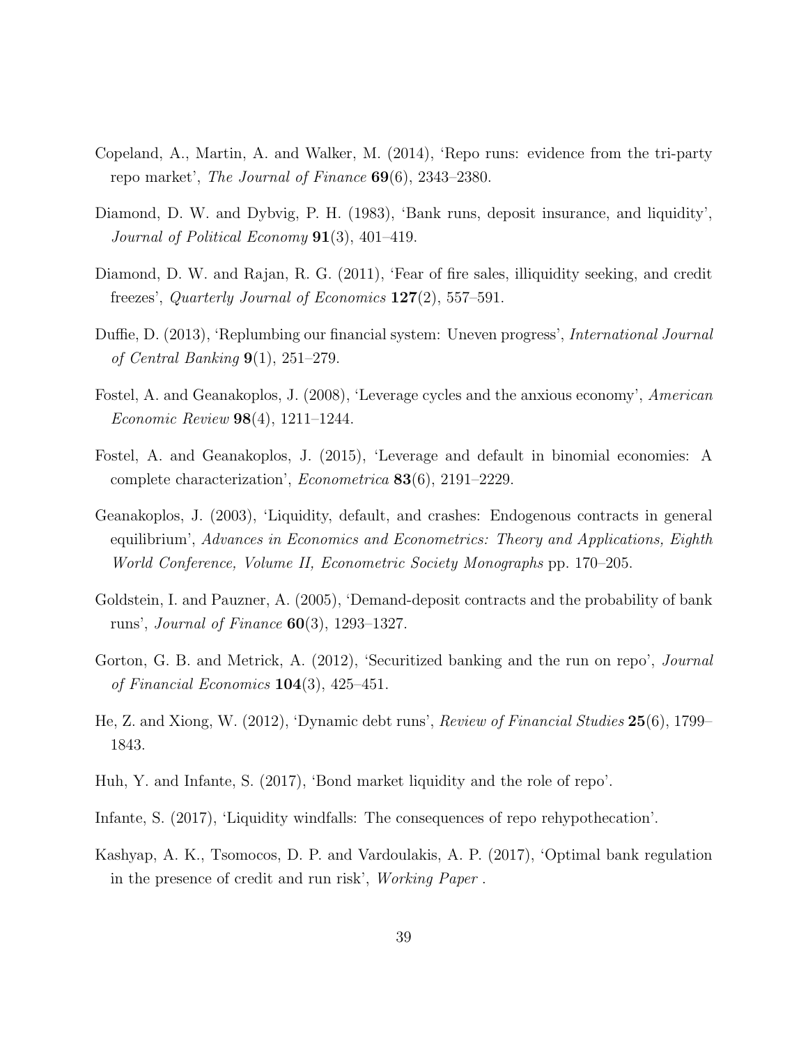Copeland, A., Martin, A. and Walker, M. (2014), 'Repo runs: evidence from the tri-party repo market', *The Journal of Finance* **69**(6), 2343–2380.

Diamond, D. W. and Dybvig, P. H. (1983), 'Bank runs, deposit insurance, and liquidity', *Journal of Political Economy* **91**(3), 401–419.

Diamond, D. W. and Rajan, R. G. (2011), 'Fear of fire sales, illiquidity seeking, and credit freezes', *Quarterly Journal of Economics* **127**(2), 557–591.

Duffie, D. (2013), 'Replumbing our financial system: Uneven progress', *International Journal of Central Banking* **9**(1), 251–279.

Fostel, A. and Geanakoplos, J. (2008), 'Leverage cycles and the anxious economy', *American Economic Review* **98**(4), 1211–1244.

Fostel, A. and Geanakoplos, J. (2015), 'Leverage and default in binomial economies: A complete characterization', *Econometrica* **83**(6), 2191–2229.

Geanakoplos, J. (2003), 'Liquidity, default, and crashes: Endogenous contracts in general equilibrium', *Advances in Economics and Econometrics: Theory and Applications, Eighth World Conference, Volume II, Econometric Society Monographs* pp. 170–205.

Goldstein, I. and Pauzner, A. (2005), 'Demand-deposit contracts and the probability of bank runs', *Journal of Finance* **60**(3), 1293–1327.

Gorton, G. B. and Metrick, A. (2012), 'Securitized banking and the run on repo', *Journal of Financial Economics* **104**(3), 425–451.

He, Z. and Xiong, W. (2012), 'Dynamic debt runs', *Review of Financial Studies* **25**(6), 1799–1843.

Huh, Y. and Infante, S. (2017), 'Bond market liquidity and the role of repo'.

Infante, S. (2017), 'Liquidity windfalls: The consequences of repo rehypothecation'.

Kashyap, A. K., Tsomocos, D. P. and Vardoulakis, A. P. (2017), 'Optimal bank regulation in the presence of credit and run risk', *Working Paper* .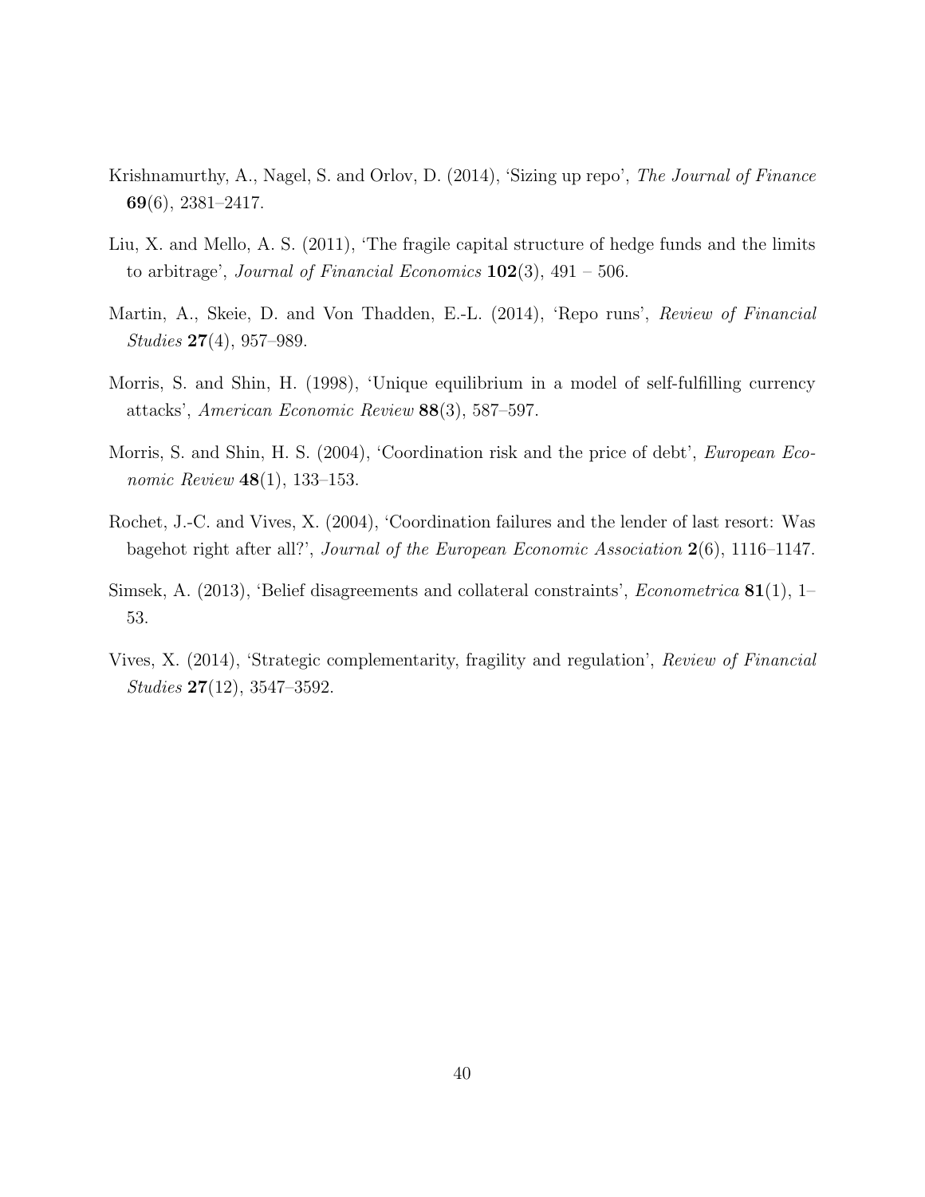Krishnamurthy, A., Nagel, S. and Orlov, D. (2014), 'Sizing up repo', *The Journal of Finance* **69**(6), 2381–2417.

Liu, X. and Mello, A. S. (2011), 'The fragile capital structure of hedge funds and the limits to arbitrage', *Journal of Financial Economics* **102**(3), 491 – 506.

Martin, A., Skeie, D. and Von Thadden, E.-L. (2014), 'Repo runs', *Review of Financial Studies* **27**(4), 957–989.

Morris, S. and Shin, H. (1998), 'Unique equilibrium in a model of self-fulfilling currency attacks', *American Economic Review* **88**(3), 587–597.

Morris, S. and Shin, H. S. (2004), 'Coordination risk and the price of debt', *European Economic Review* **48**(1), 133–153.

Rochet, J.-C. and Vives, X. (2004), 'Coordination failures and the lender of last resort: Was bagehot right after all?', *Journal of the European Economic Association* **2**(6), 1116–1147.

Simsek, A. (2013), 'Belief disagreements and collateral constraints', *Econometrica* **81**(1), 1–53.

Vives, X. (2014), 'Strategic complementarity, fragility and regulation', *Review of Financial Studies* **27**(12), 3547–3592.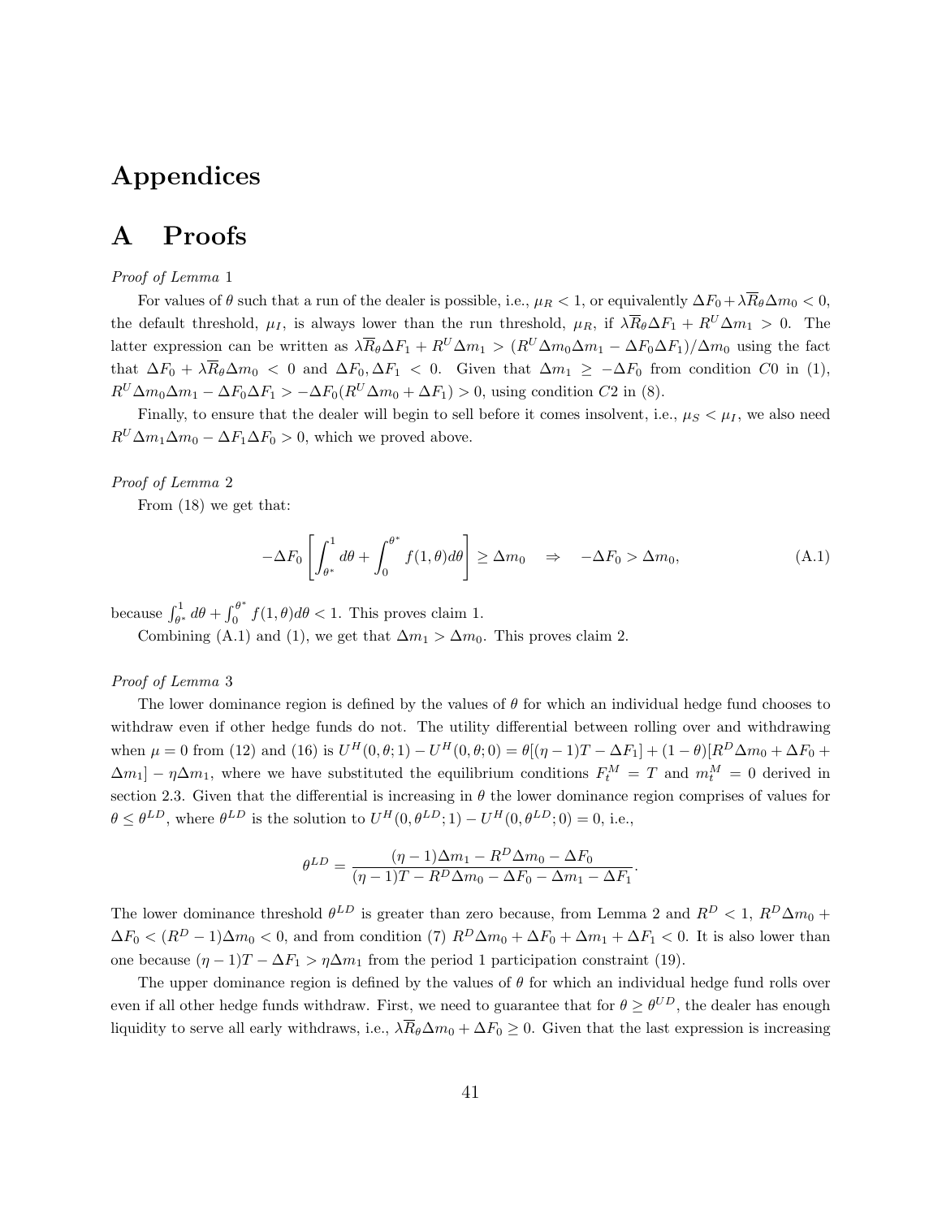# Appendices

# A Proofs

*Proof of Lemma* 1

For values of $\theta$ such that a run of the dealer is possible, i.e., $\mu_R < 1$, or equivalently $\Delta F_0 + \lambda \overline{R}_\theta \Delta m_0 < 0$, the default threshold, $\mu_I$, is always lower than the run threshold, $\mu_R$, if $\lambda \overline{R}_\theta \Delta F_1 + R^U \Delta m_1 > 0$. The latter expression can be written as $\lambda \overline{R}_\theta \Delta F_1 + R^U \Delta m_1 > (R^U \Delta m_0 \Delta m_1 - \Delta F_0 \Delta F_1)/\Delta m_0$ using the fact that $\Delta F_0 + \lambda \overline{R}_\theta \Delta m_0 < 0$ and $\Delta F_0, \Delta F_1 < 0$. Given that $\Delta m_1 \geq -\Delta F_0$ from condition $C0$ in (1), $R^U \Delta m_0 \Delta m_1 - \Delta F_0 \Delta F_1 > -\Delta F_0 (R^U \Delta m_0 + \Delta F_1) > 0$, using condition $C2$ in (8).

Finally, to ensure that the dealer will begin to sell before it comes insolvent, i.e., $\mu_S < \mu_I$, we also need $R^U \Delta m_1 \Delta m_0 - \Delta F_1 \Delta F_0 > 0$, which we proved above.

*Proof of Lemma* 2

From (18) we get that:

$$-\Delta F_0 \left[ \int_{\theta^*}^{1} d\theta + \int_{0}^{\theta^*} f(1, \theta) d\theta \right] \geq \Delta m_0 \quad \Rightarrow \quad -\Delta F_0 > \Delta m_0, \tag{A.1}$$

because $\int_{\theta^*}^{1} d\theta + \int_{0}^{\theta^*} f(1, \theta) d\theta < 1$. This proves claim 1.

Combining (A.1) and (1), we get that $\Delta m_1 > \Delta m_0$. This proves claim 2.

*Proof of Lemma* 3

The lower dominance region is defined by the values of $\theta$ for which an individual hedge fund chooses to withdraw even if other hedge funds do not. The utility differential between rolling over and withdrawing when $\mu = 0$ from (12) and (16) is $U^H(0, \theta; 1) - U^H(0, \theta; 0) = \theta[(\eta - 1)T - \Delta F_1] + (1 - \theta)[R^D \Delta m_0 + \Delta F_0 + \Delta m_1] - \eta \Delta m_1$, where we have substituted the equilibrium conditions $F_t^M = T$ and $m_t^M = 0$ derived in section 2.3. Given that the differential is increasing in $\theta$ the lower dominance region comprises of values for $\theta \leq \theta^{LD}$, where $\theta^{LD}$ is the solution to $U^H(0, \theta^{LD}; 1) - U^H(0, \theta^{LD}; 0) = 0$, i.e.,

$$\theta^{LD} = \frac{(\eta - 1)\Delta m_1 - R^D \Delta m_0 - \Delta F_0}{(\eta - 1)T - R^D \Delta m_0 - \Delta F_0 - \Delta m_1 - \Delta F_1}.$$

The lower dominance threshold $\theta^{LD}$ is greater than zero because, from Lemma 2 and $R^D < 1$, $R^D \Delta m_0 + \Delta F_0 < (R^D - 1)\Delta m_0 < 0$, and from condition (7) $R^D \Delta m_0 + \Delta F_0 + \Delta m_1 + \Delta F_1 < 0$. It is also lower than one because $(\eta - 1)T - \Delta F_1 > \eta \Delta m_1$ from the period 1 participation constraint (19).

The upper dominance region is defined by the values of $\theta$ for which an individual hedge fund rolls over even if all other hedge funds withdraw. First, we need to guarantee that for $\theta \geq \theta^{UD}$, the dealer has enough liquidity to serve all early withdraws, i.e., $\lambda \overline{R}_\theta \Delta m_0 + \Delta F_0 \geq 0$. Given that the last expression is increasing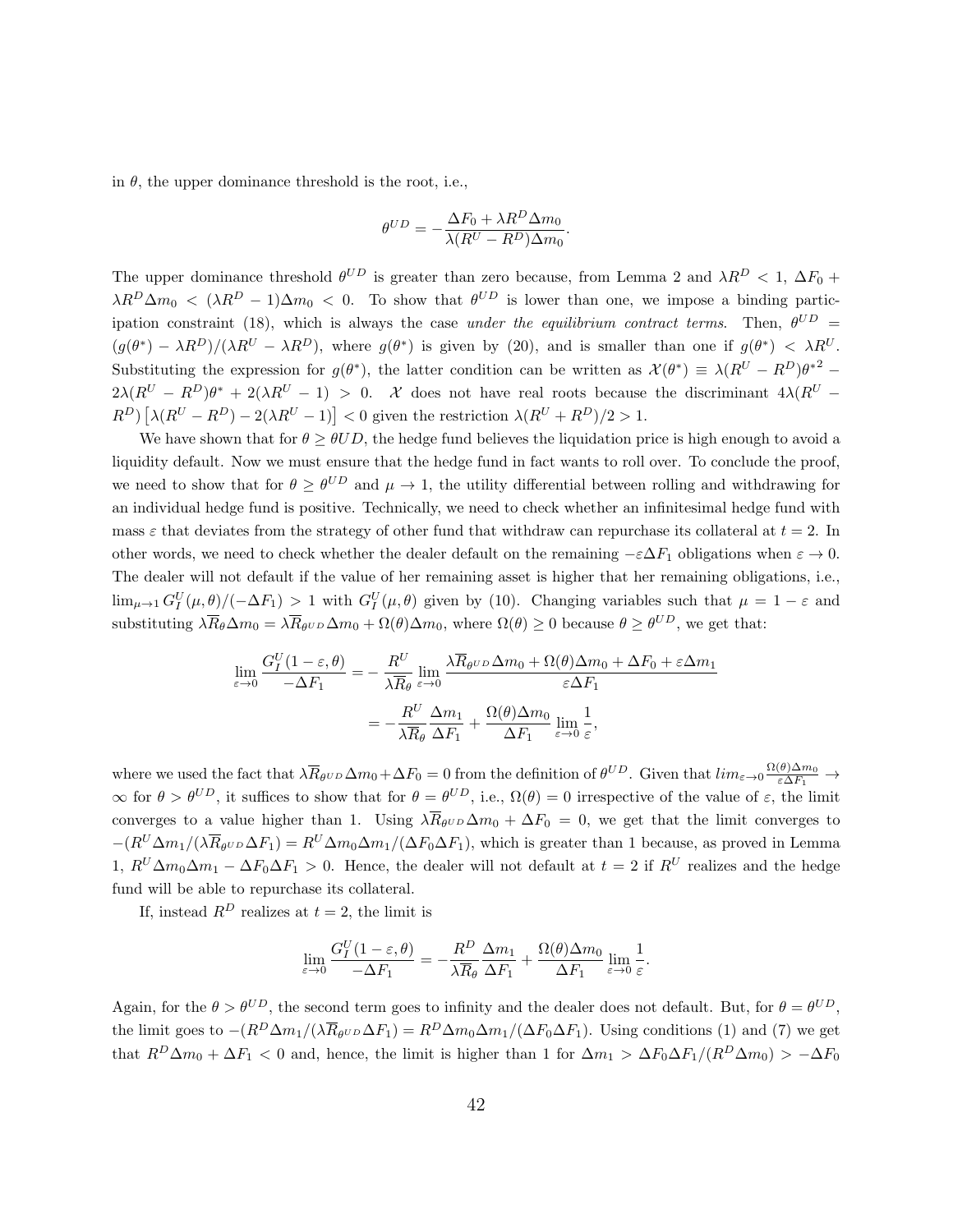in $\theta$, the upper dominance threshold is the root, i.e.,

$$\theta^{UD} = -\frac{\Delta F_0 + \lambda R^D \Delta m_0}{\lambda (R^U - R^D)\Delta m_0}.$$

The upper dominance threshold $\theta^{UD}$ is greater than zero because, from Lemma 2 and $\lambda R^D < 1$, $\Delta F_0 + \lambda R^D \Delta m_0 < (\lambda R^D - 1)\Delta m_0 < 0$. To show that $\theta^{UD}$ is lower than one, we impose a binding participation constraint (18), which is always the case *under the equilibrium contract terms*. Then, $\theta^{UD} = (g(\theta^*) - \lambda R^D)/(\lambda R^U - \lambda R^D)$, where $g(\theta^*)$ is given by (20), and is smaller than one if $g(\theta^*) < \lambda R^U$. Substituting the expression for $g(\theta^*)$, the latter condition can be written as $\mathcal{X}(\theta^*) \equiv \lambda(R^U - R^D)\theta^{*2} - 2\lambda(R^U - R^D)\theta^* + 2(\lambda R^U - 1) > 0$. $\mathcal{X}$ does not have real roots because the discriminant $4\lambda(R^U - R^D)\left[\lambda(R^U - R^D) - 2(\lambda R^U - 1)\right] < 0$ given the restriction $\lambda(R^U + R^D)/2 > 1$.

We have shown that for $\theta \geq \theta UD$, the hedge fund believes the liquidation price is high enough to avoid a liquidity default. Now we must ensure that the hedge fund in fact wants to roll over. To conclude the proof, we need to show that for $\theta \geq \theta^{UD}$ and $\mu \to 1$, the utility differential between rolling and withdrawing for an individual hedge fund is positive. Technically, we need to check whether an infinitesimal hedge fund with mass $\varepsilon$ that deviates from the strategy of other fund that withdraw can repurchase its collateral at $t = 2$. In other words, we need to check whether the dealer default on the remaining $-\varepsilon \Delta F_1$ obligations when $\varepsilon \to 0$. The dealer will not default if the value of her remaining asset is higher that her remaining obligations, i.e., $\lim_{\mu \to 1} G_I^U(\mu, \theta)/(-\Delta F_1) > 1$ with $G_I^U(\mu, \theta)$ given by (10). Changing variables such that $\mu = 1 - \varepsilon$ and substituting $\lambda \overline{R}_\theta \Delta m_0 = \lambda \overline{R}_{\theta^{UD}} \Delta m_0 + \Omega(\theta)\Delta m_0$, where $\Omega(\theta) \geq 0$ because $\theta \geq \theta^{UD}$, we get that:

$$\begin{aligned}
\lim_{\varepsilon \to 0} \frac{G_I^U(1-\varepsilon, \theta)}{-\Delta F_1} &= -\frac{R^U}{\lambda \overline{R}_\theta} \lim_{\varepsilon \to 0} \frac{\lambda \overline{R}_{\theta^{UD}} \Delta m_0 + \Omega(\theta)\Delta m_0 + \Delta F_0 + \varepsilon \Delta m_1}{\varepsilon \Delta F_1} \\
&= -\frac{R^U}{\lambda \overline{R}_\theta} \frac{\Delta m_1}{\Delta F_1} + \frac{\Omega(\theta)\Delta m_0}{\Delta F_1} \lim_{\varepsilon \to 0} \frac{1}{\varepsilon},
\end{aligned}$$

where we used the fact that $\lambda \overline{R}_{\theta^{UD}} \Delta m_0 + \Delta F_0 = 0$ from the definition of $\theta^{UD}$. Given that $lim_{\varepsilon \to 0} \frac{\Omega(\theta)\Delta m_0}{\varepsilon \Delta F_1} \to \infty$ for $\theta > \theta^{UD}$, it suffices to show that for $\theta = \theta^{UD}$, i.e., $\Omega(\theta) = 0$ irrespective of the value of $\varepsilon$, the limit converges to a value higher than 1. Using $\lambda \overline{R}_{\theta^{UD}} \Delta m_0 + \Delta F_0 = 0$, we get that the limit converges to $-(R^U \Delta m_1/(\lambda \overline{R}_{\theta^{UD}} \Delta F_1) = R^U \Delta m_0 \Delta m_1/(\Delta F_0 \Delta F_1)$, which is greater than 1 because, as proved in Lemma 1, $R^U \Delta m_0 \Delta m_1 - \Delta F_0 \Delta F_1 > 0$. Hence, the dealer will not default at $t = 2$ if $R^U$ realizes and the hedge fund will be able to repurchase its collateral.

If, instead $R^D$ realizes at $t = 2$, the limit is

$$\lim_{\varepsilon \to 0} \frac{G_I^U(1-\varepsilon, \theta)}{-\Delta F_1} = -\frac{R^D}{\lambda \overline{R}_\theta} \frac{\Delta m_1}{\Delta F_1} + \frac{\Omega(\theta)\Delta m_0}{\Delta F_1} \lim_{\varepsilon \to 0} \frac{1}{\varepsilon}.$$

Again, for the $\theta > \theta^{UD}$, the second term goes to infinity and the dealer does not default. But, for $\theta = \theta^{UD}$, the limit goes to $-(R^D \Delta m_1/(\lambda \overline{R}_{\theta^{UD}} \Delta F_1) = R^D \Delta m_0 \Delta m_1/(\Delta F_0 \Delta F_1)$. Using conditions (1) and (7) we get that $R^D \Delta m_0 + \Delta F_1 < 0$ and, hence, the limit is higher than 1 for $\Delta m_1 > \Delta F_0 \Delta F_1/(R^D \Delta m_0) > -\Delta F_0$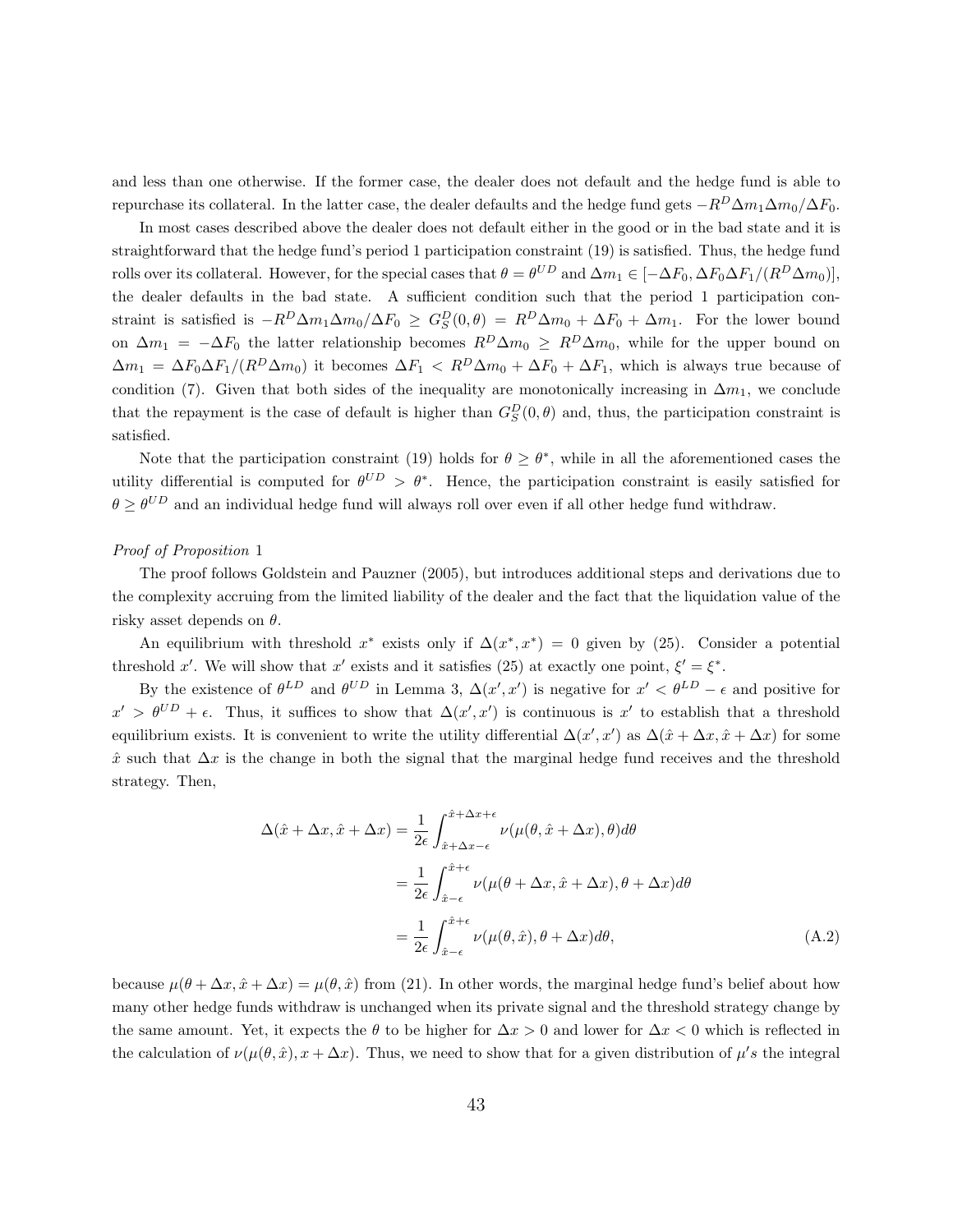and less than one otherwise. If the former case, the dealer does not default and the hedge fund is able to repurchase its collateral. In the latter case, the dealer defaults and the hedge fund gets $-R^D \Delta m_1 \Delta m_0 / \Delta F_0$.

In most cases described above the dealer does not default either in the good or in the bad state and it is straightforward that the hedge fund's period 1 participation constraint (19) is satisfied. Thus, the hedge fund rolls over its collateral. However, for the special cases that $\theta = \theta^{UD}$ and $\Delta m_1 \in [-\Delta F_0, \Delta F_0 \Delta F_1/(R^D \Delta m_0)]$, the dealer defaults in the bad state. A sufficient condition such that the period 1 participation constraint is satisfied is $-R^D \Delta m_1 \Delta m_0 / \Delta F_0 \geq G_S^D(0, \theta) = R^D \Delta m_0 + \Delta F_0 + \Delta m_1$. For the lower bound on $\Delta m_1 = -\Delta F_0$ the latter relationship becomes $R^D \Delta m_0 \geq R^D \Delta m_0$, while for the upper bound on $\Delta m_1 = \Delta F_0 \Delta F_1/(R^D \Delta m_0)$ it becomes $\Delta F_1 < R^D \Delta m_0 + \Delta F_0 + \Delta F_1$, which is always true because of condition (7). Given that both sides of the inequality are monotonically increasing in $\Delta m_1$, we conclude that the repayment is the case of default is higher than $G_S^D(0, \theta)$ and, thus, the participation constraint is satisfied.

Note that the participation constraint (19) holds for $\theta \geq \theta^*$, while in all the aforementioned cases the utility differential is computed for $\theta^{UD} > \theta^*$. Hence, the participation constraint is easily satisfied for $\theta \geq \theta^{UD}$ and an individual hedge fund will always roll over even if all other hedge fund withdraw.

*Proof of Proposition* 1

The proof follows Goldstein and Pauzner (2005), but introduces additional steps and derivations due to the complexity accruing from the limited liability of the dealer and the fact that the liquidation value of the risky asset depends on $\theta$.

An equilibrium with threshold $x^*$ exists only if $\Delta(x^*, x^*) = 0$ given by (25). Consider a potential threshold $x'$. We will show that $x'$ exists and it satisfies (25) at exactly one point, $\xi' = \xi^*$.

By the existence of $\theta^{LD}$ and $\theta^{UD}$ in Lemma 3, $\Delta(x', x')$ is negative for $x' < \theta^{LD} - \epsilon$ and positive for $x' > \theta^{UD} + \epsilon$. Thus, it suffices to show that $\Delta(x', x')$ is continuous is $x'$ to establish that a threshold equilibrium exists. It is convenient to write the utility differential $\Delta(x', x')$ as $\Delta(\hat{x} + \Delta x, \hat{x} + \Delta x)$ for some $\hat{x}$ such that $\Delta x$ is the change in both the signal that the marginal hedge fund receives and the threshold strategy. Then,

$$
\begin{aligned}
\Delta(\hat{x} + \Delta x, \hat{x} + \Delta x) &= \frac{1}{2\epsilon} \int_{\hat{x}+\Delta x-\epsilon}^{\hat{x}+\Delta x+\epsilon} \nu(\mu(\theta, \hat{x} + \Delta x), \theta) d\theta \\
&= \frac{1}{2\epsilon} \int_{\hat{x}-\epsilon}^{\hat{x}+\epsilon} \nu(\mu(\theta + \Delta x, \hat{x} + \Delta x), \theta + \Delta x) d\theta \\
&= \frac{1}{2\epsilon} \int_{\hat{x}-\epsilon}^{\hat{x}+\epsilon} \nu(\mu(\theta, \hat{x}), \theta + \Delta x) d\theta, \qquad \text{(A.2)}
\end{aligned}
$$

because $\mu(\theta + \Delta x, \hat{x} + \Delta x) = \mu(\theta, \hat{x})$ from (21). In other words, the marginal hedge fund's belief about how many other hedge funds withdraw is unchanged when its private signal and the threshold strategy change by the same amount. Yet, it expects the $\theta$ to be higher for $\Delta x > 0$ and lower for $\Delta x < 0$ which is reflected in the calculation of $\nu(\mu(\theta, \hat{x}), x + \Delta x)$. Thus, we need to show that for a given distribution of $\mu$'s the integral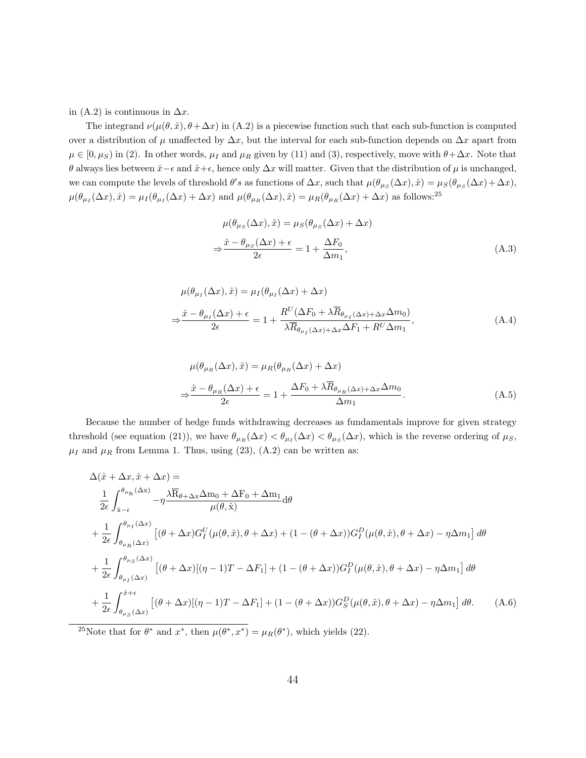in (A.2) is continuous in $\Delta x$.

The integrand $\nu(\mu(\theta, \hat{x}), \theta + \Delta x)$ in (A.2) is a piecewise function such that each sub-function is computed over a distribution of $\mu$ unaffected by $\Delta x$, but the interval for each sub-function depends on $\Delta x$ apart from $\mu \in [0, \mu_S)$ in (2). In other words, $\mu_I$ and $\mu_R$ given by (11) and (3), respectively, move with $\theta + \Delta x$. Note that $\theta$ always lies between $\hat{x} - \epsilon$ and $\hat{x} + \epsilon$, hence only $\Delta x$ will matter. Given that the distribution of $\mu$ is unchanged, we can compute the levels of threshold $\theta's$ as functions of $\Delta x$, such that $\mu(\theta_{\mu_S}(\Delta x), \hat{x}) = \mu_S(\theta_{\mu_S}(\Delta x) + \Delta x)$, $\mu(\theta_{\mu_I}(\Delta x), \hat{x}) = \mu_I(\theta_{\mu_I}(\Delta x) + \Delta x)$ and $\mu(\theta_{\mu_R}(\Delta x), \hat{x}) = \mu_R(\theta_{\mu_R}(\Delta x) + \Delta x)$ as follows:[25]

$$
\begin{aligned}
&\mu(\theta_{\mu_S}(\Delta x), \hat{x}) = \mu_S(\theta_{\mu_S}(\Delta x) + \Delta x) \\
\Rightarrow &\frac{\hat{x} - \theta_{\mu_S}(\Delta x) + \epsilon}{2\epsilon} = 1 + \frac{\Delta F_0}{\Delta m_1},
\end{aligned} \tag{A.3}
$$

$$
\begin{aligned}
&\mu(\theta_{\mu_I}(\Delta x), \hat{x}) = \mu_I(\theta_{\mu_I}(\Delta x) + \Delta x) \\
\Rightarrow &\frac{\hat{x} - \theta_{\mu_I}(\Delta x) + \epsilon}{2\epsilon} = 1 + \frac{R^U(\Delta F_0 + \lambda \overline{R}_{\theta_{\mu_I}(\Delta x) + \Delta x} \Delta m_0)}{\lambda \overline{R}_{\theta_{\mu_I}(\Delta x) + \Delta x} \Delta F_1 + R^U \Delta m_1},
\end{aligned} \tag{A.4}
$$

$$
\begin{aligned}
&\mu(\theta_{\mu_R}(\Delta x), \hat{x}) = \mu_R(\theta_{\mu_R}(\Delta x) + \Delta x) \\
\Rightarrow &\frac{\hat{x} - \theta_{\mu_R}(\Delta x) + \epsilon}{2\epsilon} = 1 + \frac{\Delta F_0 + \lambda \overline{R}_{\theta_{\mu_R}(\Delta x) + \Delta x} \Delta m_0}{\Delta m_1}.
\end{aligned} \tag{A.5}
$$

Because the number of hedge funds withdrawing decreases as fundamentals improve for given strategy threshold (see equation (21)), we have $\theta_{\mu_R}(\Delta x) < \theta_{\mu_I}(\Delta x) < \theta_{\mu_S}(\Delta x)$, which is the reverse ordering of $\mu_S$, $\mu_I$ and $\mu_R$ from Lemma 1. Thus, using (23), (A.2) can be written as:

$$
\begin{aligned}
&\Delta(\hat{x} + \Delta x, \hat{x} + \Delta x) = \\
&\quad \frac{1}{2\epsilon} \int_{\hat{x} - \epsilon}^{\theta_{\mu_R}(\Delta x)} -\eta \frac{\lambda \overline{R}_{\theta + \Delta x} \Delta m_0 + \Delta F_0 + \Delta m_1}{\mu(\theta, \hat{x})} d\theta \\
&\quad + \frac{1}{2\epsilon} \int_{\theta_{\mu_R}(\Delta x)}^{\theta_{\mu_I}(\Delta x)} \left[ (\theta + \Delta x) G_I^U(\mu(\theta, \hat{x}), \theta + \Delta x) + (1 - (\theta + \Delta x)) G_I^D(\mu(\theta, \hat{x}), \theta + \Delta x) - \eta \Delta m_1 \right] d\theta \\
&\quad + \frac{1}{2\epsilon} \int_{\theta_{\mu_I}(\Delta x)}^{\theta_{\mu_S}(\Delta x)} \left[ (\theta + \Delta x)[(\eta - 1)T - \Delta F_1] + (1 - (\theta + \Delta x)) G_I^D(\mu(\theta, \hat{x}), \theta + \Delta x) - \eta \Delta m_1 \right] d\theta \\
&\quad + \frac{1}{2\epsilon} \int_{\theta_{\mu_S}(\Delta x)}^{\hat{x} + \epsilon} \left[ (\theta + \Delta x)[(\eta - 1)T - \Delta F_1] + (1 - (\theta + \Delta x)) G_S^D(\mu(\theta, \hat{x}), \theta + \Delta x) - \eta \Delta m_1 \right] d\theta.
\end{aligned} \tag{A.6}
$$

[25] Note that for $\theta^*$ and $x^*$, then $\mu(\theta^*, x^*) = \mu_R(\theta^*)$, which yields (22).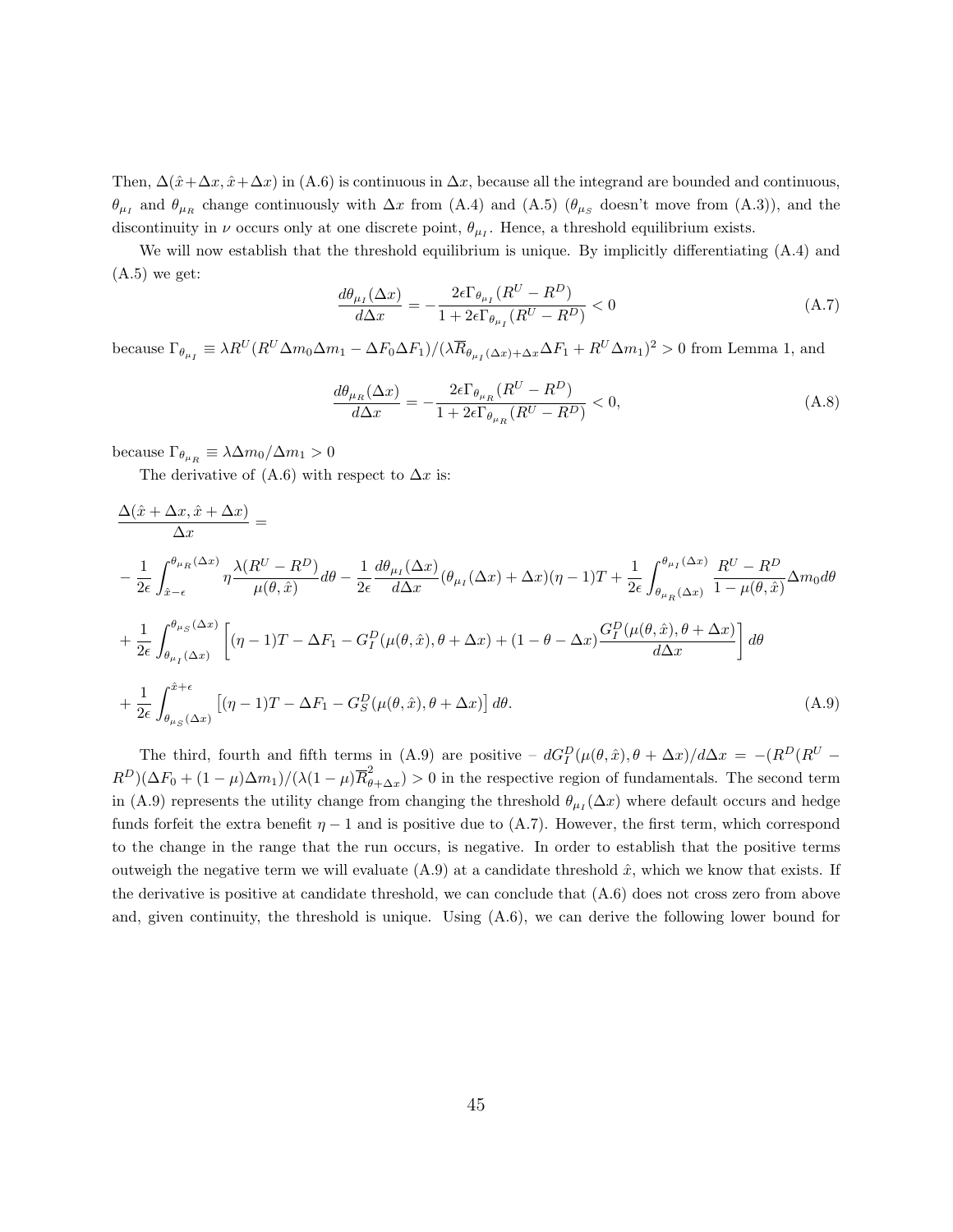Then, $\Delta(\hat{x}+\Delta x, \hat{x}+\Delta x)$ in (A.6) is continuous in $\Delta x$, because all the integrand are bounded and continuous, $\theta_{\mu_I}$ and $\theta_{\mu_R}$ change continuously with $\Delta x$ from (A.4) and (A.5) ($\theta_{\mu_S}$ doesn't move from (A.3)), and the discontinuity in $\nu$ occurs only at one discrete point, $\theta_{\mu_I}$. Hence, a threshold equilibrium exists.

We will now establish that the threshold equilibrium is unique. By implicitly differentiating (A.4) and (A.5) we get:

$$\frac{d\theta_{\mu_I}(\Delta x)}{d\Delta x} = -\frac{2\epsilon\Gamma_{\theta_{\mu_I}}(R^U - R^D)}{1 + 2\epsilon\Gamma_{\theta_{\mu_I}}(R^U - R^D)} < 0 \tag{A.7}$$

because $\Gamma_{\theta_{\mu_I}} \equiv \lambda R^U (R^U \Delta m_0 \Delta m_1 - \Delta F_0 \Delta F_1)/(\lambda \overline{R}_{\theta_{\mu_I}(\Delta x)+\Delta x}\Delta F_1 + R^U \Delta m_1)^2 > 0$ from Lemma 1, and

$$\frac{d\theta_{\mu_R}(\Delta x)}{d\Delta x} = -\frac{2\epsilon\Gamma_{\theta_{\mu_R}}(R^U - R^D)}{1 + 2\epsilon\Gamma_{\theta_{\mu_R}}(R^U - R^D)} < 0, \tag{A.8}$$

because $\Gamma_{\theta_{\mu_R}} \equiv \lambda \Delta m_0/\Delta m_1 > 0$

The derivative of (A.6) with respect to $\Delta x$ is:

$$\begin{aligned}
&\frac{\Delta(\hat{x}+\Delta x, \hat{x}+\Delta x)}{\Delta x} = \\
&-\frac{1}{2\epsilon}\int_{\hat{x}-\epsilon}^{\theta_{\mu_R}(\Delta x)} \eta\frac{\lambda(R^U - R^D)}{\mu(\theta, \hat{x})}d\theta - \frac{1}{2\epsilon}\frac{d\theta_{\mu_I}(\Delta x)}{d\Delta x}(\theta_{\mu_I}(\Delta x) + \Delta x)(\eta - 1)T + \frac{1}{2\epsilon}\int_{\theta_{\mu_R}(\Delta x)}^{\theta_{\mu_I}(\Delta x)} \frac{R^U - R^D}{1 - \mu(\theta, \hat{x})}\Delta m_0 d\theta \\
&+ \frac{1}{2\epsilon}\int_{\theta_{\mu_I}(\Delta x)}^{\theta_{\mu_S}(\Delta x)} \left[(\eta - 1)T - \Delta F_1 - G_I^D(\mu(\theta, \hat{x}), \theta + \Delta x) + (1 - \theta - \Delta x)\frac{G_I^D(\mu(\theta, \hat{x}), \theta + \Delta x)}{d\Delta x}\right] d\theta \\
&+ \frac{1}{2\epsilon}\int_{\theta_{\mu_S}(\Delta x)}^{\hat{x}+\epsilon} \left[(\eta - 1)T - \Delta F_1 - G_S^D(\mu(\theta, \hat{x}), \theta + \Delta x)\right] d\theta.
\end{aligned} \tag{A.9}$$

The third, fourth and fifth terms in (A.9) are positive – $dG_I^D(\mu(\theta, \hat{x}), \theta + \Delta x)/d\Delta x = -(R^D(R^U - R^D)(\Delta F_0 + (1 - \mu)\Delta m_1)/(\lambda(1 - \mu)\overline{R}^2_{\theta+\Delta x}) > 0$ in the respective region of fundamentals. The second term in (A.9) represents the utility change from changing the threshold $\theta_{\mu_I}(\Delta x)$ where default occurs and hedge funds forfeit the extra benefit $\eta - 1$ and is positive due to (A.7). However, the first term, which correspond to the change in the range that the run occurs, is negative. In order to establish that the positive terms outweigh the negative term we will evaluate (A.9) at a candidate threshold $\hat{x}$, which we know that exists. If the derivative is positive at candidate threshold, we can conclude that (A.6) does not cross zero from above and, given continuity, the threshold is unique. Using (A.6), we can derive the following lower bound for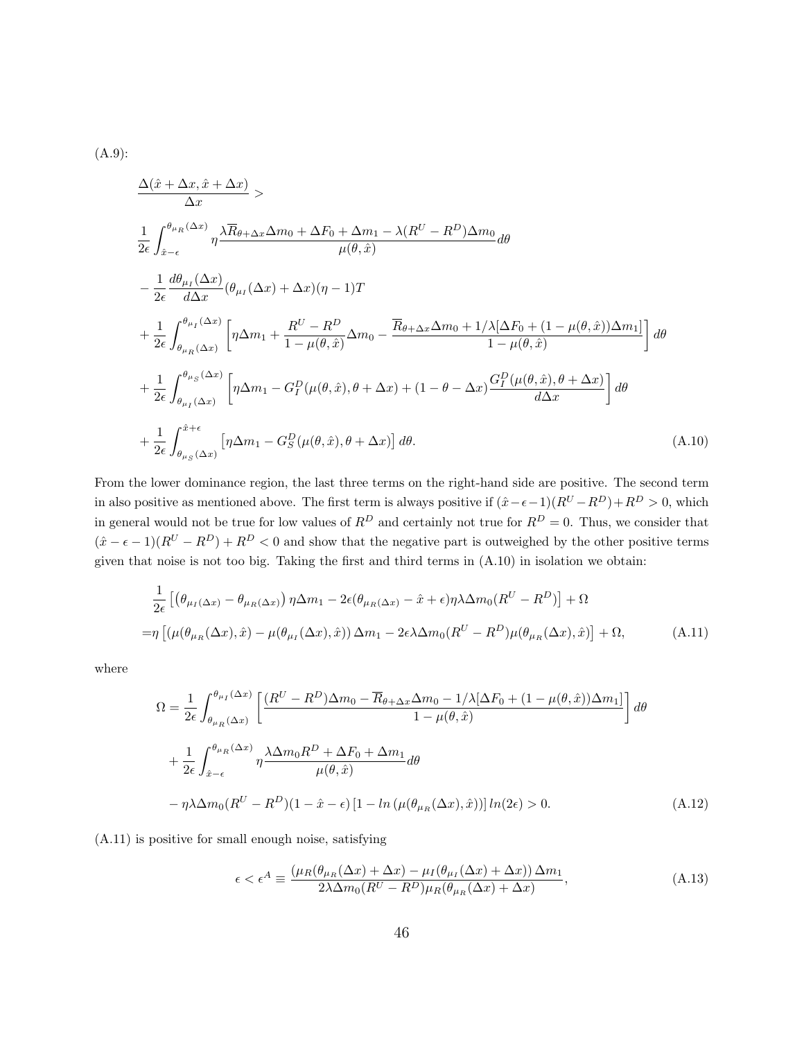(A.9):

$$
\begin{aligned}
&\frac{\Delta(\hat{x}+\Delta x, \hat{x}+\Delta x)}{\Delta x} > \\
&\frac{1}{2\epsilon}\int_{\hat{x}-\epsilon}^{\theta_{\mu_R}(\Delta x)} \eta \frac{\lambda \overline{R}_{\theta+\Delta x}\Delta m_0 + \Delta F_0 + \Delta m_1 - \lambda(R^U - R^D)\Delta m_0}{\mu(\theta,\hat{x})} d\theta \\
&- \frac{1}{2\epsilon}\frac{d\theta_{\mu_I}(\Delta x)}{d\Delta x}(\theta_{\mu_I}(\Delta x)+\Delta x)(\eta - 1)T \\
&+ \frac{1}{2\epsilon}\int_{\theta_{\mu_R}(\Delta x)}^{\theta_{\mu_I}(\Delta x)} \left[ \eta \Delta m_1 + \frac{R^U - R^D}{1-\mu(\theta,\hat{x})}\Delta m_0 - \frac{\overline{R}_{\theta+\Delta x}\Delta m_0 + 1/\lambda[\Delta F_0 + (1-\mu(\theta,\hat{x}))\Delta m_1]}{1-\mu(\theta,\hat{x})} \right] d\theta \\
&+ \frac{1}{2\epsilon}\int_{\theta_{\mu_I}(\Delta x)}^{\theta_{\mu_S}(\Delta x)} \left[ \eta \Delta m_1 - G_I^D(\mu(\theta,\hat{x}),\theta+\Delta x) + (1-\theta-\Delta x)\frac{G_I^D(\mu(\theta,\hat{x}),\theta+\Delta x)}{d\Delta x} \right] d\theta \\
&+ \frac{1}{2\epsilon}\int_{\theta_{\mu_S}(\Delta x)}^{\hat{x}+\epsilon} \left[ \eta \Delta m_1 - G_S^D(\mu(\theta,\hat{x}),\theta+\Delta x) \right] d\theta. 
\end{aligned} \tag{A.10}
$$

From the lower dominance region, the last three terms on the right-hand side are positive. The second term in also positive as mentioned above. The first term is always positive if $(\hat{x}-\epsilon-1)(R^U - R^D) + R^D > 0$, which in general would not be true for low values of $R^D$ and certainly not true for $R^D = 0$. Thus, we consider that $(\hat{x}-\epsilon-1)(R^U - R^D) + R^D < 0$ and show that the negative part is outweighed by the other positive terms given that noise is not too big. Taking the first and third terms in (A.10) in isolation we obtain:

$$
\begin{aligned}
&\frac{1}{2\epsilon}\left[ \left(\theta_{\mu_I(\Delta x)} - \theta_{\mu_R(\Delta x)}\right)\eta \Delta m_1 - 2\epsilon(\theta_{\mu_R(\Delta x)} - \hat{x} + \epsilon)\eta\lambda\Delta m_0 (R^U - R^D) \right] + \Omega \\
=&\eta\left[ \left(\mu(\theta_{\mu_R}(\Delta x),\hat{x}) - \mu(\theta_{\mu_I}(\Delta x),\hat{x})\right)\Delta m_1 - 2\epsilon\lambda\Delta m_0 (R^U - R^D)\mu(\theta_{\mu_R}(\Delta x),\hat{x}) \right] + \Omega,
\end{aligned} \tag{A.11}
$$

where

$$
\begin{aligned}
\Omega =& \frac{1}{2\epsilon}\int_{\theta_{\mu_R}(\Delta x)}^{\theta_{\mu_I}(\Delta x)} \left[ \frac{(R^U - R^D)\Delta m_0 - \overline{R}_{\theta+\Delta x}\Delta m_0 - 1/\lambda[\Delta F_0 + (1-\mu(\theta,\hat{x}))\Delta m_1]}{1-\mu(\theta,\hat{x})} \right] d\theta \\
&+ \frac{1}{2\epsilon}\int_{\hat{x}-\epsilon}^{\theta_{\mu_R}(\Delta x)} \eta \frac{\lambda \Delta m_0 R^D + \Delta F_0 + \Delta m_1}{\mu(\theta,\hat{x})} d\theta \\
&- \eta\lambda\Delta m_0 (R^U - R^D)(1-\hat{x}-\epsilon)\left[1 - ln\left(\mu(\theta_{\mu_R}(\Delta x),\hat{x})\right)\right] ln(2\epsilon) > 0.
\end{aligned} \tag{A.12}
$$

(A.11) is positive for small enough noise, satisfying

$$
\epsilon < \epsilon^A \equiv \frac{\left(\mu_R(\theta_{\mu_R}(\Delta x)+\Delta x) - \mu_I(\theta_{\mu_I}(\Delta x)+\Delta x)\right)\Delta m_1}{2\lambda\Delta m_0 (R^U - R^D)\mu_R(\theta_{\mu_R}(\Delta x)+\Delta x)}, \tag{A.13}
$$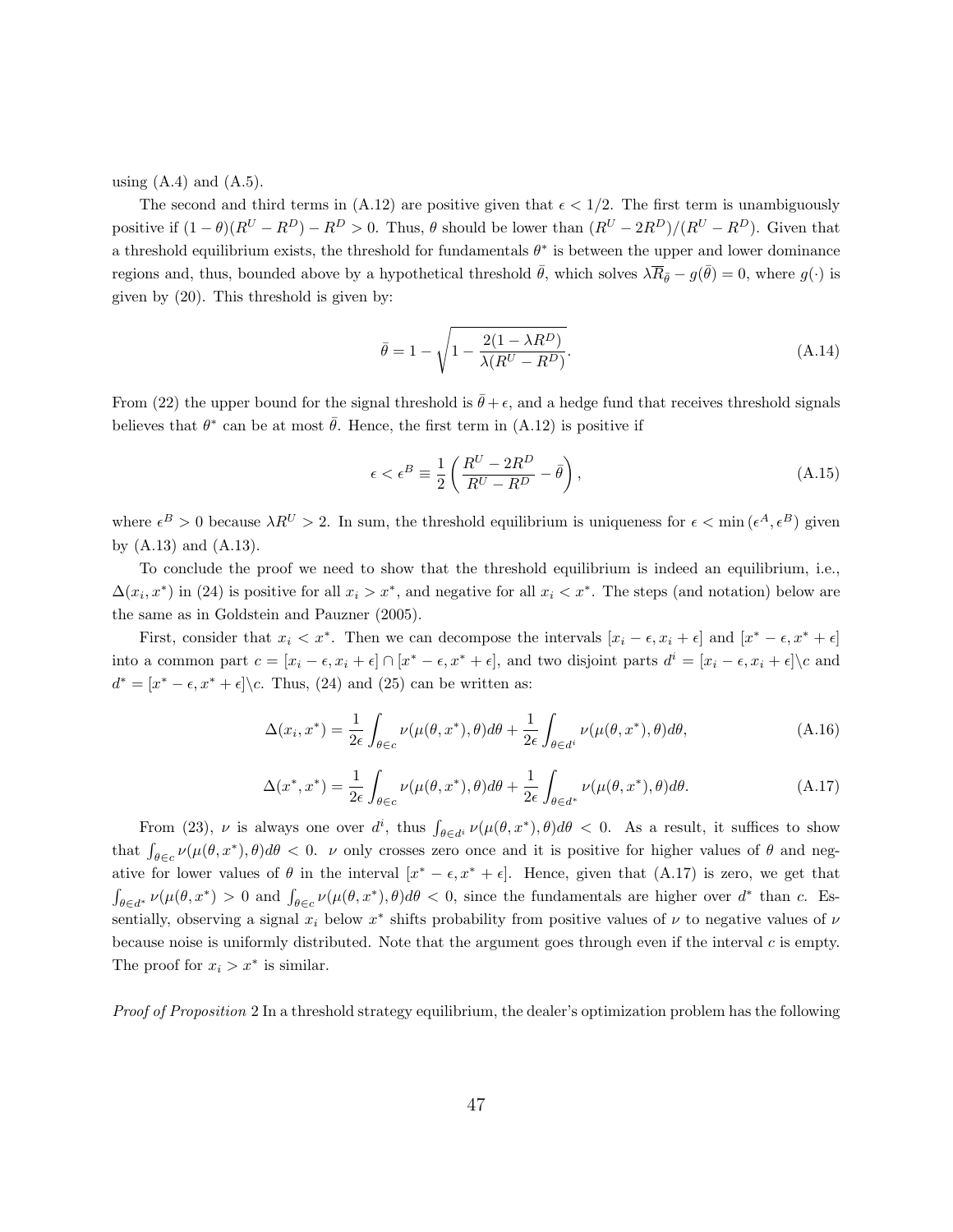using (A.4) and (A.5).

The second and third terms in (A.12) are positive given that $\epsilon < 1/2$. The first term is unambiguously positive if $(1-\theta)(R^U - R^D) - R^D > 0$. Thus, $\theta$ should be lower than $(R^U - 2R^D)/(R^U - R^D)$. Given that a threshold equilibrium exists, the threshold for fundamentals $\theta^*$ is between the upper and lower dominance regions and, thus, bounded above by a hypothetical threshold $\bar{\theta}$, which solves $\lambda \overline{R}_{\bar{\theta}} - g(\bar{\theta}) = 0$, where $g(\cdot)$ is given by (20). This threshold is given by:

$$\bar{\theta} = 1 - \sqrt{1 - \frac{2(1 - \lambda R^D)}{\lambda(R^U - R^D)}}. \tag{A.14}$$

From (22) the upper bound for the signal threshold is $\bar{\theta} + \epsilon$, and a hedge fund that receives threshold signals believes that $\theta^*$ can be at most $\bar{\theta}$. Hence, the first term in (A.12) is positive if

$$\epsilon < \epsilon^B \equiv \frac{1}{2}\left(\frac{R^U - 2R^D}{R^U - R^D} - \bar{\theta}\right), \tag{A.15}$$

where $\epsilon^B > 0$ because $\lambda R^U > 2$. In sum, the threshold equilibrium is uniqueness for $\epsilon < \min(\epsilon^A, \epsilon^B)$ given by (A.13) and (A.13).

To conclude the proof we need to show that the threshold equilibrium is indeed an equilibrium, i.e., $\Delta(x_i, x^*)$ in (24) is positive for all $x_i > x^*$, and negative for all $x_i < x^*$. The steps (and notation) below are the same as in Goldstein and Pauzner (2005).

First, consider that $x_i < x^*$. Then we can decompose the intervals $[x_i - \epsilon, x_i + \epsilon]$ and $[x^* - \epsilon, x^* + \epsilon]$ into a common part $c = [x_i - \epsilon, x_i + \epsilon] \cap [x^* - \epsilon, x^* + \epsilon]$, and two disjoint parts $d^i = [x_i - \epsilon, x_i + \epsilon] \backslash c$ and $d^* = [x^* - \epsilon, x^* + \epsilon] \backslash c$. Thus, (24) and (25) can be written as:

$$\Delta(x_i, x^*) = \frac{1}{2\epsilon}\int_{\theta \in c} \nu(\mu(\theta, x^*), \theta) d\theta + \frac{1}{2\epsilon}\int_{\theta \in d^i} \nu(\mu(\theta, x^*), \theta) d\theta, \tag{A.16}$$

$$\Delta(x^*, x^*) = \frac{1}{2\epsilon}\int_{\theta \in c} \nu(\mu(\theta, x^*), \theta) d\theta + \frac{1}{2\epsilon}\int_{\theta \in d^*} \nu(\mu(\theta, x^*), \theta) d\theta. \tag{A.17}$$

From (23), $\nu$ is always one over $d^i$, thus $\int_{\theta \in d^i} \nu(\mu(\theta, x^*), \theta) d\theta < 0$. As a result, it suffices to show that $\int_{\theta \in c} \nu(\mu(\theta, x^*), \theta) d\theta < 0$. $\nu$ only crosses zero once and it is positive for higher values of $\theta$ and negative for lower values of $\theta$ in the interval $[x^* - \epsilon, x^* + \epsilon]$. Hence, given that (A.17) is zero, we get that $\int_{\theta \in d^*} \nu(\mu(\theta, x^*) > 0$ and $\int_{\theta \in c} \nu(\mu(\theta, x^*), \theta) d\theta < 0$, since the fundamentals are higher over $d^*$ than $c$. Essentially, observing a signal $x_i$ below $x^*$ shifts probability from positive values of $\nu$ to negative values of $\nu$ because noise is uniformly distributed. Note that the argument goes through even if the interval $c$ is empty. The proof for $x_i > x^*$ is similar.

*Proof of Proposition* 2 In a threshold strategy equilibrium, the dealer's optimization problem has the following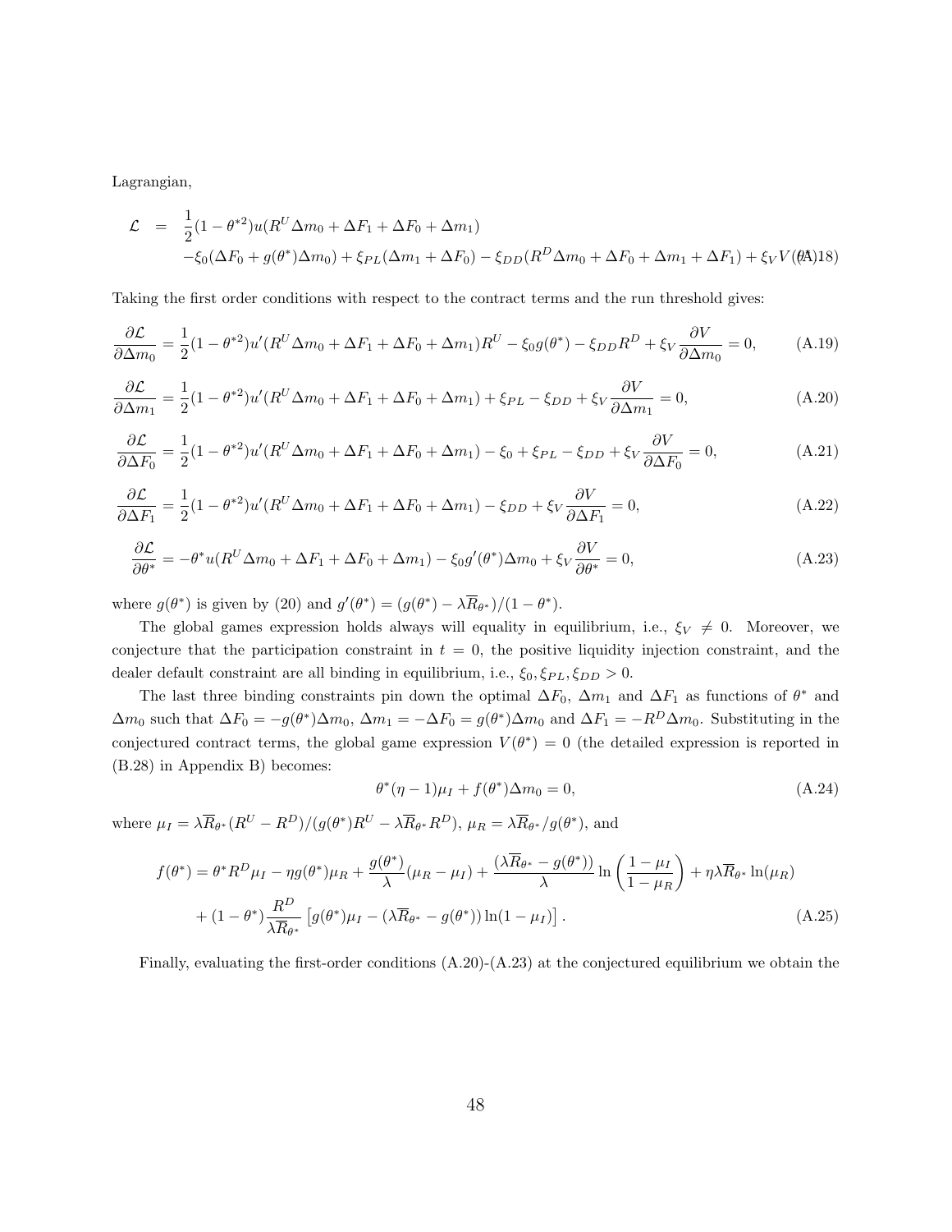Lagrangian,

$$
\begin{aligned}
\mathcal{L} &= \frac{1}{2}(1-\theta^{*2})u(R^U\Delta m_0 + \Delta F_1 + \Delta F_0 + \Delta m_1) \\
&\quad -\xi_0(\Delta F_0 + g(\theta^*)\Delta m_0) + \xi_{PL}(\Delta m_1 + \Delta F_0) - \xi_{DD}(R^D\Delta m_0 + \Delta F_0 + \Delta m_1 + \Delta F_1) + \xi_V V(\theta^*) \qquad \text{(A.18)}
\end{aligned}
$$

Taking the first order conditions with respect to the contract terms and the run threshold gives:

$$
\frac{\partial \mathcal{L}}{\partial \Delta m_0} = \frac{1}{2}(1-\theta^{*2})u'(R^U\Delta m_0 + \Delta F_1 + \Delta F_0 + \Delta m_1)R^U - \xi_0 g(\theta^*) - \xi_{DD}R^D + \xi_V\frac{\partial V}{\partial \Delta m_0} = 0, \tag{A.19}
$$

$$
\frac{\partial \mathcal{L}}{\partial \Delta m_1} = \frac{1}{2}(1-\theta^{*2})u'(R^U\Delta m_0 + \Delta F_1 + \Delta F_0 + \Delta m_1) + \xi_{PL} - \xi_{DD} + \xi_V\frac{\partial V}{\partial \Delta m_1} = 0, \tag{A.20}
$$

$$
\frac{\partial \mathcal{L}}{\partial \Delta F_0} = \frac{1}{2}(1-\theta^{*2})u'(R^U\Delta m_0 + \Delta F_1 + \Delta F_0 + \Delta m_1) - \xi_0 + \xi_{PL} - \xi_{DD} + \xi_V\frac{\partial V}{\partial \Delta F_0} = 0, \tag{A.21}
$$

$$
\frac{\partial \mathcal{L}}{\partial \Delta F_1} = \frac{1}{2}(1-\theta^{*2})u'(R^U\Delta m_0 + \Delta F_1 + \Delta F_0 + \Delta m_1) - \xi_{DD} + \xi_V\frac{\partial V}{\partial \Delta F_1} = 0, \tag{A.22}
$$

$$
\frac{\partial \mathcal{L}}{\partial \theta^*} = -\theta^* u(R^U\Delta m_0 + \Delta F_1 + \Delta F_0 + \Delta m_1) - \xi_0 g'(\theta^*)\Delta m_0 + \xi_V\frac{\partial V}{\partial \theta^*} = 0, \tag{A.23}
$$

where $g(\theta^*)$ is given by (20) and $g'(\theta^*) = (g(\theta^*) - \lambda\overline{R}_{\theta^*})/(1-\theta^*)$.

The global games expression holds always will equality in equilibrium, i.e., $\xi_V \neq 0$. Moreover, we conjecture that the participation constraint in $t = 0$, the positive liquidity injection constraint, and the dealer default constraint are all binding in equilibrium, i.e., $\xi_0, \xi_{PL}, \xi_{DD} > 0$.

The last three binding constraints pin down the optimal $\Delta F_0$, $\Delta m_1$ and $\Delta F_1$ as functions of $\theta^*$ and $\Delta m_0$ such that $\Delta F_0 = -g(\theta^*)\Delta m_0$, $\Delta m_1 = -\Delta F_0 = g(\theta^*)\Delta m_0$ and $\Delta F_1 = -R^D\Delta m_0$. Substituting in the conjectured contract terms, the global game expression $V(\theta^*) = 0$ (the detailed expression is reported in (B.28) in Appendix B) becomes:

$$
\theta^*(\eta - 1)\mu_I + f(\theta^*)\Delta m_0 = 0, \tag{A.24}
$$

where $\mu_I = \lambda\overline{R}_{\theta^*}(R^U - R^D)/(g(\theta^*)R^U - \lambda\overline{R}_{\theta^*}R^D)$, $\mu_R = \lambda\overline{R}_{\theta^*}/g(\theta^*)$, and

$$
\begin{aligned}
f(\theta^*) &= \theta^* R^D\mu_I - \eta g(\theta^*)\mu_R + \frac{g(\theta^*)}{\lambda}(\mu_R - \mu_I) + \frac{(\lambda\overline{R}_{\theta^*} - g(\theta^*))}{\lambda}\ln\left(\frac{1-\mu_I}{1-\mu_R}\right) + \eta\lambda\overline{R}_{\theta^*}\ln(\mu_R) \\
&\quad + (1-\theta^*)\frac{R^D}{\lambda\overline{R}_{\theta^*}}\left[g(\theta^*)\mu_I - (\lambda\overline{R}_{\theta^*} - g(\theta^*))\ln(1-\mu_I)\right].
\end{aligned} \tag{A.25}
$$

Finally, evaluating the first-order conditions (A.20)-(A.23) at the conjectured equilibrium we obtain the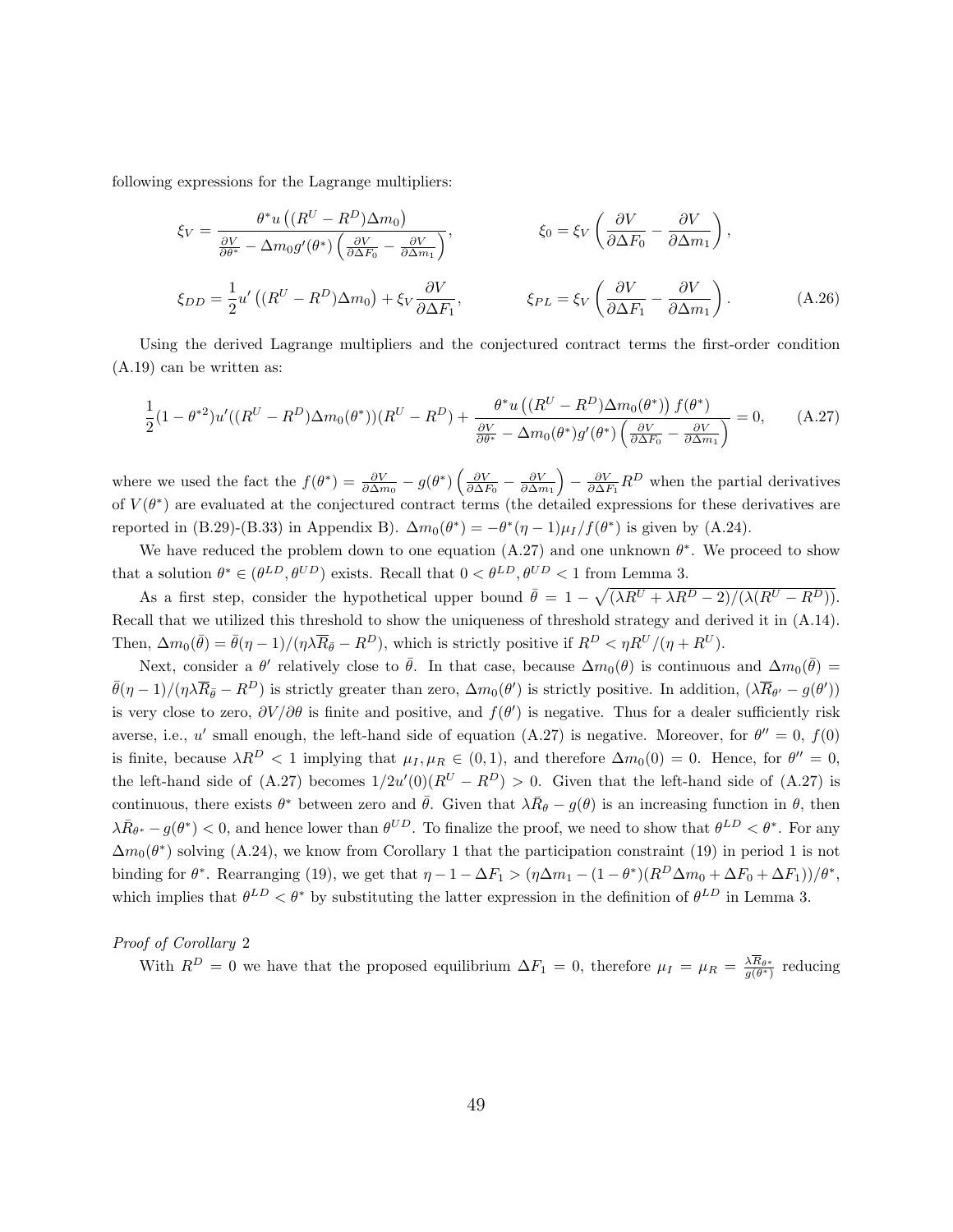following expressions for the Lagrange multipliers:

$$\xi_V = \frac{\theta^* u\left((R^U - R^D)\Delta m_0\right)}{\frac{\partial V}{\partial \theta^*} - \Delta m_0 g'(\theta^*)\left(\frac{\partial V}{\partial \Delta F_0} - \frac{\partial V}{\partial \Delta m_1}\right)}, \qquad \xi_0 = \xi_V\left(\frac{\partial V}{\partial \Delta F_0} - \frac{\partial V}{\partial \Delta m_1}\right),$$

$$\xi_{DD} = \frac{1}{2}u'\left((R^U - R^D)\Delta m_0\right) + \xi_V \frac{\partial V}{\partial \Delta F_1}, \qquad \xi_{PL} = \xi_V\left(\frac{\partial V}{\partial \Delta F_1} - \frac{\partial V}{\partial \Delta m_1}\right). \tag{A.26}$$

Using the derived Lagrange multipliers and the conjectured contract terms the first-order condition (A.19) can be written as:

$$\frac{1}{2}(1-\theta^{*2})u'((R^U - R^D)\Delta m_0(\theta^*))(R^U - R^D) + \frac{\theta^* u\left((R^U - R^D)\Delta m_0(\theta^*)\right) f(\theta^*)}{\frac{\partial V}{\partial \theta^*} - \Delta m_0(\theta^*) g'(\theta^*)\left(\frac{\partial V}{\partial \Delta F_0} - \frac{\partial V}{\partial \Delta m_1}\right)} = 0, \tag{A.27}$$

where we used the fact the $f(\theta^*) = \frac{\partial V}{\partial \Delta m_0} - g(\theta^*)\left(\frac{\partial V}{\partial \Delta F_0} - \frac{\partial V}{\partial \Delta m_1}\right) - \frac{\partial V}{\partial \Delta F_1}R^D$ when the partial derivatives of $V(\theta^*)$ are evaluated at the conjectured contract terms (the detailed expressions for these derivatives are reported in (B.29)-(B.33) in Appendix B). $\Delta m_0(\theta^*) = -\theta^*(\eta - 1)\mu_I / f(\theta^*)$ is given by (A.24).

We have reduced the problem down to one equation (A.27) and one unknown $\theta^*$. We proceed to show that a solution $\theta^* \in (\theta^{LD}, \theta^{UD})$ exists. Recall that $0 < \theta^{LD}, \theta^{UD} < 1$ from Lemma 3.

As a first step, consider the hypothetical upper bound $\bar{\theta} = 1 - \sqrt{(\lambda R^U + \lambda R^D - 2)/(\lambda(R^U - R^D))}$. Recall that we utilized this threshold to show the uniqueness of threshold strategy and derived it in (A.14). Then, $\Delta m_0(\bar{\theta}) = \bar{\theta}(\eta - 1)/(\eta\lambda\overline{R}_{\bar{\theta}} - R^D)$, which is strictly positive if $R^D < \eta R^U/(\eta + R^U)$.

Next, consider a $\theta'$ relatively close to $\bar{\theta}$. In that case, because $\Delta m_0(\theta)$ is continuous and $\Delta m_0(\bar{\theta}) = \bar{\theta}(\eta - 1)/(\eta\lambda\overline{R}_{\bar{\theta}} - R^D)$ is strictly greater than zero, $\Delta m_0(\theta')$ is strictly positive. In addition, $(\lambda\overline{R}_{\theta'} - g(\theta'))$ is very close to zero, $\partial V/\partial\theta$ is finite and positive, and $f(\theta')$ is negative. Thus for a dealer sufficiently risk averse, i.e., $u'$ small enough, the left-hand side of equation (A.27) is negative. Moreover, for $\theta'' = 0$, $f(0)$ is finite, because $\lambda R^D < 1$ implying that $\mu_I, \mu_R \in (0,1)$, and therefore $\Delta m_0(0) = 0$. Hence, for $\theta'' = 0$, the left-hand side of (A.27) becomes $1/2u'(0)(R^U - R^D) > 0$. Given that the left-hand side of (A.27) is continuous, there exists $\theta^*$ between zero and $\bar{\theta}$. Given that $\lambda\bar{R}_\theta - g(\theta)$ is an increasing function in $\theta$, then $\lambda\bar{R}_{\theta^*} - g(\theta^*) < 0$, and hence lower than $\theta^{UD}$. To finalize the proof, we need to show that $\theta^{LD} < \theta^*$. For any $\Delta m_0(\theta^*)$ solving (A.24), we know from Corollary 1 that the participation constraint (19) in period 1 is not binding for $\theta^*$. Rearranging (19), we get that $\eta - 1 - \Delta F_1 > (\eta\Delta m_1 - (1-\theta^*)(R^D\Delta m_0 + \Delta F_0 + \Delta F_1))/\theta^*$, which implies that $\theta^{LD} < \theta^*$ by substituting the latter expression in the definition of $\theta^{LD}$ in Lemma 3.

*Proof of Corollary* 2

With $R^D = 0$ we have that the proposed equilibrium $\Delta F_1 = 0$, therefore $\mu_I = \mu_R = \frac{\lambda\overline{R}_{\theta^*}}{g(\theta^*)}$ reducing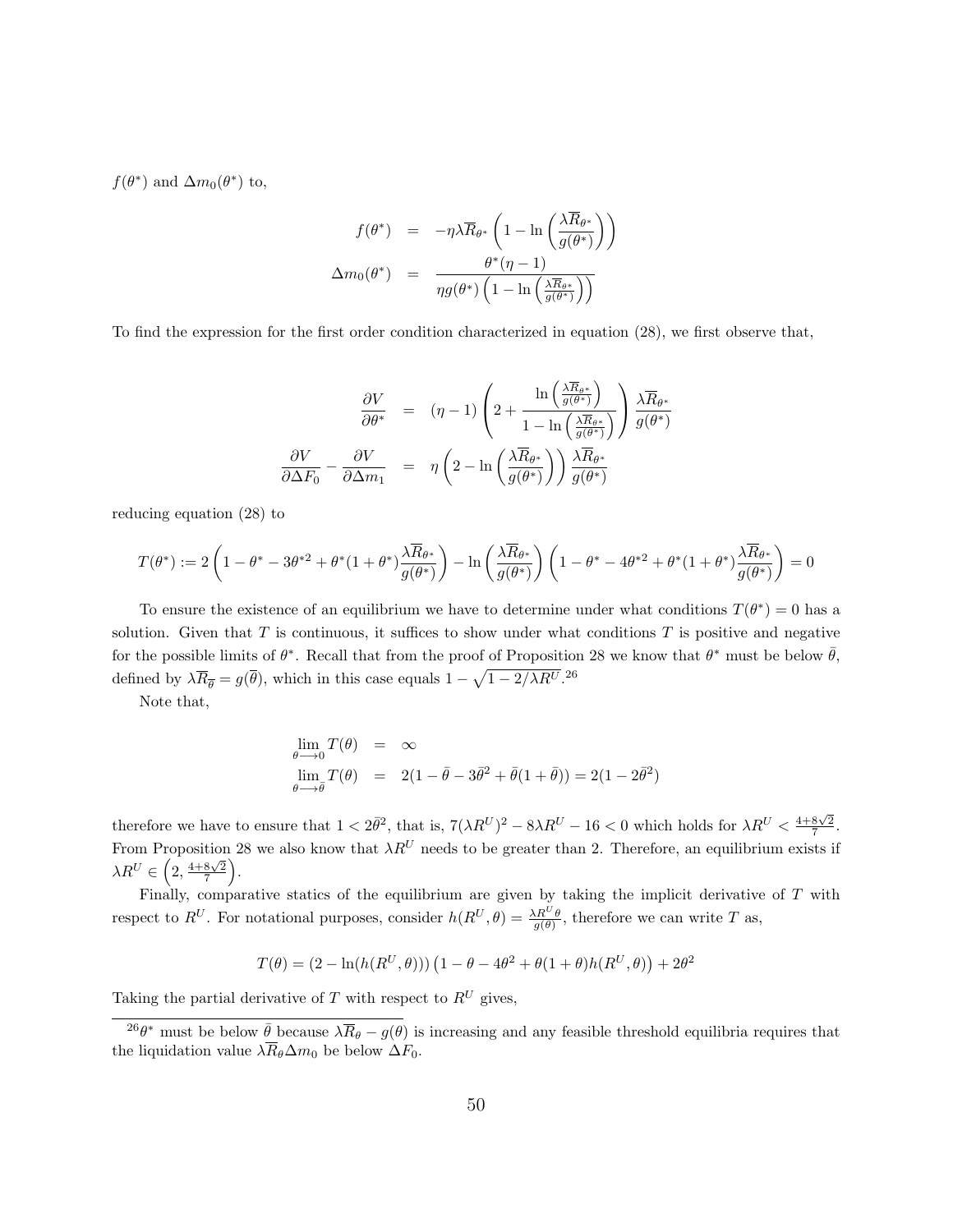$f(\theta^*)$ and $\Delta m_0(\theta^*)$ to,

$$
\begin{aligned}
f(\theta^*) &= -\eta\lambda\overline{R}_{\theta^*}\left(1-\ln\left(\frac{\lambda\overline{R}_{\theta^*}}{g(\theta^*)}\right)\right) \\
\Delta m_0(\theta^*) &= \frac{\theta^*(\eta-1)}{\eta g(\theta^*)\left(1-\ln\left(\frac{\lambda\overline{R}_{\theta^*}}{g(\theta^*)}\right)\right)}
\end{aligned}
$$

To find the expression for the first order condition characterized in equation (28), we first observe that,

$$
\begin{aligned}
\frac{\partial V}{\partial \theta^*} &= (\eta-1)\left(2+\frac{\ln\left(\frac{\lambda\overline{R}_{\theta^*}}{g(\theta^*)}\right)}{1-\ln\left(\frac{\lambda\overline{R}_{\theta^*}}{g(\theta^*)}\right)}\right)\frac{\lambda\overline{R}_{\theta^*}}{g(\theta^*)} \\
\frac{\partial V}{\partial \Delta F_0}-\frac{\partial V}{\partial \Delta m_1} &= \eta\left(2-\ln\left(\frac{\lambda\overline{R}_{\theta^*}}{g(\theta^*)}\right)\right)\frac{\lambda\overline{R}_{\theta^*}}{g(\theta^*)}
\end{aligned}
$$

reducing equation (28) to

$$
T(\theta^*) := 2\left(1-\theta^*-3\theta^{*2}+\theta^*(1+\theta^*)\frac{\lambda\overline{R}_{\theta^*}}{g(\theta^*)}\right)-\ln\left(\frac{\lambda\overline{R}_{\theta^*}}{g(\theta^*)}\right)\left(1-\theta^*-4\theta^{*2}+\theta^*(1+\theta^*)\frac{\lambda\overline{R}_{\theta^*}}{g(\theta^*)}\right)=0
$$

To ensure the existence of an equilibrium we have to determine under what conditions $T(\theta^*)=0$ has a solution. Given that $T$ is continuous, it suffices to show under what conditions $T$ is positive and negative for the possible limits of $\theta^*$. Recall that from the proof of Proposition 28 we know that $\theta^*$ must be below $\bar{\theta}$, defined by $\lambda\overline{R}_{\overline{\theta}}=g(\overline{\theta})$, which in this case equals $1-\sqrt{1-2/\lambda R^U}$.[26]

Note that,

$$
\begin{aligned}
\lim_{\theta\longrightarrow 0} T(\theta) &= \infty \\
\lim_{\theta\longrightarrow \bar{\theta}} T(\theta) &= 2(1-\bar{\theta}-3\bar{\theta}^2+\bar{\theta}(1+\bar{\theta}))=2(1-2\bar{\theta}^2)
\end{aligned}
$$

therefore we have to ensure that $1<2\bar{\theta}^2$, that is, $7(\lambda R^U)^2-8\lambda R^U-16<0$ which holds for $\lambda R^U<\frac{4+8\sqrt{2}}{7}$. From Proposition 28 we also know that $\lambda R^U$ needs to be greater than 2. Therefore, an equilibrium exists if $\lambda R^U\in\left(2,\frac{4+8\sqrt{2}}{7}\right)$.

Finally, comparative statics of the equilibrium are given by taking the implicit derivative of $T$ with respect to $R^U$. For notational purposes, consider $h(R^U,\theta)=\frac{\lambda R^U\theta}{g(\theta)}$, therefore we can write $T$ as,

$$
T(\theta)=\left(2-\ln(h(R^U,\theta))\right)\left(1-\theta-4\theta^2+\theta(1+\theta)h(R^U,\theta)\right)+2\theta^2
$$

Taking the partial derivative of $T$ with respect to $R^U$ gives,

---

[26] $\theta^*$ must be below $\bar{\theta}$ because $\lambda\overline{R}_\theta-g(\theta)$ is increasing and any feasible threshold equilibria requires that the liquidation value $\lambda\overline{R}_\theta\Delta m_0$ be below $\Delta F_0$.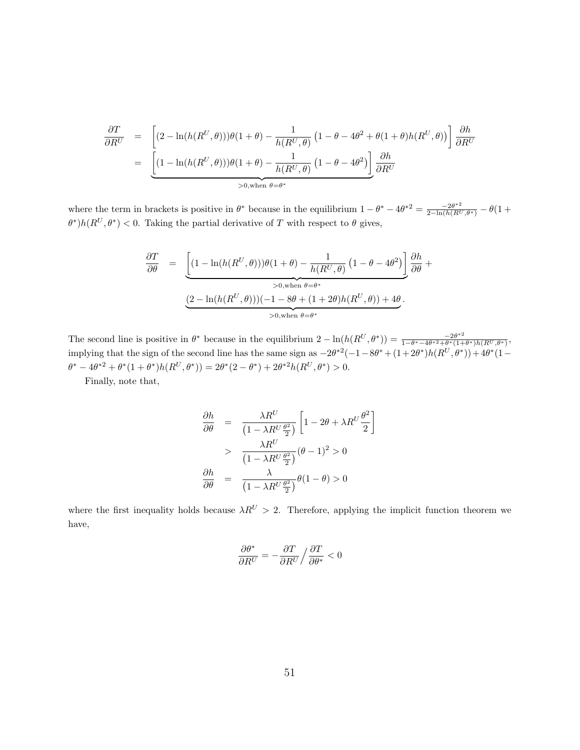$$
\begin{aligned}
\frac{\partial T}{\partial R^U} &= \left[(2-\ln(h(R^U,\theta)))\theta(1+\theta) - \frac{1}{h(R^U,\theta)}\left(1-\theta-4\theta^2+\theta(1+\theta)h(R^U,\theta)\right)\right]\frac{\partial h}{\partial R^U} \\
&= \underbrace{\left[(1-\ln(h(R^U,\theta)))\theta(1+\theta) - \frac{1}{h(R^U,\theta)}\left(1-\theta-4\theta^2\right)\right]}_{>0,\text{when } \theta=\theta^*}\frac{\partial h}{\partial R^U}
\end{aligned}
$$

where the term in brackets is positive in $\theta^*$ because in the equilibrium $1-\theta^*-4\theta^{*2} = \frac{-2\theta^{*2}}{2-\ln(h(R^U,\theta^*))} - \theta(1+\theta^*)h(R^U,\theta^*) < 0$. Taking the partial derivative of $T$ with respect to $\theta$ gives,

$$
\begin{aligned}
\frac{\partial T}{\partial \theta} &= \underbrace{\left[(1-\ln(h(R^U,\theta)))\theta(1+\theta) - \frac{1}{h(R^U,\theta)}\left(1-\theta-4\theta^2\right)\right]}_{>0,\text{when } \theta=\theta^*}\frac{\partial h}{\partial \theta} + \\
&\quad \underbrace{(2-\ln(h(R^U,\theta)))(-1-8\theta+(1+2\theta)h(R^U,\theta))+4\theta}_{>0,\text{when } \theta=\theta^*}.
\end{aligned}
$$

The second line is positive in $\theta^*$ because in the equilibrium $2-\ln(h(R^U,\theta^*)) = \frac{-2\theta^{*2}}{1-\theta^*-4\theta^{*2}+\theta^*(1+\theta^*)h(R^U,\theta^*)}$, implying that the sign of the second line has the same sign as $-2\theta^{*2}(-1-8\theta^*+(1+2\theta^*)h(R^U,\theta^*))+4\theta^*(1-\theta^*-4\theta^{*2}+\theta^*(1+\theta^*)h(R^U,\theta^*)) = 2\theta^*(2-\theta^*)+2\theta^{*2}h(R^U,\theta^*) > 0$.

Finally, note that,

$$
\begin{aligned}
\frac{\partial h}{\partial \theta} &= \frac{\lambda R^U}{\left(1-\lambda R^U \frac{\theta^2}{2}\right)}\left[1-2\theta+\lambda R^U\frac{\theta^2}{2}\right] \\
&> \frac{\lambda R^U}{\left(1-\lambda R^U \frac{\theta^2}{2}\right)}(\theta-1)^2 > 0 \\
\frac{\partial h}{\partial \theta} &= \frac{\lambda}{\left(1-\lambda R^U \frac{\theta^2}{2}\right)}\theta(1-\theta) > 0
\end{aligned}
$$

where the first inequality holds because $\lambda R^U > 2$. Therefore, applying the implicit function theorem we have,

$$
\frac{\partial \theta^*}{\partial R^U} = -\frac{\partial T}{\partial R^U}\Big/\frac{\partial T}{\partial \theta^*} < 0
$$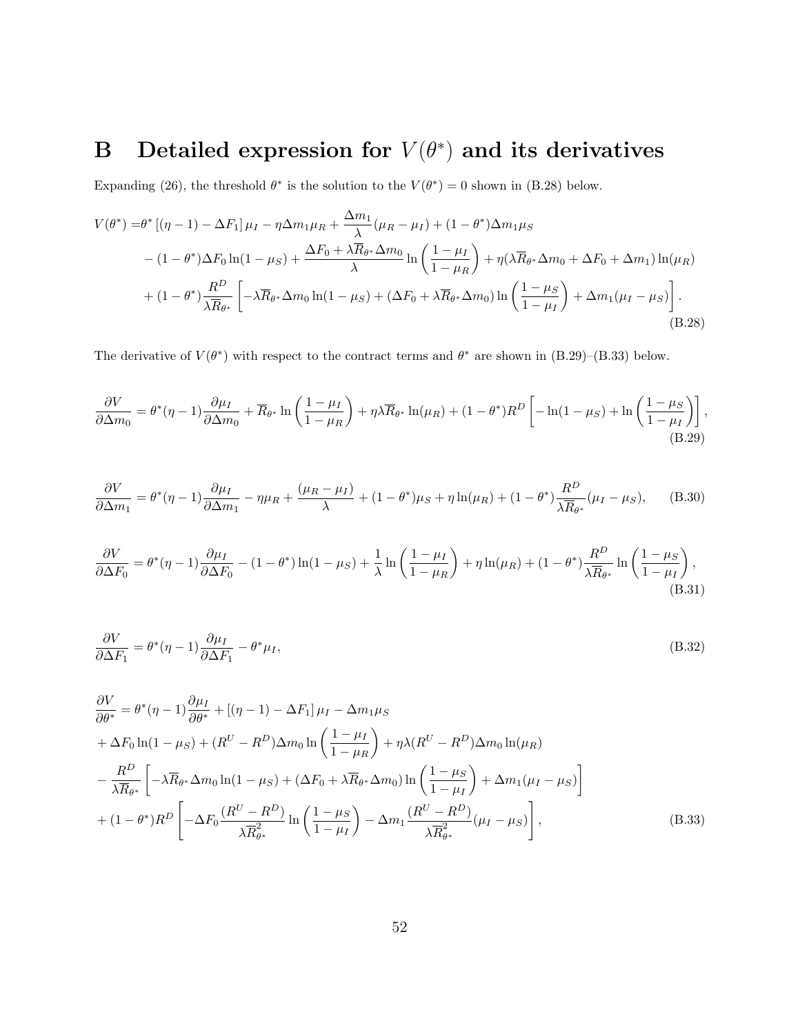# B Detailed expression for $V(\theta^*)$ and its derivatives

Expanding (26), the threshold $\theta^*$ is the solution to the $V(\theta^*) = 0$ shown in (B.28) below.

$$
\begin{aligned}
V(\theta^*) =& \theta^* \left[(\eta - 1) - \Delta F_1\right] \mu_I - \eta \Delta m_1 \mu_R + \frac{\Delta m_1}{\lambda}(\mu_R - \mu_I) + (1 - \theta^*)\Delta m_1 \mu_S \\
& - (1 - \theta^*)\Delta F_0 \ln(1 - \mu_S) + \frac{\Delta F_0 + \lambda \overline{R}_{\theta^*} \Delta m_0}{\lambda} \ln\left(\frac{1 - \mu_I}{1 - \mu_R}\right) + \eta(\lambda \overline{R}_{\theta^*} \Delta m_0 + \Delta F_0 + \Delta m_1)\ln(\mu_R) \\
& + (1 - \theta^*)\frac{R^D}{\lambda \overline{R}_{\theta^*}}\left[-\lambda \overline{R}_{\theta^*} \Delta m_0 \ln(1 - \mu_S) + (\Delta F_0 + \lambda \overline{R}_{\theta^*} \Delta m_0)\ln\left(\frac{1 - \mu_S}{1 - \mu_I}\right) + \Delta m_1(\mu_I - \mu_S)\right].
\end{aligned}
\tag{B.28}
$$

The derivative of $V(\theta^*)$ with respect to the contract terms and $\theta^*$ are shown in (B.29)–(B.33) below.

$$
\frac{\partial V}{\partial \Delta m_0} = \theta^*(\eta - 1)\frac{\partial \mu_I}{\partial \Delta m_0} + \overline{R}_{\theta^*} \ln\left(\frac{1 - \mu_I}{1 - \mu_R}\right) + \eta \lambda \overline{R}_{\theta^*} \ln(\mu_R) + (1 - \theta^*) R^D \left[-\ln(1 - \mu_S) + \ln\left(\frac{1 - \mu_S}{1 - \mu_I}\right)\right],
\tag{B.29}
$$

$$
\frac{\partial V}{\partial \Delta m_1} = \theta^*(\eta - 1)\frac{\partial \mu_I}{\partial \Delta m_1} - \eta \mu_R + \frac{(\mu_R - \mu_I)}{\lambda} + (1 - \theta^*)\mu_S + \eta \ln(\mu_R) + (1 - \theta^*)\frac{R^D}{\lambda \overline{R}_{\theta^*}}(\mu_I - \mu_S),
\tag{B.30}
$$

$$
\frac{\partial V}{\partial \Delta F_0} = \theta^*(\eta - 1)\frac{\partial \mu_I}{\partial \Delta F_0} - (1 - \theta^*)\ln(1 - \mu_S) + \frac{1}{\lambda}\ln\left(\frac{1 - \mu_I}{1 - \mu_R}\right) + \eta \ln(\mu_R) + (1 - \theta^*)\frac{R^D}{\lambda \overline{R}_{\theta^*}}\ln\left(\frac{1 - \mu_S}{1 - \mu_I}\right),
\tag{B.31}
$$

$$
\frac{\partial V}{\partial \Delta F_1} = \theta^*(\eta - 1)\frac{\partial \mu_I}{\partial \Delta F_1} - \theta^* \mu_I,
\tag{B.32}
$$

$$
\begin{aligned}
\frac{\partial V}{\partial \theta^*} =& \theta^*(\eta - 1)\frac{\partial \mu_I}{\partial \theta^*} + \left[(\eta - 1) - \Delta F_1\right]\mu_I - \Delta m_1 \mu_S \\
& + \Delta F_0 \ln(1 - \mu_S) + (R^U - R^D)\Delta m_0 \ln\left(\frac{1 - \mu_I}{1 - \mu_R}\right) + \eta \lambda (R^U - R^D)\Delta m_0 \ln(\mu_R) \\
& - \frac{R^D}{\lambda \overline{R}_{\theta^*}}\left[-\lambda \overline{R}_{\theta^*} \Delta m_0 \ln(1 - \mu_S) + (\Delta F_0 + \lambda \overline{R}_{\theta^*} \Delta m_0)\ln\left(\frac{1 - \mu_S}{1 - \mu_I}\right) + \Delta m_1(\mu_I - \mu_S)\right] \\
& + (1 - \theta^*)R^D \left[-\Delta F_0 \frac{(R^U - R^D)}{\lambda \overline{R}_{\theta^*}^2}\ln\left(\frac{1 - \mu_S}{1 - \mu_I}\right) - \Delta m_1 \frac{(R^U - R^D)}{\lambda \overline{R}_{\theta^*}^2}(\mu_I - \mu_S)\right],
\end{aligned}
\tag{B.33}
$$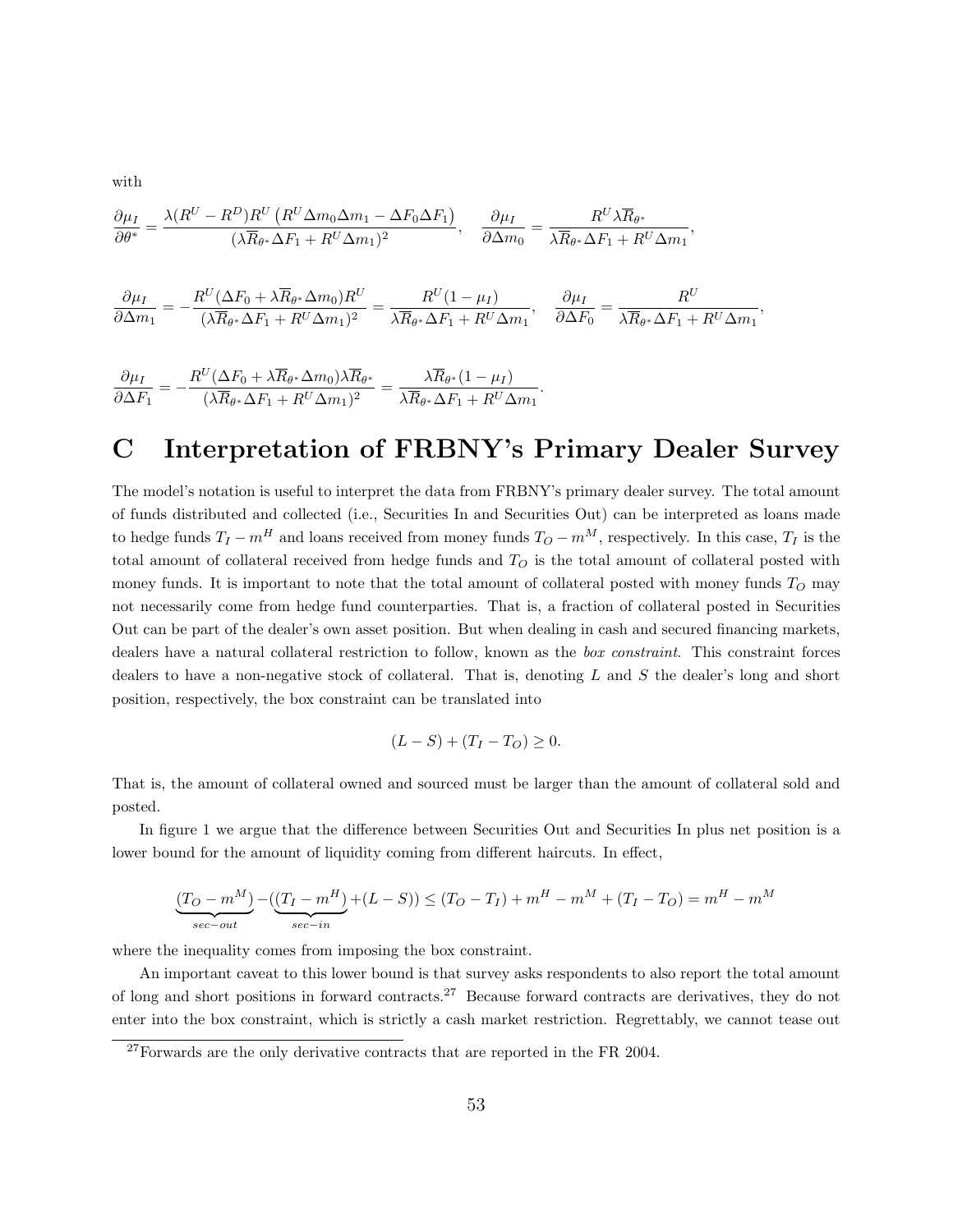with

$$\frac{\partial \mu_I}{\partial \theta^*} = \frac{\lambda(R^U - R^D)R^U\left(R^U\Delta m_0 \Delta m_1 - \Delta F_0 \Delta F_1\right)}{(\lambda \overline{R}_{\theta^*}\Delta F_1 + R^U \Delta m_1)^2}, \quad \frac{\partial \mu_I}{\partial \Delta m_0} = \frac{R^U \lambda \overline{R}_{\theta^*}}{\lambda \overline{R}_{\theta^*}\Delta F_1 + R^U \Delta m_1},$$

$$\frac{\partial \mu_I}{\partial \Delta m_1} = -\frac{R^U(\Delta F_0 + \lambda \overline{R}_{\theta^*}\Delta m_0)R^U}{(\lambda \overline{R}_{\theta^*}\Delta F_1 + R^U \Delta m_1)^2} = \frac{R^U(1-\mu_I)}{\lambda \overline{R}_{\theta^*}\Delta F_1 + R^U \Delta m_1}, \quad \frac{\partial \mu_I}{\partial \Delta F_0} = \frac{R^U}{\lambda \overline{R}_{\theta^*}\Delta F_1 + R^U \Delta m_1},$$

$$\frac{\partial \mu_I}{\partial \Delta F_1} = -\frac{R^U(\Delta F_0 + \lambda \overline{R}_{\theta^*}\Delta m_0)\lambda \overline{R}_{\theta^*}}{(\lambda \overline{R}_{\theta^*}\Delta F_1 + R^U \Delta m_1)^2} = \frac{\lambda \overline{R}_{\theta^*}(1-\mu_I)}{\lambda \overline{R}_{\theta^*}\Delta F_1 + R^U \Delta m_1}.$$

# C Interpretation of FRBNY's Primary Dealer Survey

The model's notation is useful to interpret the data from FRBNY's primary dealer survey. The total amount of funds distributed and collected (i.e., Securities In and Securities Out) can be interpreted as loans made to hedge funds $T_I - m^H$ and loans received from money funds $T_O - m^M$, respectively. In this case, $T_I$ is the total amount of collateral received from hedge funds and $T_O$ is the total amount of collateral posted with money funds. It is important to note that the total amount of collateral posted with money funds $T_O$ may not necessarily come from hedge fund counterparties. That is, a fraction of collateral posted in Securities Out can be part of the dealer's own asset position. But when dealing in cash and secured financing markets, dealers have a natural collateral restriction to follow, known as the *box constraint*. This constraint forces dealers to have a non-negative stock of collateral. That is, denoting $L$ and $S$ the dealer's long and short position, respectively, the box constraint can be translated into

$$(L - S) + (T_I - T_O) \geq 0.$$

That is, the amount of collateral owned and sourced must be larger than the amount of collateral sold and posted.

In figure 1 we argue that the difference between Securities Out and Securities In plus net position is a lower bound for the amount of liquidity coming from different haircuts. In effect,

$$\underbrace{(T_O - m^M)}_{sec-out} - (\underbrace{(T_I - m^H)}_{sec-in} + (L-S)) \leq (T_O - T_I) + m^H - m^M + (T_I - T_O) = m^H - m^M$$

where the inequality comes from imposing the box constraint.

An important caveat to this lower bound is that survey asks respondents to also report the total amount of long and short positions in forward contracts.[27] Because forward contracts are derivatives, they do not enter into the box constraint, which is strictly a cash market restriction. Regrettably, we cannot tease out

[27] Forwards are the only derivative contracts that are reported in the FR 2004.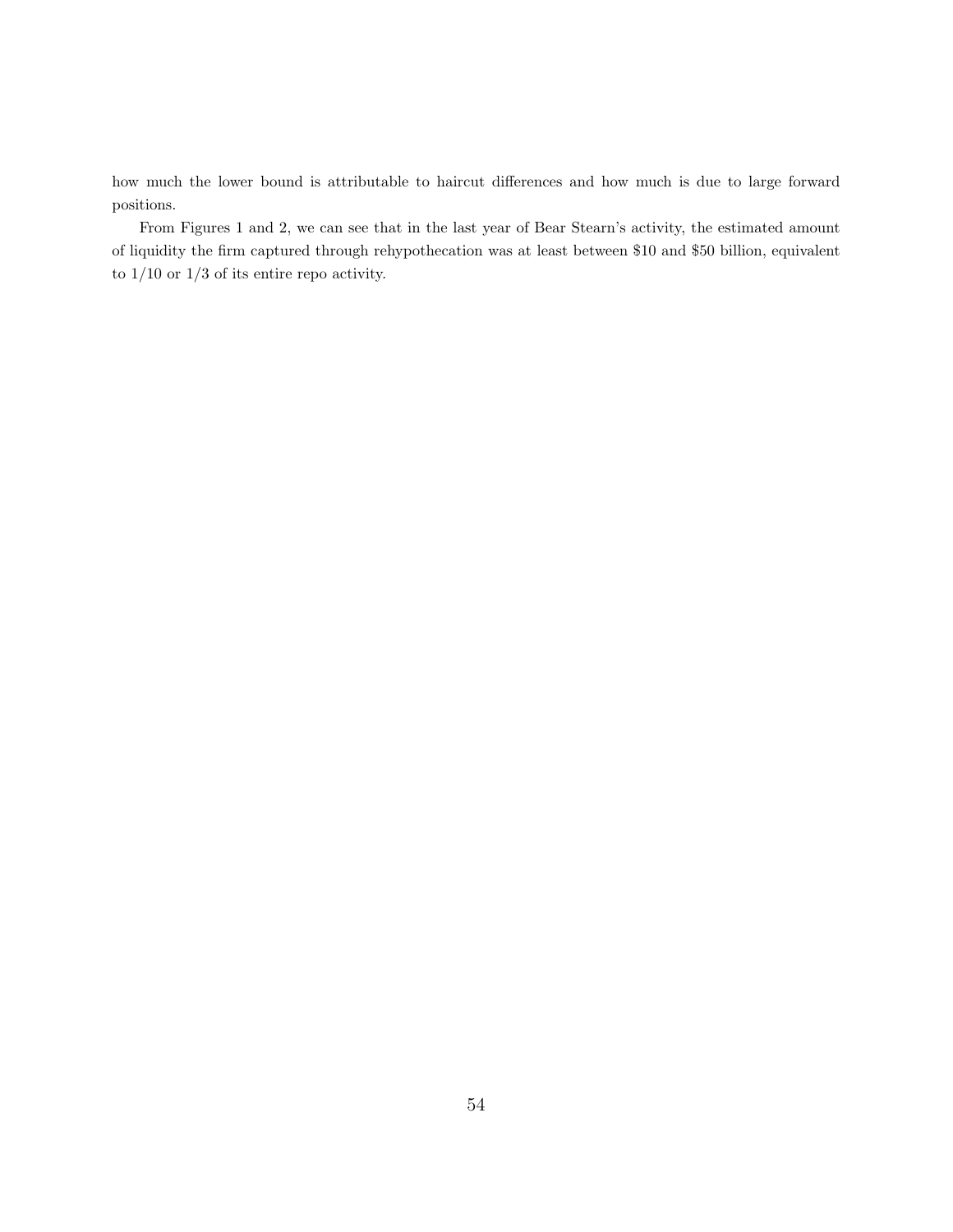how much the lower bound is attributable to haircut differences and how much is due to large forward positions.

From Figures 1 and 2, we can see that in the last year of Bear Stearn's activity, the estimated amount of liquidity the firm captured through rehypothecation was at least between $10 and $50 billion, equivalent to 1/10 or 1/3 of its entire repo activity.